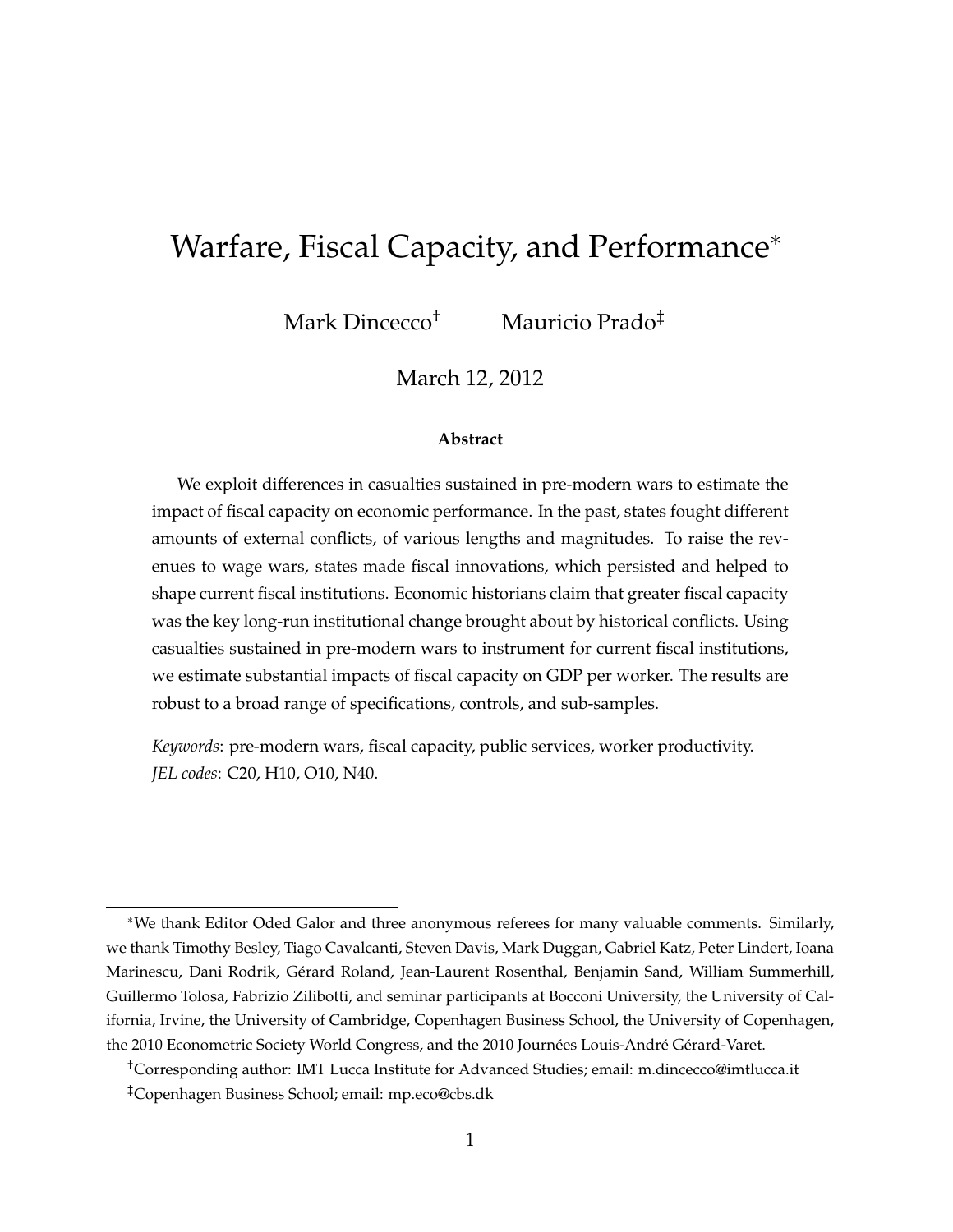# Warfare, Fiscal Capacity, and Performance[*]

Mark Dincecco[†] Mauricio Prado[‡]

March 12, 2012

### Abstract

We exploit differences in casualties sustained in pre-modern wars to estimate the impact of fiscal capacity on economic performance. In the past, states fought different amounts of external conflicts, of various lengths and magnitudes. To raise the revenues to wage wars, states made fiscal innovations, which persisted and helped to shape current fiscal institutions. Economic historians claim that greater fiscal capacity was the key long-run institutional change brought about by historical conflicts. Using casualties sustained in pre-modern wars to instrument for current fiscal institutions, we estimate substantial impacts of fiscal capacity on GDP per worker. The results are robust to a broad range of specifications, controls, and sub-samples.

*Keywords*: pre-modern wars, fiscal capacity, public services, worker productivity.
*JEL codes*: C20, H10, O10, N40.

---

[*] We thank Editor Oded Galor and three anonymous referees for many valuable comments. Similarly, we thank Timothy Besley, Tiago Cavalcanti, Steven Davis, Mark Duggan, Gabriel Katz, Peter Lindert, Ioana Marinescu, Dani Rodrik, Gérard Roland, Jean-Laurent Rosenthal, Benjamin Sand, William Summerhill, Guillermo Tolosa, Fabrizio Zilibotti, and seminar participants at Bocconi University, the University of California, Irvine, the University of Cambridge, Copenhagen Business School, the University of Copenhagen, the 2010 Econometric Society World Congress, and the 2010 Journées Louis-André Gérard-Varet.

[†] Corresponding author: IMT Lucca Institute for Advanced Studies; email: m.dincecco@imtlucca.it

[‡] Copenhagen Business School; email: mp.eco@cbs.dk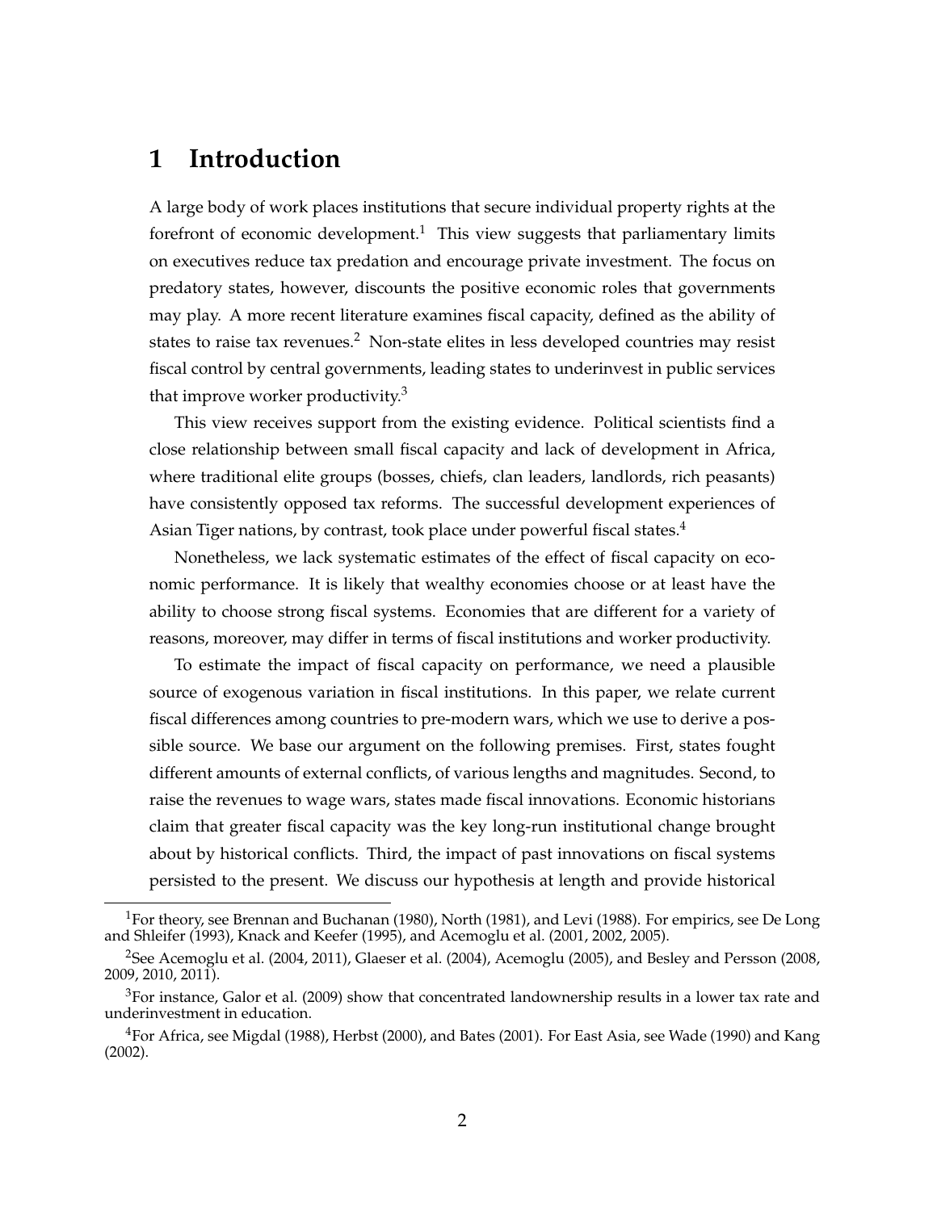# 1 Introduction

A large body of work places institutions that secure individual property rights at the forefront of economic development.[1] This view suggests that parliamentary limits on executives reduce tax predation and encourage private investment. The focus on predatory states, however, discounts the positive economic roles that governments may play. A more recent literature examines fiscal capacity, defined as the ability of states to raise tax revenues.[2] Non-state elites in less developed countries may resist fiscal control by central governments, leading states to underinvest in public services that improve worker productivity.[3]

This view receives support from the existing evidence. Political scientists find a close relationship between small fiscal capacity and lack of development in Africa, where traditional elite groups (bosses, chiefs, clan leaders, landlords, rich peasants) have consistently opposed tax reforms. The successful development experiences of Asian Tiger nations, by contrast, took place under powerful fiscal states.[4]

Nonetheless, we lack systematic estimates of the effect of fiscal capacity on economic performance. It is likely that wealthy economies choose or at least have the ability to choose strong fiscal systems. Economies that are different for a variety of reasons, moreover, may differ in terms of fiscal institutions and worker productivity.

To estimate the impact of fiscal capacity on performance, we need a plausible source of exogenous variation in fiscal institutions. In this paper, we relate current fiscal differences among countries to pre-modern wars, which we use to derive a possible source. We base our argument on the following premises. First, states fought different amounts of external conflicts, of various lengths and magnitudes. Second, to raise the revenues to wage wars, states made fiscal innovations. Economic historians claim that greater fiscal capacity was the key long-run institutional change brought about by historical conflicts. Third, the impact of past innovations on fiscal systems persisted to the present. We discuss our hypothesis at length and provide historical

---

[1] For theory, see Brennan and Buchanan (1980), North (1981), and Levi (1988). For empirics, see De Long and Shleifer (1993), Knack and Keefer (1995), and Acemoglu et al. (2001, 2002, 2005).

[2] See Acemoglu et al. (2004, 2011), Glaeser et al. (2004), Acemoglu (2005), and Besley and Persson (2008, 2009, 2010, 2011).

[3] For instance, Galor et al. (2009) show that concentrated landownership results in a lower tax rate and underinvestment in education.

[4] For Africa, see Migdal (1988), Herbst (2000), and Bates (2001). For East Asia, see Wade (1990) and Kang (2002).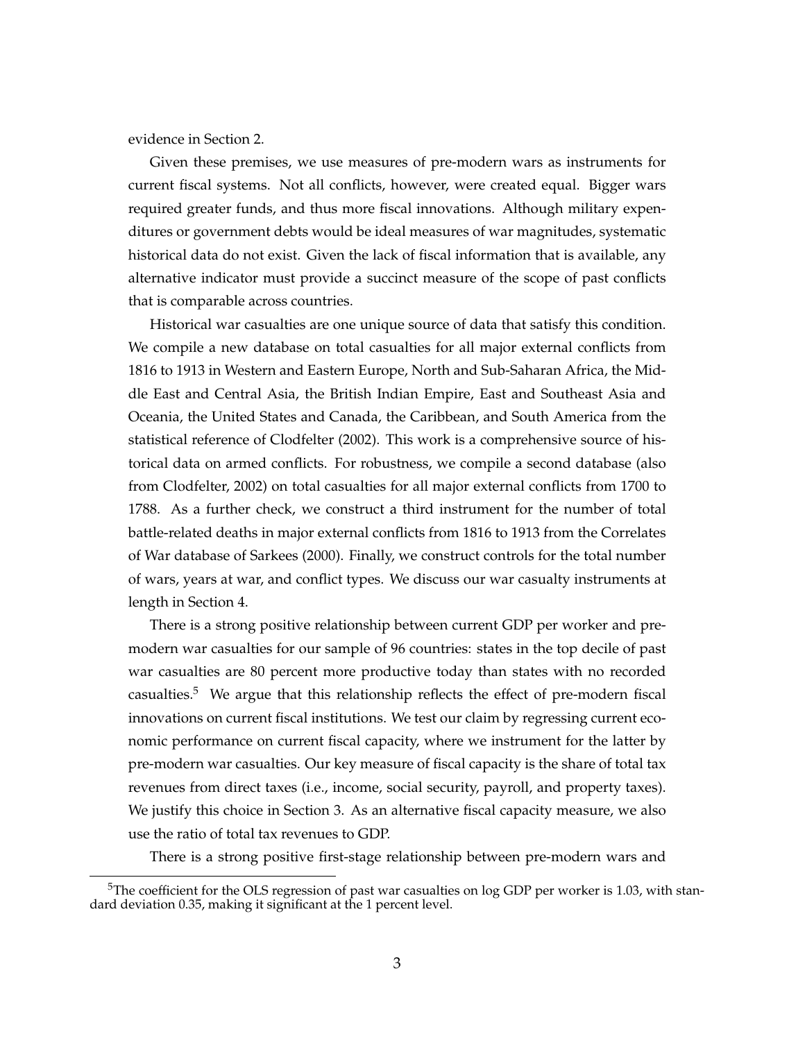evidence in Section 2.

Given these premises, we use measures of pre-modern wars as instruments for current fiscal systems. Not all conflicts, however, were created equal. Bigger wars required greater funds, and thus more fiscal innovations. Although military expenditures or government debts would be ideal measures of war magnitudes, systematic historical data do not exist. Given the lack of fiscal information that is available, any alternative indicator must provide a succinct measure of the scope of past conflicts that is comparable across countries.

Historical war casualties are one unique source of data that satisfy this condition. We compile a new database on total casualties for all major external conflicts from 1816 to 1913 in Western and Eastern Europe, North and Sub-Saharan Africa, the Middle East and Central Asia, the British Indian Empire, East and Southeast Asia and Oceania, the United States and Canada, the Caribbean, and South America from the statistical reference of Clodfelter (2002). This work is a comprehensive source of historical data on armed conflicts. For robustness, we compile a second database (also from Clodfelter, 2002) on total casualties for all major external conflicts from 1700 to 1788. As a further check, we construct a third instrument for the number of total battle-related deaths in major external conflicts from 1816 to 1913 from the Correlates of War database of Sarkees (2000). Finally, we construct controls for the total number of wars, years at war, and conflict types. We discuss our war casualty instruments at length in Section 4.

There is a strong positive relationship between current GDP per worker and pre-modern war casualties for our sample of 96 countries: states in the top decile of past war casualties are 80 percent more productive today than states with no recorded casualties.[5] We argue that this relationship reflects the effect of pre-modern fiscal innovations on current fiscal institutions. We test our claim by regressing current economic performance on current fiscal capacity, where we instrument for the latter by pre-modern war casualties. Our key measure of fiscal capacity is the share of total tax revenues from direct taxes (i.e., income, social security, payroll, and property taxes). We justify this choice in Section 3. As an alternative fiscal capacity measure, we also use the ratio of total tax revenues to GDP.

There is a strong positive first-stage relationship between pre-modern wars and

[5] The coefficient for the OLS regression of past war casualties on log GDP per worker is 1.03, with standard deviation 0.35, making it significant at the 1 percent level.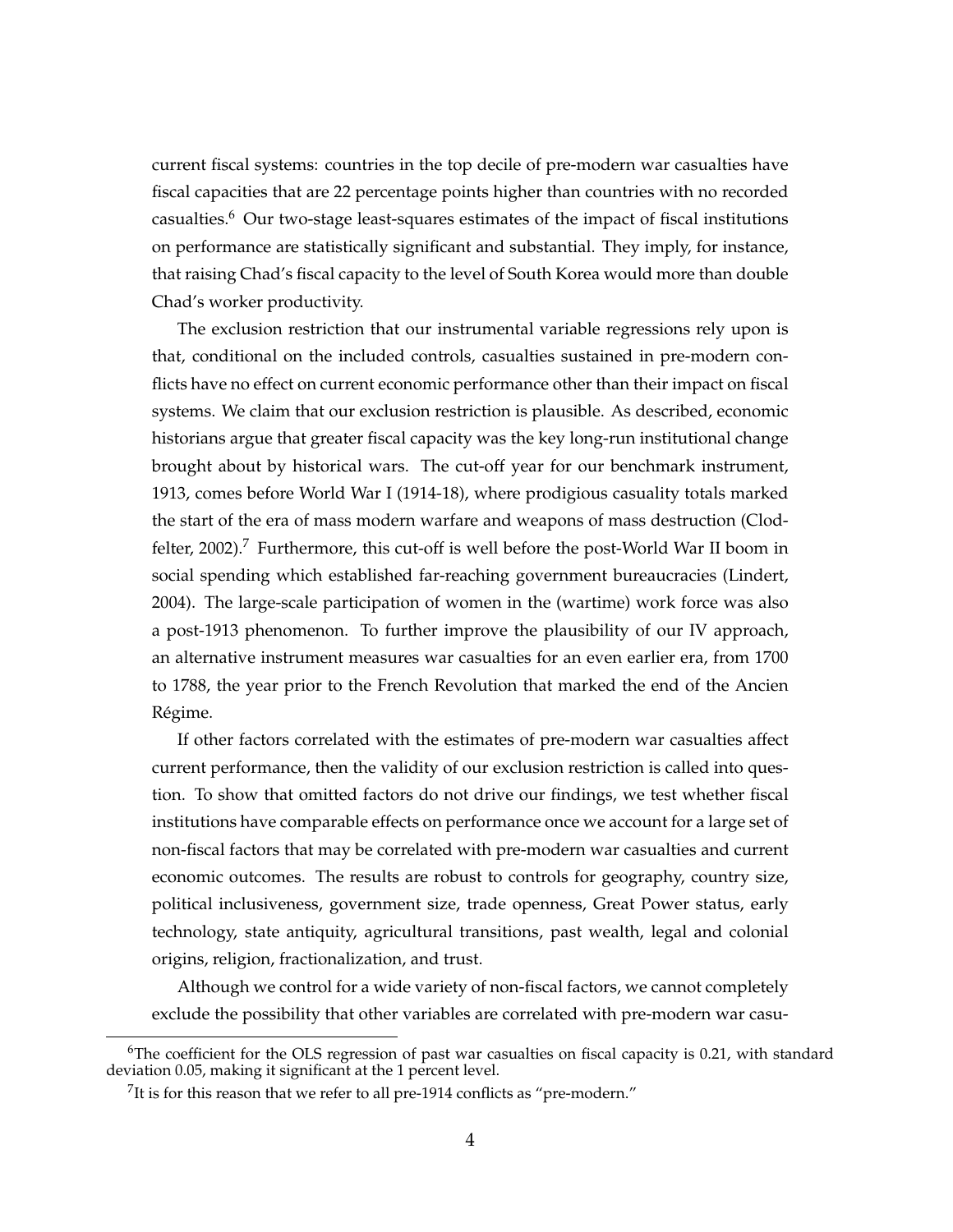current fiscal systems: countries in the top decile of pre-modern war casualties have fiscal capacities that are 22 percentage points higher than countries with no recorded casualties.[6] Our two-stage least-squares estimates of the impact of fiscal institutions on performance are statistically significant and substantial. They imply, for instance, that raising Chad's fiscal capacity to the level of South Korea would more than double Chad's worker productivity.

The exclusion restriction that our instrumental variable regressions rely upon is that, conditional on the included controls, casualties sustained in pre-modern conflicts have no effect on current economic performance other than their impact on fiscal systems. We claim that our exclusion restriction is plausible. As described, economic historians argue that greater fiscal capacity was the key long-run institutional change brought about by historical wars. The cut-off year for our benchmark instrument, 1913, comes before World War I (1914-18), where prodigious casuality totals marked the start of the era of mass modern warfare and weapons of mass destruction (Clodfelter, 2002).[7] Furthermore, this cut-off is well before the post-World War II boom in social spending which established far-reaching government bureaucracies (Lindert, 2004). The large-scale participation of women in the (wartime) work force was also a post-1913 phenomenon. To further improve the plausibility of our IV approach, an alternative instrument measures war casualties for an even earlier era, from 1700 to 1788, the year prior to the French Revolution that marked the end of the Ancien Régime.

If other factors correlated with the estimates of pre-modern war casualties affect current performance, then the validity of our exclusion restriction is called into question. To show that omitted factors do not drive our findings, we test whether fiscal institutions have comparable effects on performance once we account for a large set of non-fiscal factors that may be correlated with pre-modern war casualties and current economic outcomes. The results are robust to controls for geography, country size, political inclusiveness, government size, trade openness, Great Power status, early technology, state antiquity, agricultural transitions, past wealth, legal and colonial origins, religion, fractionalization, and trust.

Although we control for a wide variety of non-fiscal factors, we cannot completely exclude the possibility that other variables are correlated with pre-modern war casu-

[6] The coefficient for the OLS regression of past war casualties on fiscal capacity is 0.21, with standard deviation 0.05, making it significant at the 1 percent level.

[7] It is for this reason that we refer to all pre-1914 conflicts as "pre-modern."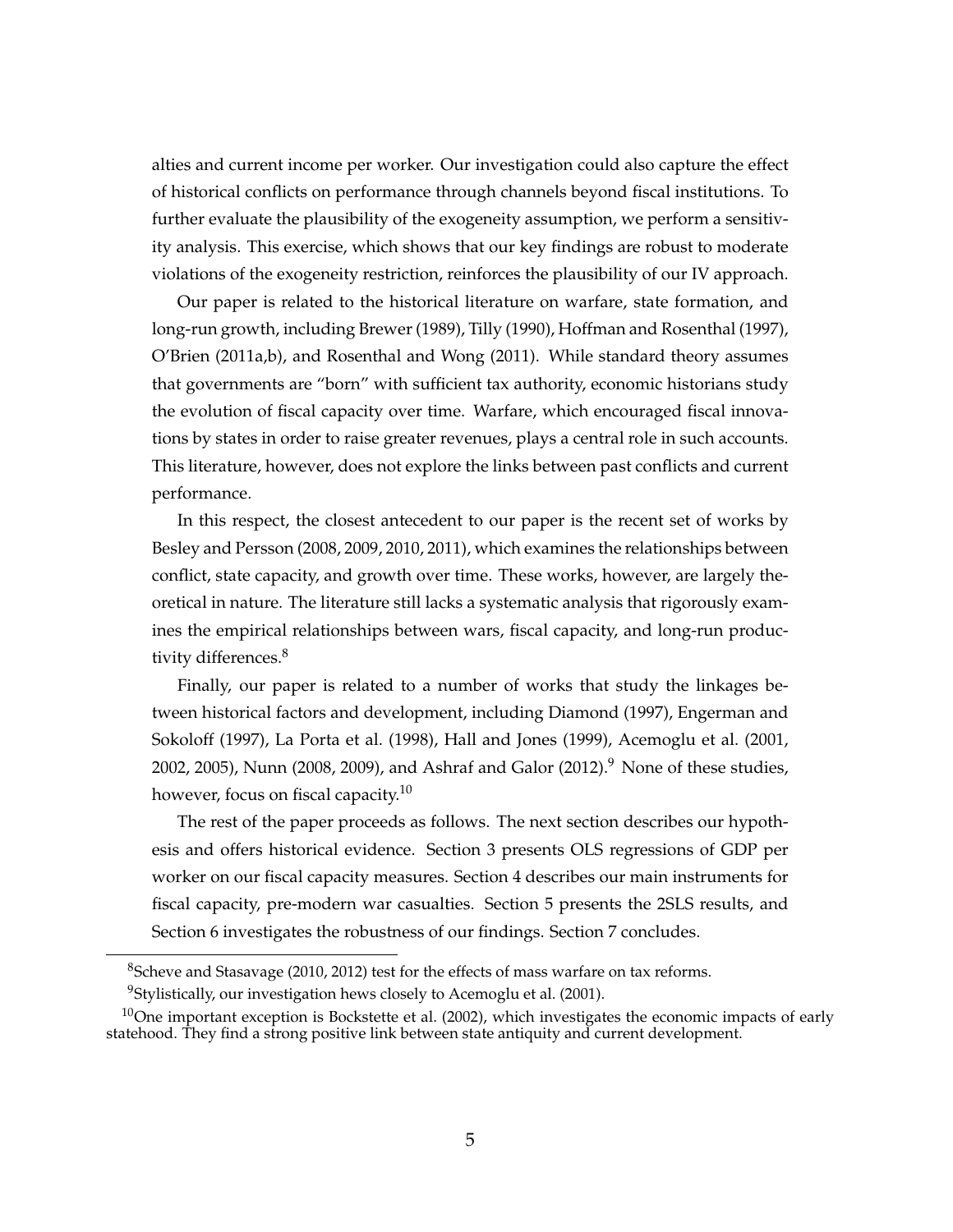alties and current income per worker. Our investigation could also capture the effect of historical conflicts on performance through channels beyond fiscal institutions. To further evaluate the plausibility of the exogeneity assumption, we perform a sensitivity analysis. This exercise, which shows that our key findings are robust to moderate violations of the exogeneity restriction, reinforces the plausibility of our IV approach.

Our paper is related to the historical literature on warfare, state formation, and long-run growth, including Brewer (1989), Tilly (1990), Hoffman and Rosenthal (1997), O'Brien (2011a,b), and Rosenthal and Wong (2011). While standard theory assumes that governments are "born" with sufficient tax authority, economic historians study the evolution of fiscal capacity over time. Warfare, which encouraged fiscal innovations by states in order to raise greater revenues, plays a central role in such accounts. This literature, however, does not explore the links between past conflicts and current performance.

In this respect, the closest antecedent to our paper is the recent set of works by Besley and Persson (2008, 2009, 2010, 2011), which examines the relationships between conflict, state capacity, and growth over time. These works, however, are largely theoretical in nature. The literature still lacks a systematic analysis that rigorously examines the empirical relationships between wars, fiscal capacity, and long-run productivity differences.[8]

Finally, our paper is related to a number of works that study the linkages between historical factors and development, including Diamond (1997), Engerman and Sokoloff (1997), La Porta et al. (1998), Hall and Jones (1999), Acemoglu et al. (2001, 2002, 2005), Nunn (2008, 2009), and Ashraf and Galor (2012).[9] None of these studies, however, focus on fiscal capacity.[10]

The rest of the paper proceeds as follows. The next section describes our hypothesis and offers historical evidence. Section 3 presents OLS regressions of GDP per worker on our fiscal capacity measures. Section 4 describes our main instruments for fiscal capacity, pre-modern war casualties. Section 5 presents the 2SLS results, and Section 6 investigates the robustness of our findings. Section 7 concludes.

---

[8] Scheve and Stasavage (2010, 2012) test for the effects of mass warfare on tax reforms.

[9] Stylistically, our investigation hews closely to Acemoglu et al. (2001).

[10] One important exception is Bockstette et al. (2002), which investigates the economic impacts of early statehood. They find a strong positive link between state antiquity and current development.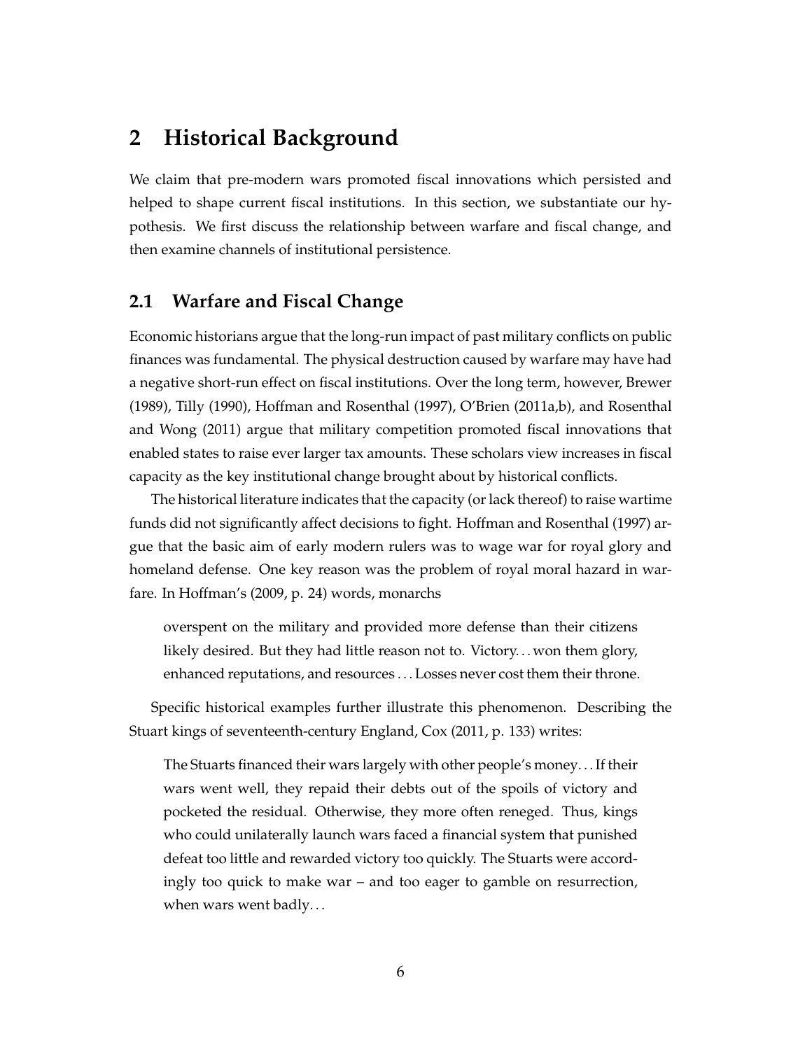# 2 Historical Background

We claim that pre-modern wars promoted fiscal innovations which persisted and helped to shape current fiscal institutions. In this section, we substantiate our hypothesis. We first discuss the relationship between warfare and fiscal change, and then examine channels of institutional persistence.

## 2.1 Warfare and Fiscal Change

Economic historians argue that the long-run impact of past military conflicts on public finances was fundamental. The physical destruction caused by warfare may have had a negative short-run effect on fiscal institutions. Over the long term, however, Brewer (1989), Tilly (1990), Hoffman and Rosenthal (1997), O'Brien (2011a,b), and Rosenthal and Wong (2011) argue that military competition promoted fiscal innovations that enabled states to raise ever larger tax amounts. These scholars view increases in fiscal capacity as the key institutional change brought about by historical conflicts.

The historical literature indicates that the capacity (or lack thereof) to raise wartime funds did not significantly affect decisions to fight. Hoffman and Rosenthal (1997) argue that the basic aim of early modern rulers was to wage war for royal glory and homeland defense. One key reason was the problem of royal moral hazard in warfare. In Hoffman's (2009, p. 24) words, monarchs

> overspent on the military and provided more defense than their citizens likely desired. But they had little reason not to. Victory. . . won them glory, enhanced reputations, and resources . . . Losses never cost them their throne.

Specific historical examples further illustrate this phenomenon. Describing the Stuart kings of seventeenth-century England, Cox (2011, p. 133) writes:

> The Stuarts financed their wars largely with other people's money. . . If their wars went well, they repaid their debts out of the spoils of victory and pocketed the residual. Otherwise, they more often reneged. Thus, kings who could unilaterally launch wars faced a financial system that punished defeat too little and rewarded victory too quickly. The Stuarts were accordingly too quick to make war – and too eager to gamble on resurrection, when wars went badly. . .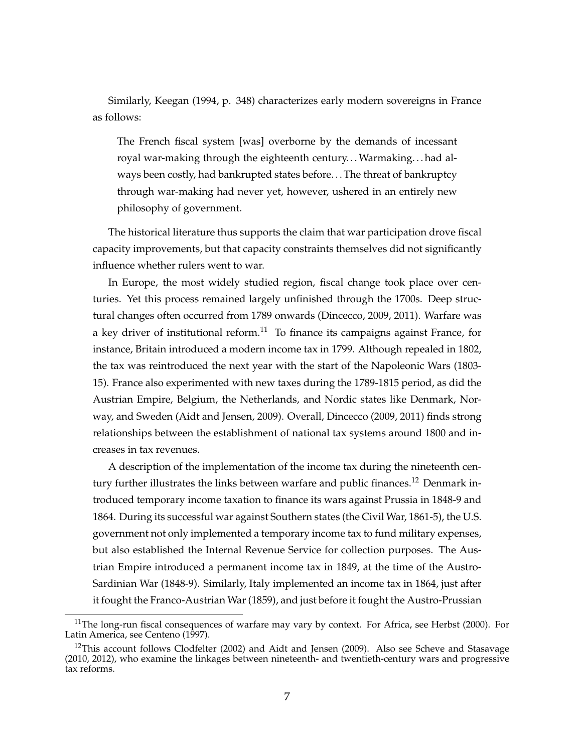Similarly, Keegan (1994, p. 348) characterizes early modern sovereigns in France as follows:

> The French fiscal system [was] overborne by the demands of incessant royal war-making through the eighteenth century. . . Warmaking. . . had always been costly, had bankrupted states before. . . The threat of bankruptcy through war-making had never yet, however, ushered in an entirely new philosophy of government.

The historical literature thus supports the claim that war participation drove fiscal capacity improvements, but that capacity constraints themselves did not significantly influence whether rulers went to war.

In Europe, the most widely studied region, fiscal change took place over centuries. Yet this process remained largely unfinished through the 1700s. Deep structural changes often occurred from 1789 onwards (Dincecco, 2009, 2011). Warfare was a key driver of institutional reform.[11] To finance its campaigns against France, for instance, Britain introduced a modern income tax in 1799. Although repealed in 1802, the tax was reintroduced the next year with the start of the Napoleonic Wars (1803-15). France also experimented with new taxes during the 1789-1815 period, as did the Austrian Empire, Belgium, the Netherlands, and Nordic states like Denmark, Norway, and Sweden (Aidt and Jensen, 2009). Overall, Dincecco (2009, 2011) finds strong relationships between the establishment of national tax systems around 1800 and increases in tax revenues.

A description of the implementation of the income tax during the nineteenth century further illustrates the links between warfare and public finances.[12] Denmark introduced temporary income taxation to finance its wars against Prussia in 1848-9 and 1864. During its successful war against Southern states (the Civil War, 1861-5), the U.S. government not only implemented a temporary income tax to fund military expenses, but also established the Internal Revenue Service for collection purposes. The Austrian Empire introduced a permanent income tax in 1849, at the time of the Austro-Sardinian War (1848-9). Similarly, Italy implemented an income tax in 1864, just after it fought the Franco-Austrian War (1859), and just before it fought the Austro-Prussian

[11] The long-run fiscal consequences of warfare may vary by context. For Africa, see Herbst (2000). For Latin America, see Centeno (1997).

[12] This account follows Clodfelter (2002) and Aidt and Jensen (2009). Also see Scheve and Stasavage (2010, 2012), who examine the linkages between nineteenth- and twentieth-century wars and progressive tax reforms.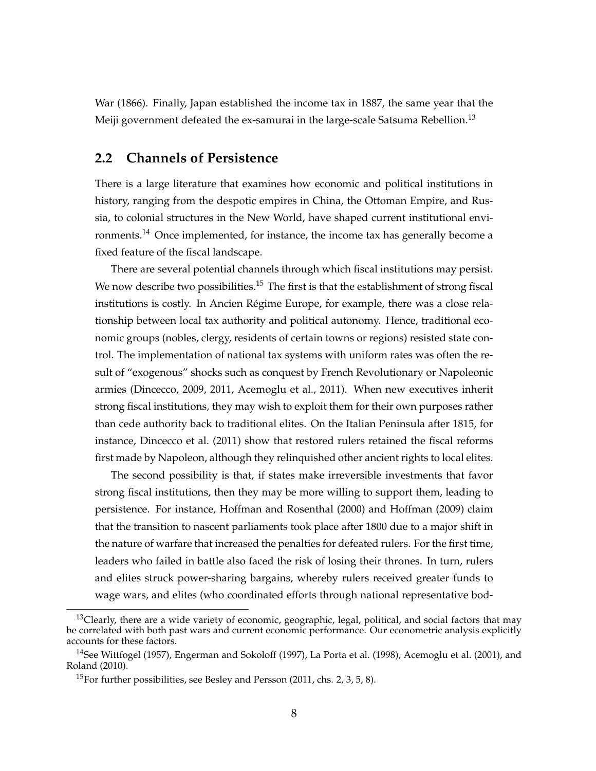War (1866). Finally, Japan established the income tax in 1887, the same year that the Meiji government defeated the ex-samurai in the large-scale Satsuma Rebellion.[13]

## 2.2 Channels of Persistence

There is a large literature that examines how economic and political institutions in history, ranging from the despotic empires in China, the Ottoman Empire, and Russia, to colonial structures in the New World, have shaped current institutional environments.[14] Once implemented, for instance, the income tax has generally become a fixed feature of the fiscal landscape.

There are several potential channels through which fiscal institutions may persist. We now describe two possibilities.[15] The first is that the establishment of strong fiscal institutions is costly. In Ancien Régime Europe, for example, there was a close relationship between local tax authority and political autonomy. Hence, traditional economic groups (nobles, clergy, residents of certain towns or regions) resisted state control. The implementation of national tax systems with uniform rates was often the result of "exogenous" shocks such as conquest by French Revolutionary or Napoleonic armies (Dincecco, 2009, 2011, Acemoglu et al., 2011). When new executives inherit strong fiscal institutions, they may wish to exploit them for their own purposes rather than cede authority back to traditional elites. On the Italian Peninsula after 1815, for instance, Dincecco et al. (2011) show that restored rulers retained the fiscal reforms first made by Napoleon, although they relinquished other ancient rights to local elites.

The second possibility is that, if states make irreversible investments that favor strong fiscal institutions, then they may be more willing to support them, leading to persistence. For instance, Hoffman and Rosenthal (2000) and Hoffman (2009) claim that the transition to nascent parliaments took place after 1800 due to a major shift in the nature of warfare that increased the penalties for defeated rulers. For the first time, leaders who failed in battle also faced the risk of losing their thrones. In turn, rulers and elites struck power-sharing bargains, whereby rulers received greater funds to wage wars, and elites (who coordinated efforts through national representative bod-

[13] Clearly, there are a wide variety of economic, geographic, legal, political, and social factors that may be correlated with both past wars and current economic performance. Our econometric analysis explicitly accounts for these factors.

[14] See Wittfogel (1957), Engerman and Sokoloff (1997), La Porta et al. (1998), Acemoglu et al. (2001), and Roland (2010).

[15] For further possibilities, see Besley and Persson (2011, chs. 2, 3, 5, 8).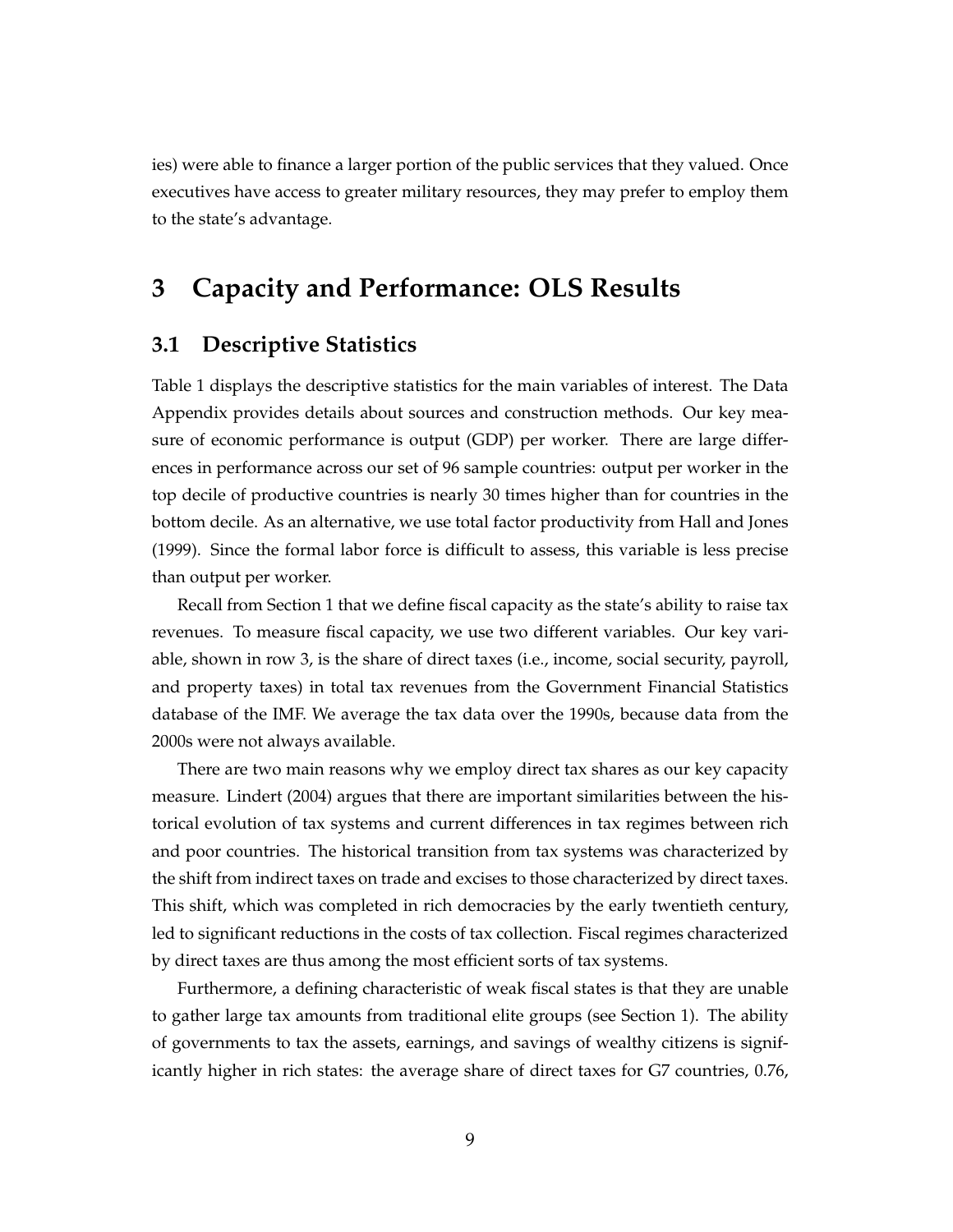ies) were able to finance a larger portion of the public services that they valued. Once executives have access to greater military resources, they may prefer to employ them to the state's advantage.

# 3 Capacity and Performance: OLS Results

## 3.1 Descriptive Statistics

Table 1 displays the descriptive statistics for the main variables of interest. The Data Appendix provides details about sources and construction methods. Our key measure of economic performance is output (GDP) per worker. There are large differences in performance across our set of 96 sample countries: output per worker in the top decile of productive countries is nearly 30 times higher than for countries in the bottom decile. As an alternative, we use total factor productivity from Hall and Jones (1999). Since the formal labor force is difficult to assess, this variable is less precise than output per worker.

Recall from Section 1 that we define fiscal capacity as the state's ability to raise tax revenues. To measure fiscal capacity, we use two different variables. Our key variable, shown in row 3, is the share of direct taxes (i.e., income, social security, payroll, and property taxes) in total tax revenues from the Government Financial Statistics database of the IMF. We average the tax data over the 1990s, because data from the 2000s were not always available.

There are two main reasons why we employ direct tax shares as our key capacity measure. Lindert (2004) argues that there are important similarities between the historical evolution of tax systems and current differences in tax regimes between rich and poor countries. The historical transition from tax systems was characterized by the shift from indirect taxes on trade and excises to those characterized by direct taxes. This shift, which was completed in rich democracies by the early twentieth century, led to significant reductions in the costs of tax collection. Fiscal regimes characterized by direct taxes are thus among the most efficient sorts of tax systems.

Furthermore, a defining characteristic of weak fiscal states is that they are unable to gather large tax amounts from traditional elite groups (see Section 1). The ability of governments to tax the assets, earnings, and savings of wealthy citizens is significantly higher in rich states: the average share of direct taxes for G7 countries, 0.76,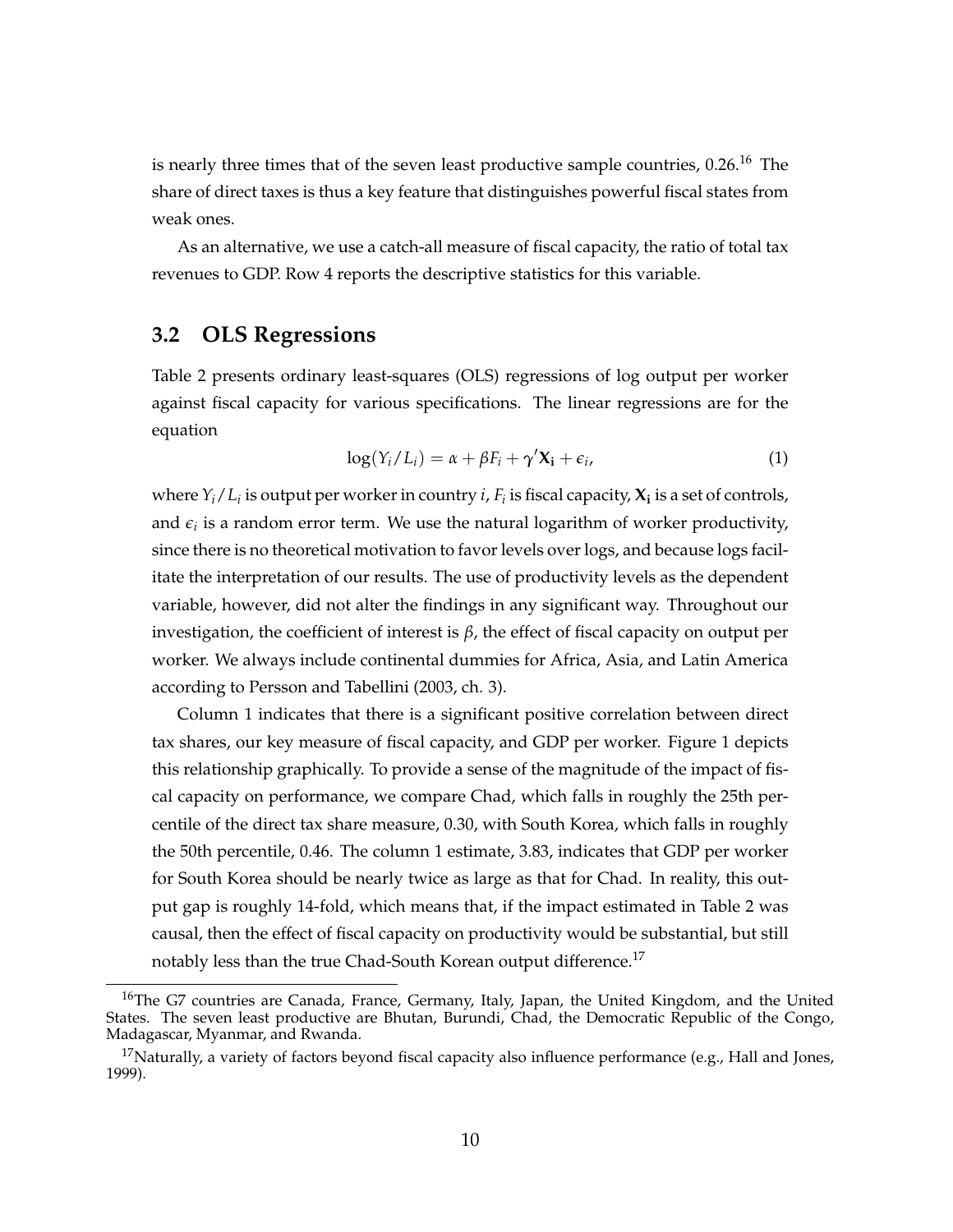is nearly three times that of the seven least productive sample countries, 0.26.[16] The share of direct taxes is thus a key feature that distinguishes powerful fiscal states from weak ones.

As an alternative, we use a catch-all measure of fiscal capacity, the ratio of total tax revenues to GDP. Row 4 reports the descriptive statistics for this variable.

## 3.2 OLS Regressions

Table 2 presents ordinary least-squares (OLS) regressions of log output per worker against fiscal capacity for various specifications. The linear regressions are for the equation

$$\log(Y_i/L_i) = \alpha + \beta F_i + \gamma' \mathbf{X_i} + \epsilon_i, \tag{1}$$

where $Y_i/L_i$ is output per worker in country $i$, $F_i$ is fiscal capacity, $\mathbf{X_i}$ is a set of controls, and $\epsilon_i$ is a random error term. We use the natural logarithm of worker productivity, since there is no theoretical motivation to favor levels over logs, and because logs facilitate the interpretation of our results. The use of productivity levels as the dependent variable, however, did not alter the findings in any significant way. Throughout our investigation, the coefficient of interest is $\beta$, the effect of fiscal capacity on output per worker. We always include continental dummies for Africa, Asia, and Latin America according to Persson and Tabellini (2003, ch. 3).

Column 1 indicates that there is a significant positive correlation between direct tax shares, our key measure of fiscal capacity, and GDP per worker. Figure 1 depicts this relationship graphically. To provide a sense of the magnitude of the impact of fiscal capacity on performance, we compare Chad, which falls in roughly the 25th percentile of the direct tax share measure, 0.30, with South Korea, which falls in roughly the 50th percentile, 0.46. The column 1 estimate, 3.83, indicates that GDP per worker for South Korea should be nearly twice as large as that for Chad. In reality, this output gap is roughly 14-fold, which means that, if the impact estimated in Table 2 was causal, then the effect of fiscal capacity on productivity would be substantial, but still notably less than the true Chad-South Korean output difference.[17]

[16] The G7 countries are Canada, France, Germany, Italy, Japan, the United Kingdom, and the United States. The seven least productive are Bhutan, Burundi, Chad, the Democratic Republic of the Congo, Madagascar, Myanmar, and Rwanda.

[17] Naturally, a variety of factors beyond fiscal capacity also influence performance (e.g., Hall and Jones, 1999).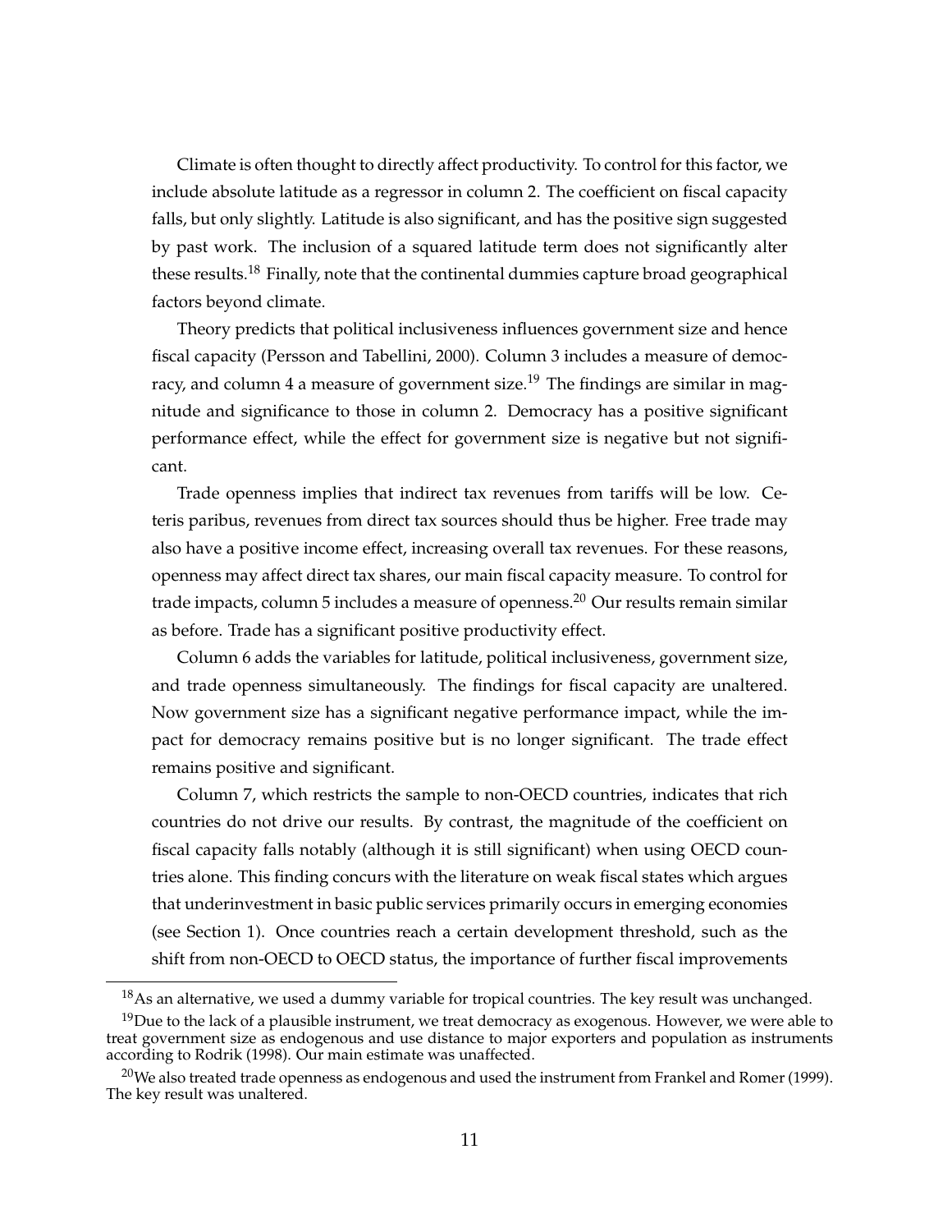Climate is often thought to directly affect productivity. To control for this factor, we include absolute latitude as a regressor in column 2. The coefficient on fiscal capacity falls, but only slightly. Latitude is also significant, and has the positive sign suggested by past work. The inclusion of a squared latitude term does not significantly alter these results.[18] Finally, note that the continental dummies capture broad geographical factors beyond climate.

Theory predicts that political inclusiveness influences government size and hence fiscal capacity (Persson and Tabellini, 2000). Column 3 includes a measure of democracy, and column 4 a measure of government size.[19] The findings are similar in magnitude and significance to those in column 2. Democracy has a positive significant performance effect, while the effect for government size is negative but not significant.

Trade openness implies that indirect tax revenues from tariffs will be low. Ceteris paribus, revenues from direct tax sources should thus be higher. Free trade may also have a positive income effect, increasing overall tax revenues. For these reasons, openness may affect direct tax shares, our main fiscal capacity measure. To control for trade impacts, column 5 includes a measure of openness.[20] Our results remain similar as before. Trade has a significant positive productivity effect.

Column 6 adds the variables for latitude, political inclusiveness, government size, and trade openness simultaneously. The findings for fiscal capacity are unaltered. Now government size has a significant negative performance impact, while the impact for democracy remains positive but is no longer significant. The trade effect remains positive and significant.

Column 7, which restricts the sample to non-OECD countries, indicates that rich countries do not drive our results. By contrast, the magnitude of the coefficient on fiscal capacity falls notably (although it is still significant) when using OECD countries alone. This finding concurs with the literature on weak fiscal states which argues that underinvestment in basic public services primarily occurs in emerging economies (see Section 1). Once countries reach a certain development threshold, such as the shift from non-OECD to OECD status, the importance of further fiscal improvements

[18] As an alternative, we used a dummy variable for tropical countries. The key result was unchanged.

[19] Due to the lack of a plausible instrument, we treat democracy as exogenous. However, we were able to treat government size as endogenous and use distance to major exporters and population as instruments according to Rodrik (1998). Our main estimate was unaffected.

[20] We also treated trade openness as endogenous and used the instrument from Frankel and Romer (1999). The key result was unaltered.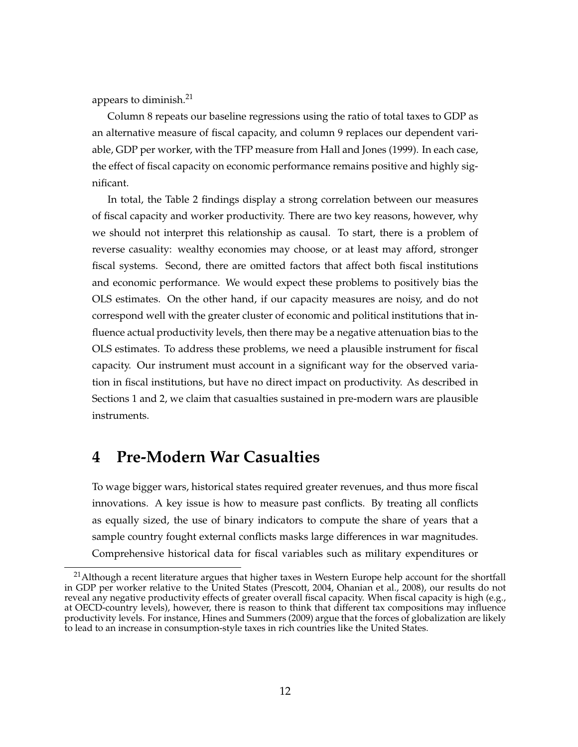appears to diminish.[21]

Column 8 repeats our baseline regressions using the ratio of total taxes to GDP as an alternative measure of fiscal capacity, and column 9 replaces our dependent variable, GDP per worker, with the TFP measure from Hall and Jones (1999). In each case, the effect of fiscal capacity on economic performance remains positive and highly significant.

In total, the Table 2 findings display a strong correlation between our measures of fiscal capacity and worker productivity. There are two key reasons, however, why we should not interpret this relationship as causal. To start, there is a problem of reverse casuality: wealthy economies may choose, or at least may afford, stronger fiscal systems. Second, there are omitted factors that affect both fiscal institutions and economic performance. We would expect these problems to positively bias the OLS estimates. On the other hand, if our capacity measures are noisy, and do not correspond well with the greater cluster of economic and political institutions that influence actual productivity levels, then there may be a negative attenuation bias to the OLS estimates. To address these problems, we need a plausible instrument for fiscal capacity. Our instrument must account in a significant way for the observed variation in fiscal institutions, but have no direct impact on productivity. As described in Sections 1 and 2, we claim that casualties sustained in pre-modern wars are plausible instruments.

# 4 Pre-Modern War Casualties

To wage bigger wars, historical states required greater revenues, and thus more fiscal innovations. A key issue is how to measure past conflicts. By treating all conflicts as equally sized, the use of binary indicators to compute the share of years that a sample country fought external conflicts masks large differences in war magnitudes. Comprehensive historical data for fiscal variables such as military expenditures or

[21] Although a recent literature argues that higher taxes in Western Europe help account for the shortfall in GDP per worker relative to the United States (Prescott, 2004, Ohanian et al., 2008), our results do not reveal any negative productivity effects of greater overall fiscal capacity. When fiscal capacity is high (e.g., at OECD-country levels), however, there is reason to think that different tax compositions may influence productivity levels. For instance, Hines and Summers (2009) argue that the forces of globalization are likely to lead to an increase in consumption-style taxes in rich countries like the United States.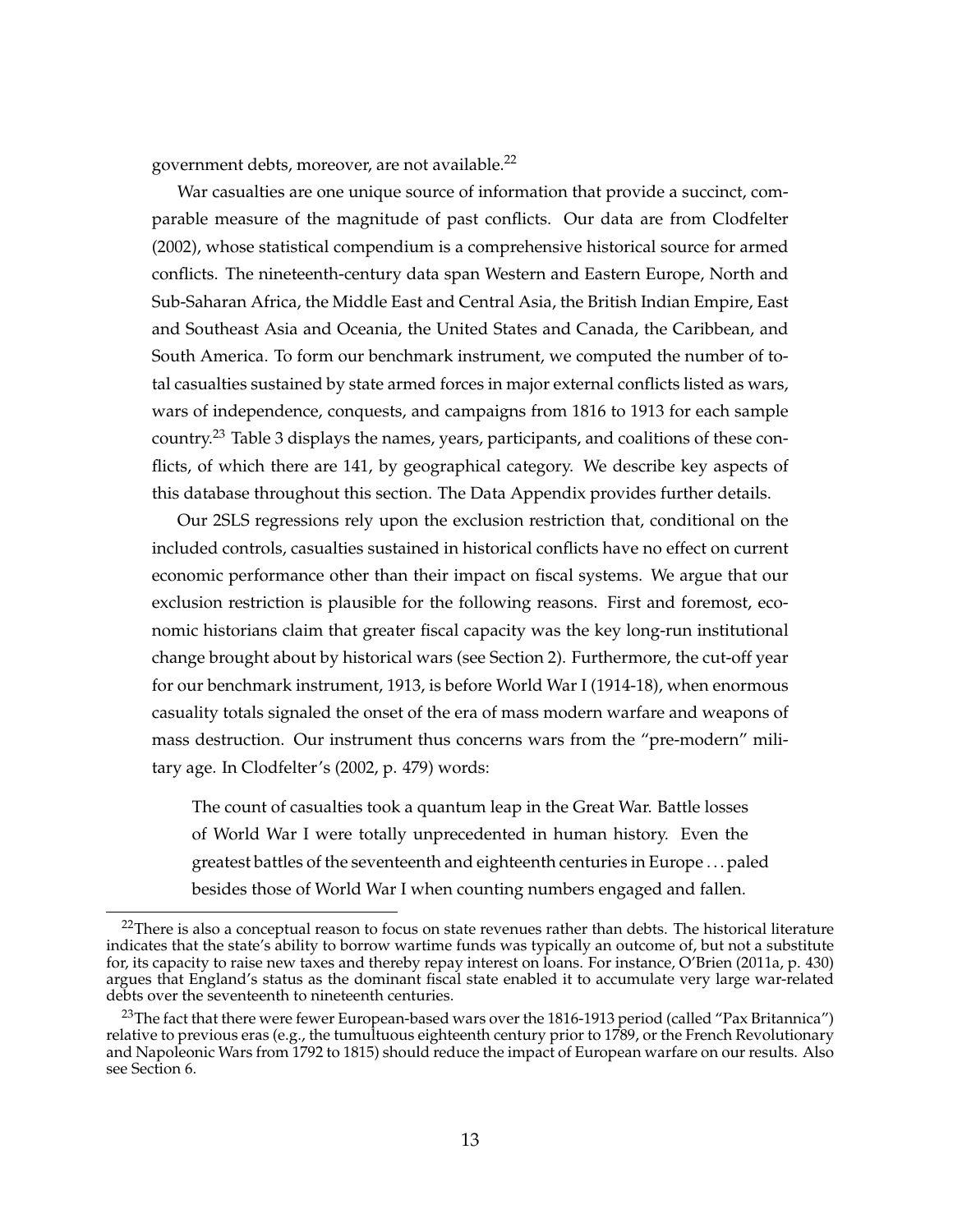government debts, moreover, are not available.[22]

War casualties are one unique source of information that provide a succinct, comparable measure of the magnitude of past conflicts. Our data are from Clodfelter (2002), whose statistical compendium is a comprehensive historical source for armed conflicts. The nineteenth-century data span Western and Eastern Europe, North and Sub-Saharan Africa, the Middle East and Central Asia, the British Indian Empire, East and Southeast Asia and Oceania, the United States and Canada, the Caribbean, and South America. To form our benchmark instrument, we computed the number of total casualties sustained by state armed forces in major external conflicts listed as wars, wars of independence, conquests, and campaigns from 1816 to 1913 for each sample country.[23] Table 3 displays the names, years, participants, and coalitions of these conflicts, of which there are 141, by geographical category. We describe key aspects of this database throughout this section. The Data Appendix provides further details.

Our 2SLS regressions rely upon the exclusion restriction that, conditional on the included controls, casualties sustained in historical conflicts have no effect on current economic performance other than their impact on fiscal systems. We argue that our exclusion restriction is plausible for the following reasons. First and foremost, economic historians claim that greater fiscal capacity was the key long-run institutional change brought about by historical wars (see Section 2). Furthermore, the cut-off year for our benchmark instrument, 1913, is before World War I (1914-18), when enormous casuality totals signaled the onset of the era of mass modern warfare and weapons of mass destruction. Our instrument thus concerns wars from the "pre-modern" military age. In Clodfelter's (2002, p. 479) words:

> The count of casualties took a quantum leap in the Great War. Battle losses of World War I were totally unprecedented in human history. Even the greatest battles of the seventeenth and eighteenth centuries in Europe . . . paled besides those of World War I when counting numbers engaged and fallen.

[22]There is also a conceptual reason to focus on state revenues rather than debts. The historical literature indicates that the state's ability to borrow wartime funds was typically an outcome of, but not a substitute for, its capacity to raise new taxes and thereby repay interest on loans. For instance, O'Brien (2011a, p. 430) argues that England's status as the dominant fiscal state enabled it to accumulate very large war-related debts over the seventeenth to nineteenth centuries.

[23]The fact that there were fewer European-based wars over the 1816-1913 period (called "Pax Britannica") relative to previous eras (e.g., the tumultuous eighteenth century prior to 1789, or the French Revolutionary and Napoleonic Wars from 1792 to 1815) should reduce the impact of European warfare on our results. Also see Section 6.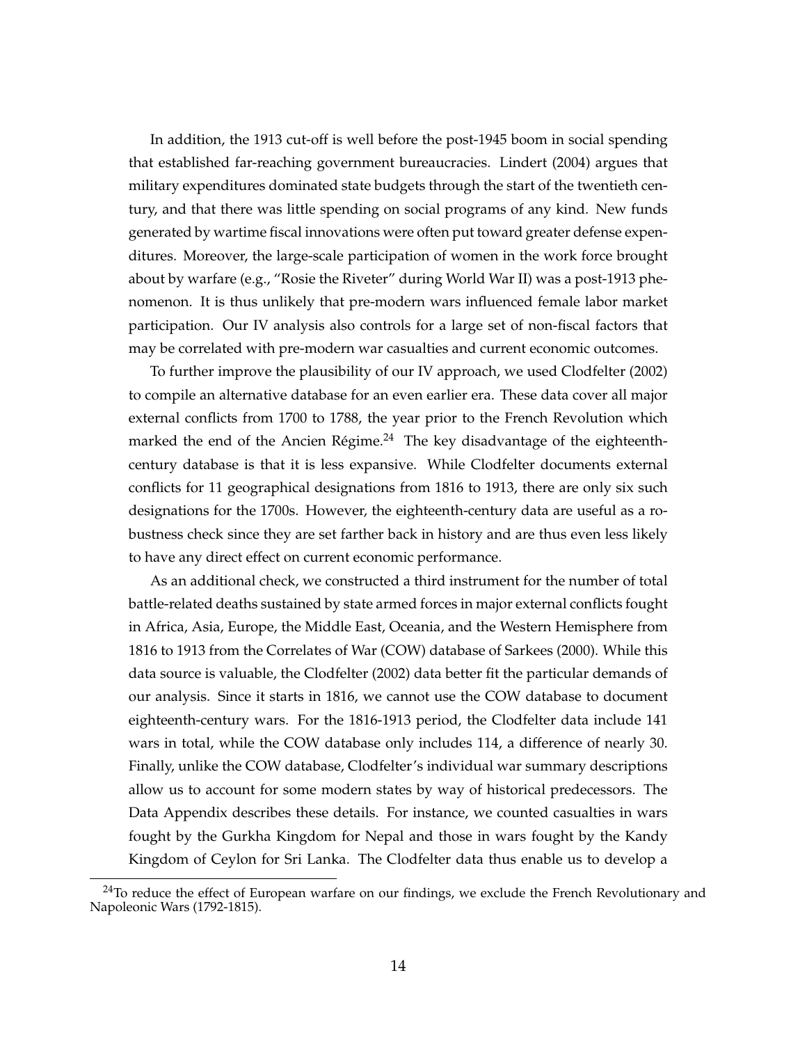In addition, the 1913 cut-off is well before the post-1945 boom in social spending that established far-reaching government bureaucracies. Lindert (2004) argues that military expenditures dominated state budgets through the start of the twentieth century, and that there was little spending on social programs of any kind. New funds generated by wartime fiscal innovations were often put toward greater defense expenditures. Moreover, the large-scale participation of women in the work force brought about by warfare (e.g., "Rosie the Riveter" during World War II) was a post-1913 phenomenon. It is thus unlikely that pre-modern wars influenced female labor market participation. Our IV analysis also controls for a large set of non-fiscal factors that may be correlated with pre-modern war casualties and current economic outcomes.

To further improve the plausibility of our IV approach, we used Clodfelter (2002) to compile an alternative database for an even earlier era. These data cover all major external conflicts from 1700 to 1788, the year prior to the French Revolution which marked the end of the Ancien Régime.[24] The key disadvantage of the eighteenth-century database is that it is less expansive. While Clodfelter documents external conflicts for 11 geographical designations from 1816 to 1913, there are only six such designations for the 1700s. However, the eighteenth-century data are useful as a robustness check since they are set farther back in history and are thus even less likely to have any direct effect on current economic performance.

As an additional check, we constructed a third instrument for the number of total battle-related deaths sustained by state armed forces in major external conflicts fought in Africa, Asia, Europe, the Middle East, Oceania, and the Western Hemisphere from 1816 to 1913 from the Correlates of War (COW) database of Sarkees (2000). While this data source is valuable, the Clodfelter (2002) data better fit the particular demands of our analysis. Since it starts in 1816, we cannot use the COW database to document eighteenth-century wars. For the 1816-1913 period, the Clodfelter data include 141 wars in total, while the COW database only includes 114, a difference of nearly 30. Finally, unlike the COW database, Clodfelter's individual war summary descriptions allow us to account for some modern states by way of historical predecessors. The Data Appendix describes these details. For instance, we counted casualties in wars fought by the Gurkha Kingdom for Nepal and those in wars fought by the Kandy Kingdom of Ceylon for Sri Lanka. The Clodfelter data thus enable us to develop a

[24] To reduce the effect of European warfare on our findings, we exclude the French Revolutionary and Napoleonic Wars (1792-1815).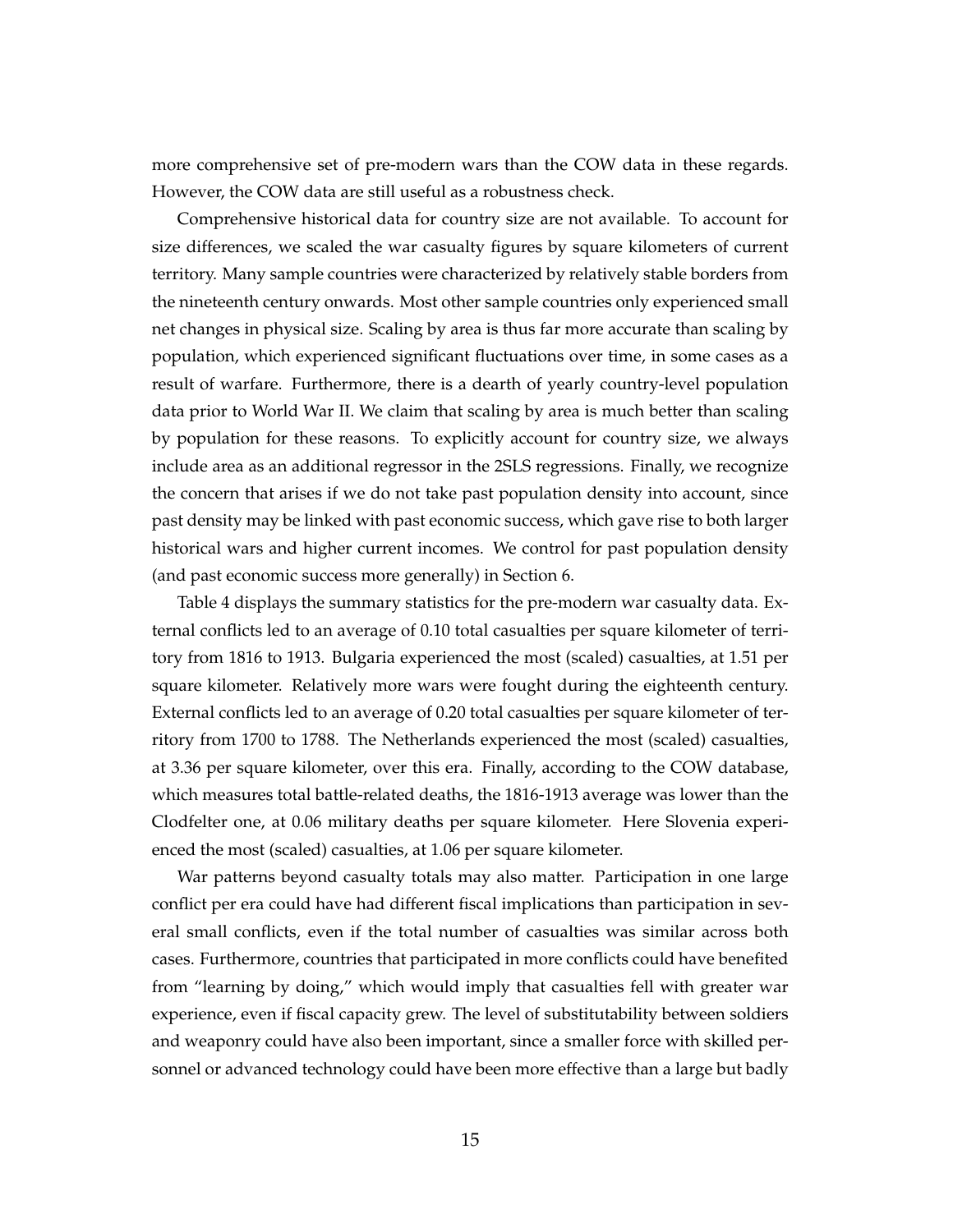more comprehensive set of pre-modern wars than the COW data in these regards. However, the COW data are still useful as a robustness check.

Comprehensive historical data for country size are not available. To account for size differences, we scaled the war casualty figures by square kilometers of current territory. Many sample countries were characterized by relatively stable borders from the nineteenth century onwards. Most other sample countries only experienced small net changes in physical size. Scaling by area is thus far more accurate than scaling by population, which experienced significant fluctuations over time, in some cases as a result of warfare. Furthermore, there is a dearth of yearly country-level population data prior to World War II. We claim that scaling by area is much better than scaling by population for these reasons. To explicitly account for country size, we always include area as an additional regressor in the 2SLS regressions. Finally, we recognize the concern that arises if we do not take past population density into account, since past density may be linked with past economic success, which gave rise to both larger historical wars and higher current incomes. We control for past population density (and past economic success more generally) in Section 6.

Table 4 displays the summary statistics for the pre-modern war casualty data. External conflicts led to an average of 0.10 total casualties per square kilometer of territory from 1816 to 1913. Bulgaria experienced the most (scaled) casualties, at 1.51 per square kilometer. Relatively more wars were fought during the eighteenth century. External conflicts led to an average of 0.20 total casualties per square kilometer of territory from 1700 to 1788. The Netherlands experienced the most (scaled) casualties, at 3.36 per square kilometer, over this era. Finally, according to the COW database, which measures total battle-related deaths, the 1816-1913 average was lower than the Clodfelter one, at 0.06 military deaths per square kilometer. Here Slovenia experienced the most (scaled) casualties, at 1.06 per square kilometer.

War patterns beyond casualty totals may also matter. Participation in one large conflict per era could have had different fiscal implications than participation in several small conflicts, even if the total number of casualties was similar across both cases. Furthermore, countries that participated in more conflicts could have benefited from "learning by doing," which would imply that casualties fell with greater war experience, even if fiscal capacity grew. The level of substitutability between soldiers and weaponry could have also been important, since a smaller force with skilled personnel or advanced technology could have been more effective than a large but badly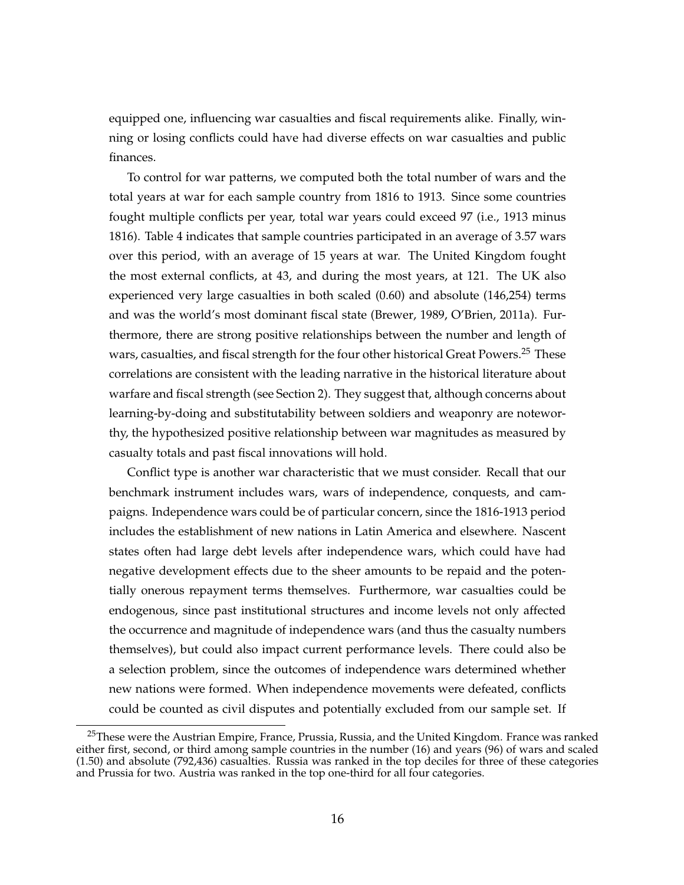equipped one, influencing war casualties and fiscal requirements alike. Finally, winning or losing conflicts could have had diverse effects on war casualties and public finances.

To control for war patterns, we computed both the total number of wars and the total years at war for each sample country from 1816 to 1913. Since some countries fought multiple conflicts per year, total war years could exceed 97 (i.e., 1913 minus 1816). Table 4 indicates that sample countries participated in an average of 3.57 wars over this period, with an average of 15 years at war. The United Kingdom fought the most external conflicts, at 43, and during the most years, at 121. The UK also experienced very large casualties in both scaled (0.60) and absolute (146,254) terms and was the world's most dominant fiscal state (Brewer, 1989, O'Brien, 2011a). Furthermore, there are strong positive relationships between the number and length of wars, casualties, and fiscal strength for the four other historical Great Powers.[25] These correlations are consistent with the leading narrative in the historical literature about warfare and fiscal strength (see Section 2). They suggest that, although concerns about learning-by-doing and substitutability between soldiers and weaponry are noteworthy, the hypothesized positive relationship between war magnitudes as measured by casualty totals and past fiscal innovations will hold.

Conflict type is another war characteristic that we must consider. Recall that our benchmark instrument includes wars, wars of independence, conquests, and campaigns. Independence wars could be of particular concern, since the 1816-1913 period includes the establishment of new nations in Latin America and elsewhere. Nascent states often had large debt levels after independence wars, which could have had negative development effects due to the sheer amounts to be repaid and the potentially onerous repayment terms themselves. Furthermore, war casualties could be endogenous, since past institutional structures and income levels not only affected the occurrence and magnitude of independence wars (and thus the casualty numbers themselves), but could also impact current performance levels. There could also be a selection problem, since the outcomes of independence wars determined whether new nations were formed. When independence movements were defeated, conflicts could be counted as civil disputes and potentially excluded from our sample set. If

[25] These were the Austrian Empire, France, Prussia, Russia, and the United Kingdom. France was ranked either first, second, or third among sample countries in the number (16) and years (96) of wars and scaled (1.50) and absolute (792,436) casualties. Russia was ranked in the top deciles for three of these categories and Prussia for two. Austria was ranked in the top one-third for all four categories.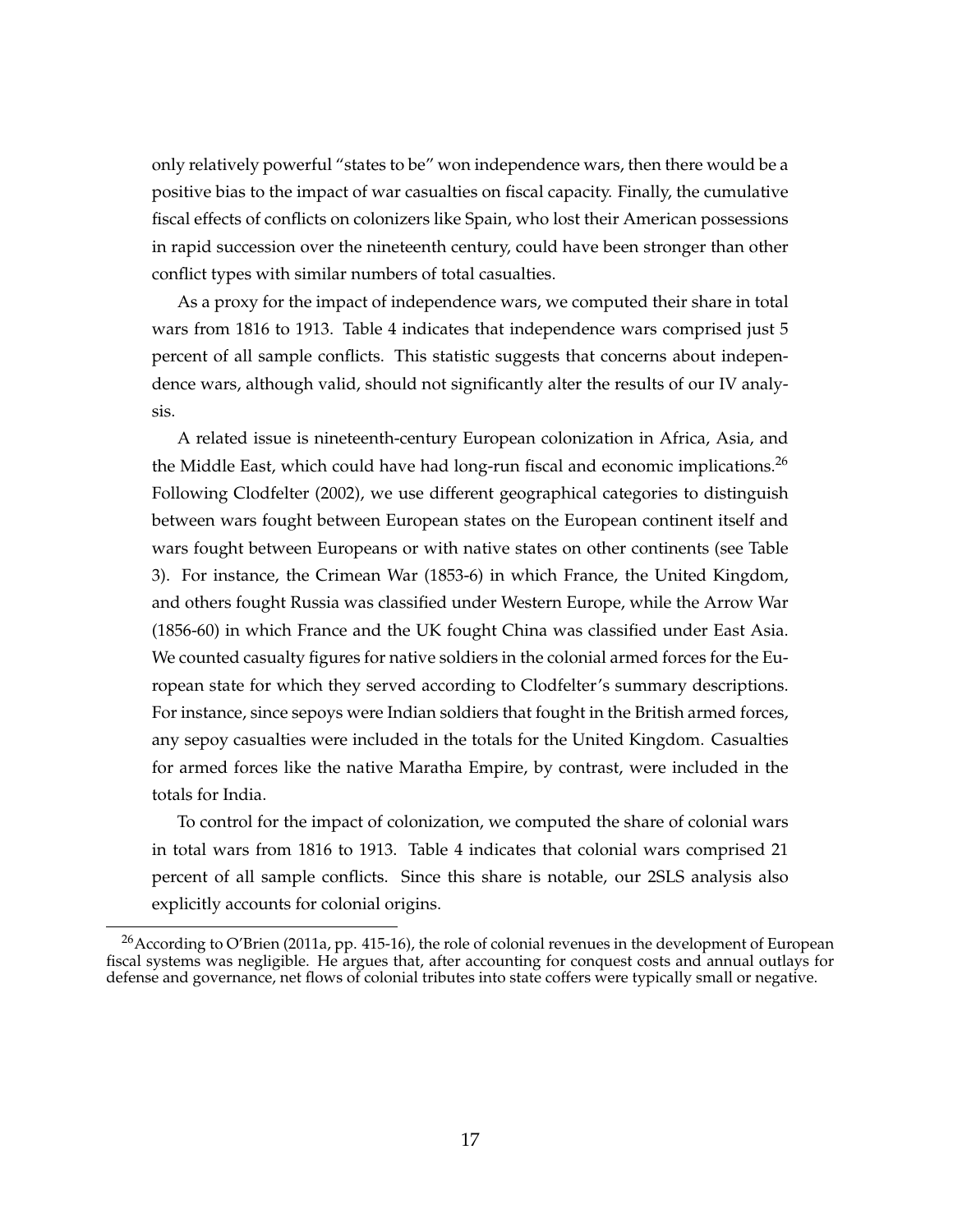only relatively powerful "states to be" won independence wars, then there would be a positive bias to the impact of war casualties on fiscal capacity. Finally, the cumulative fiscal effects of conflicts on colonizers like Spain, who lost their American possessions in rapid succession over the nineteenth century, could have been stronger than other conflict types with similar numbers of total casualties.

As a proxy for the impact of independence wars, we computed their share in total wars from 1816 to 1913. Table 4 indicates that independence wars comprised just 5 percent of all sample conflicts. This statistic suggests that concerns about independence wars, although valid, should not significantly alter the results of our IV analysis.

A related issue is nineteenth-century European colonization in Africa, Asia, and the Middle East, which could have had long-run fiscal and economic implications.[26] Following Clodfelter (2002), we use different geographical categories to distinguish between wars fought between European states on the European continent itself and wars fought between Europeans or with native states on other continents (see Table 3). For instance, the Crimean War (1853-6) in which France, the United Kingdom, and others fought Russia was classified under Western Europe, while the Arrow War (1856-60) in which France and the UK fought China was classified under East Asia. We counted casualty figures for native soldiers in the colonial armed forces for the European state for which they served according to Clodfelter's summary descriptions. For instance, since sepoys were Indian soldiers that fought in the British armed forces, any sepoy casualties were included in the totals for the United Kingdom. Casualties for armed forces like the native Maratha Empire, by contrast, were included in the totals for India.

To control for the impact of colonization, we computed the share of colonial wars in total wars from 1816 to 1913. Table 4 indicates that colonial wars comprised 21 percent of all sample conflicts. Since this share is notable, our 2SLS analysis also explicitly accounts for colonial origins.

[26] According to O'Brien (2011a, pp. 415-16), the role of colonial revenues in the development of European fiscal systems was negligible. He argues that, after accounting for conquest costs and annual outlays for defense and governance, net flows of colonial tributes into state coffers were typically small or negative.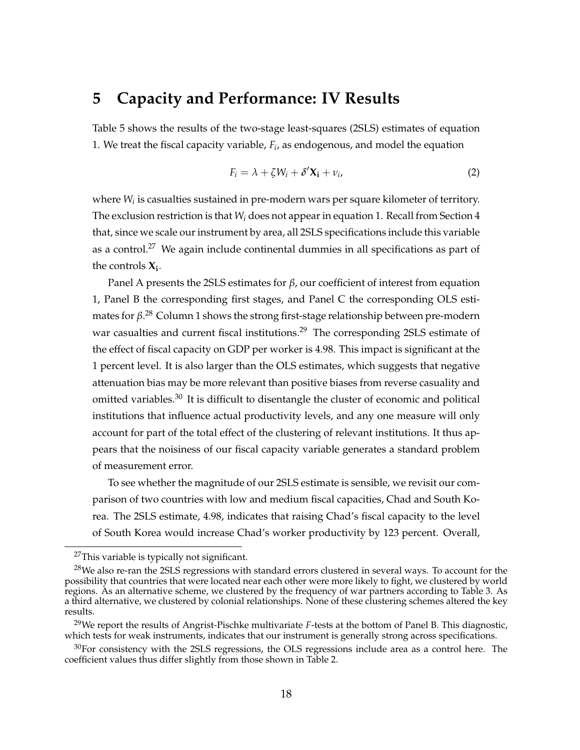# 5 Capacity and Performance: IV Results

Table 5 shows the results of the two-stage least-squares (2SLS) estimates of equation 1. We treat the fiscal capacity variable, $F_i$, as endogenous, and model the equation

$$F_i = \lambda + \zeta W_i + \delta' \mathbf{X_i} + \nu_i, \tag{2}$$

where $W_i$ is casualties sustained in pre-modern wars per square kilometer of territory. The exclusion restriction is that $W_i$ does not appear in equation 1. Recall from Section 4 that, since we scale our instrument by area, all 2SLS specifications include this variable as a control.[27] We again include continental dummies in all specifications as part of the controls $\mathbf{X_i}$.

Panel A presents the 2SLS estimates for $\beta$, our coefficient of interest from equation 1, Panel B the corresponding first stages, and Panel C the corresponding OLS estimates for $\beta$.[28] Column 1 shows the strong first-stage relationship between pre-modern war casualties and current fiscal institutions.[29] The corresponding 2SLS estimate of the effect of fiscal capacity on GDP per worker is 4.98. This impact is significant at the 1 percent level. It is also larger than the OLS estimates, which suggests that negative attenuation bias may be more relevant than positive biases from reverse casuality and omitted variables.[30] It is difficult to disentangle the cluster of economic and political institutions that influence actual productivity levels, and any one measure will only account for part of the total effect of the clustering of relevant institutions. It thus appears that the noisiness of our fiscal capacity variable generates a standard problem of measurement error.

To see whether the magnitude of our 2SLS estimate is sensible, we revisit our comparison of two countries with low and medium fiscal capacities, Chad and South Korea. The 2SLS estimate, 4.98, indicates that raising Chad's fiscal capacity to the level of South Korea would increase Chad's worker productivity by 123 percent. Overall,

[27] This variable is typically not significant.

[28] We also re-ran the 2SLS regressions with standard errors clustered in several ways. To account for the possibility that countries that were located near each other were more likely to fight, we clustered by world regions. As an alternative scheme, we clustered by the frequency of war partners according to Table 3. As a third alternative, we clustered by colonial relationships. None of these clustering schemes altered the key results.

[29] We report the results of Angrist-Pischke multivariate $F$-tests at the bottom of Panel B. This diagnostic, which tests for weak instruments, indicates that our instrument is generally strong across specifications.

[30] For consistency with the 2SLS regressions, the OLS regressions include area as a control here. The coefficient values thus differ slightly from those shown in Table 2.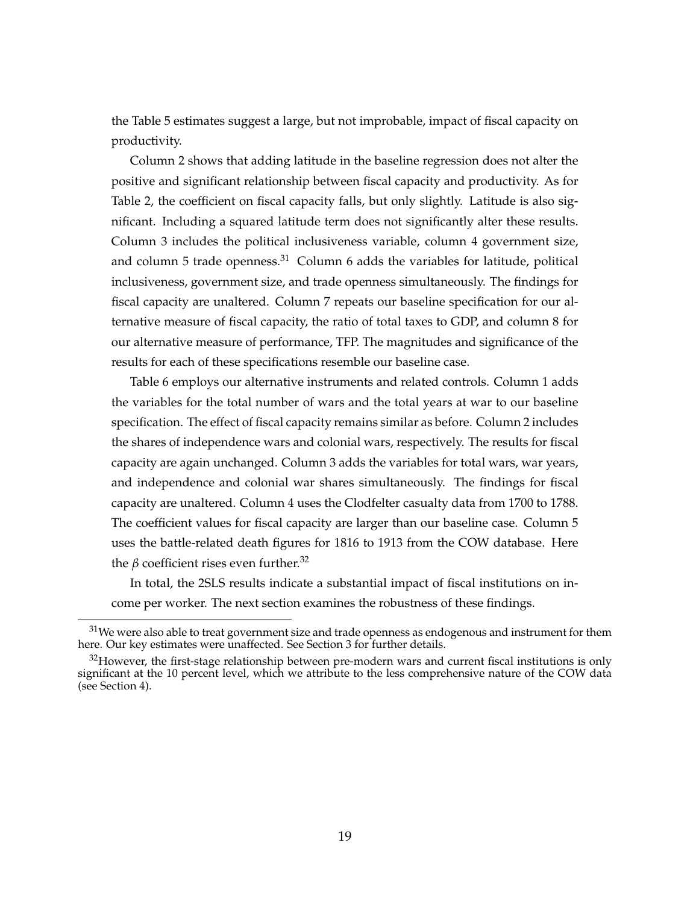the Table 5 estimates suggest a large, but not improbable, impact of fiscal capacity on productivity.

Column 2 shows that adding latitude in the baseline regression does not alter the positive and significant relationship between fiscal capacity and productivity. As for Table 2, the coefficient on fiscal capacity falls, but only slightly. Latitude is also significant. Including a squared latitude term does not significantly alter these results. Column 3 includes the political inclusiveness variable, column 4 government size, and column 5 trade openness.[31] Column 6 adds the variables for latitude, political inclusiveness, government size, and trade openness simultaneously. The findings for fiscal capacity are unaltered. Column 7 repeats our baseline specification for our alternative measure of fiscal capacity, the ratio of total taxes to GDP, and column 8 for our alternative measure of performance, TFP. The magnitudes and significance of the results for each of these specifications resemble our baseline case.

Table 6 employs our alternative instruments and related controls. Column 1 adds the variables for the total number of wars and the total years at war to our baseline specification. The effect of fiscal capacity remains similar as before. Column 2 includes the shares of independence wars and colonial wars, respectively. The results for fiscal capacity are again unchanged. Column 3 adds the variables for total wars, war years, and independence and colonial war shares simultaneously. The findings for fiscal capacity are unaltered. Column 4 uses the Clodfelter casualty data from 1700 to 1788. The coefficient values for fiscal capacity are larger than our baseline case. Column 5 uses the battle-related death figures for 1816 to 1913 from the COW database. Here the $\beta$ coefficient rises even further.[32]

In total, the 2SLS results indicate a substantial impact of fiscal institutions on income per worker. The next section examines the robustness of these findings.

[31] We were also able to treat government size and trade openness as endogenous and instrument for them here. Our key estimates were unaffected. See Section 3 for further details.

[32] However, the first-stage relationship between pre-modern wars and current fiscal institutions is only significant at the 10 percent level, which we attribute to the less comprehensive nature of the COW data (see Section 4).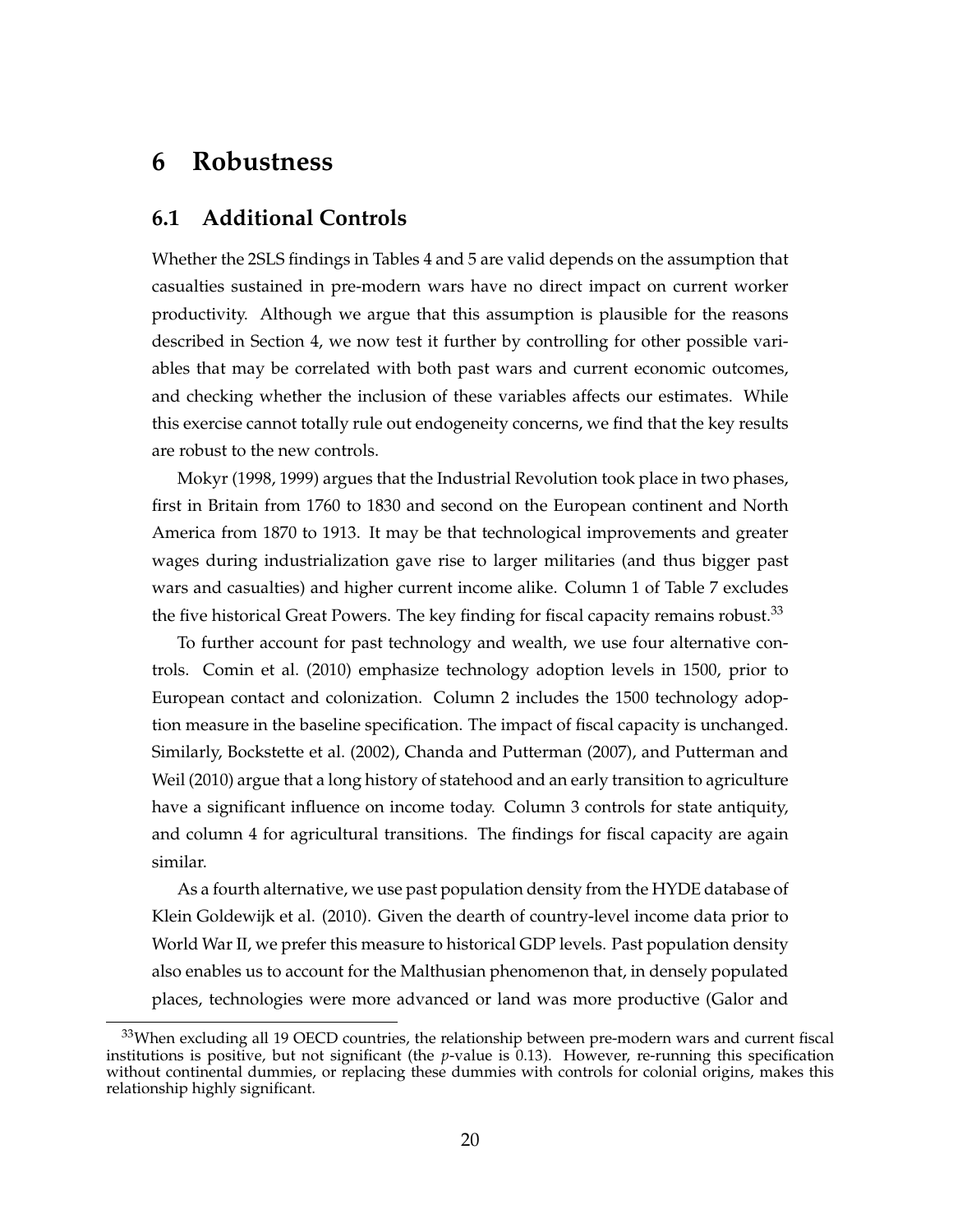# 6 Robustness

## 6.1 Additional Controls

Whether the 2SLS findings in Tables 4 and 5 are valid depends on the assumption that casualties sustained in pre-modern wars have no direct impact on current worker productivity. Although we argue that this assumption is plausible for the reasons described in Section 4, we now test it further by controlling for other possible variables that may be correlated with both past wars and current economic outcomes, and checking whether the inclusion of these variables affects our estimates. While this exercise cannot totally rule out endogeneity concerns, we find that the key results are robust to the new controls.

Mokyr (1998, 1999) argues that the Industrial Revolution took place in two phases, first in Britain from 1760 to 1830 and second on the European continent and North America from 1870 to 1913. It may be that technological improvements and greater wages during industrialization gave rise to larger militaries (and thus bigger past wars and casualties) and higher current income alike. Column 1 of Table 7 excludes the five historical Great Powers. The key finding for fiscal capacity remains robust.[33]

To further account for past technology and wealth, we use four alternative controls. Comin et al. (2010) emphasize technology adoption levels in 1500, prior to European contact and colonization. Column 2 includes the 1500 technology adoption measure in the baseline specification. The impact of fiscal capacity is unchanged. Similarly, Bockstette et al. (2002), Chanda and Putterman (2007), and Putterman and Weil (2010) argue that a long history of statehood and an early transition to agriculture have a significant influence on income today. Column 3 controls for state antiquity, and column 4 for agricultural transitions. The findings for fiscal capacity are again similar.

As a fourth alternative, we use past population density from the HYDE database of Klein Goldewijk et al. (2010). Given the dearth of country-level income data prior to World War II, we prefer this measure to historical GDP levels. Past population density also enables us to account for the Malthusian phenomenon that, in densely populated places, technologies were more advanced or land was more productive (Galor and

[33] When excluding all 19 OECD countries, the relationship between pre-modern wars and current fiscal institutions is positive, but not significant (the *p*-value is 0.13). However, re-running this specification without continental dummies, or replacing these dummies with controls for colonial origins, makes this relationship highly significant.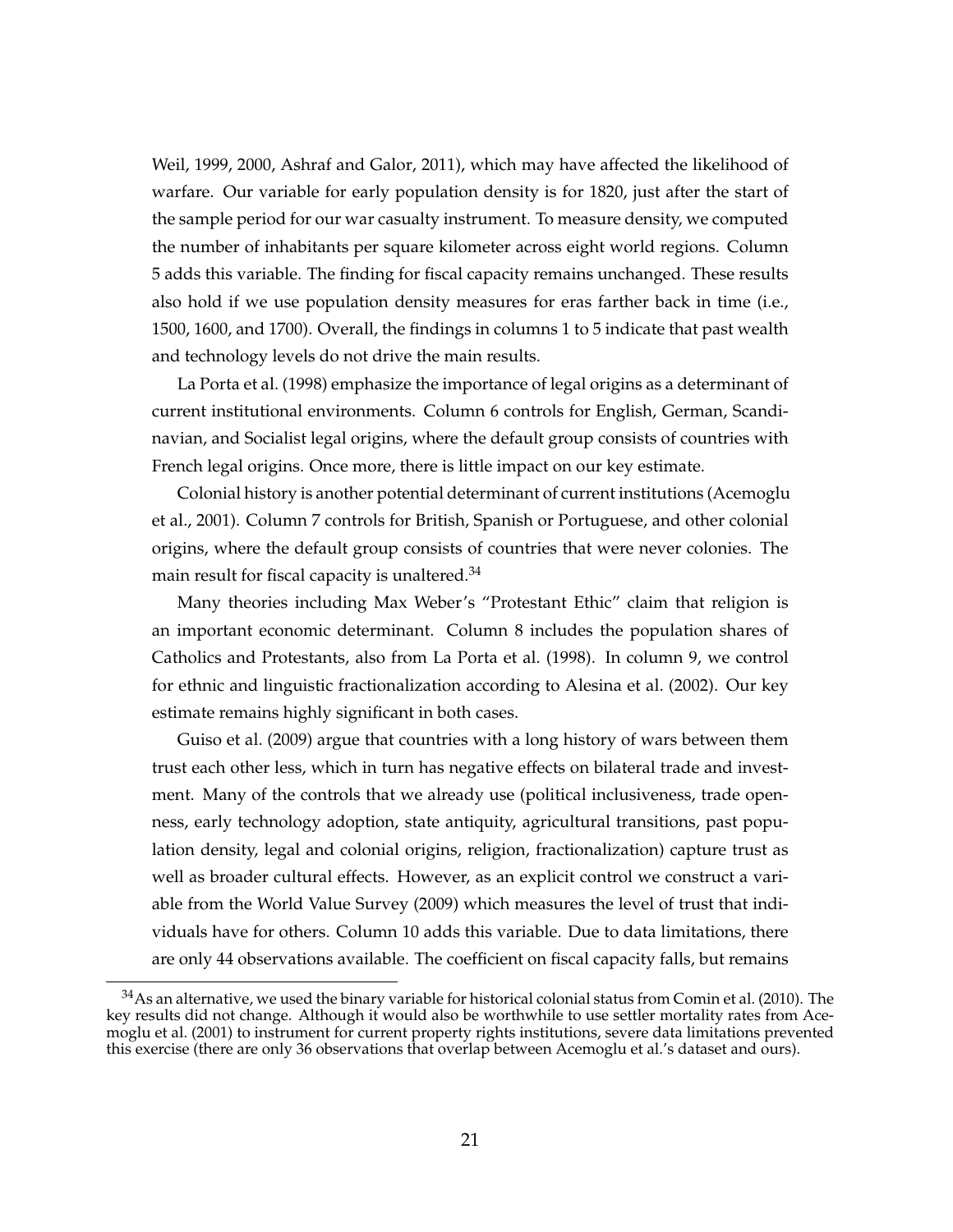Weil, 1999, 2000, Ashraf and Galor, 2011), which may have affected the likelihood of warfare. Our variable for early population density is for 1820, just after the start of the sample period for our war casualty instrument. To measure density, we computed the number of inhabitants per square kilometer across eight world regions. Column 5 adds this variable. The finding for fiscal capacity remains unchanged. These results also hold if we use population density measures for eras farther back in time (i.e., 1500, 1600, and 1700). Overall, the findings in columns 1 to 5 indicate that past wealth and technology levels do not drive the main results.

La Porta et al. (1998) emphasize the importance of legal origins as a determinant of current institutional environments. Column 6 controls for English, German, Scandinavian, and Socialist legal origins, where the default group consists of countries with French legal origins. Once more, there is little impact on our key estimate.

Colonial history is another potential determinant of current institutions (Acemoglu et al., 2001). Column 7 controls for British, Spanish or Portuguese, and other colonial origins, where the default group consists of countries that were never colonies. The main result for fiscal capacity is unaltered.[34]

Many theories including Max Weber's "Protestant Ethic" claim that religion is an important economic determinant. Column 8 includes the population shares of Catholics and Protestants, also from La Porta et al. (1998). In column 9, we control for ethnic and linguistic fractionalization according to Alesina et al. (2002). Our key estimate remains highly significant in both cases.

Guiso et al. (2009) argue that countries with a long history of wars between them trust each other less, which in turn has negative effects on bilateral trade and investment. Many of the controls that we already use (political inclusiveness, trade openness, early technology adoption, state antiquity, agricultural transitions, past population density, legal and colonial origins, religion, fractionalization) capture trust as well as broader cultural effects. However, as an explicit control we construct a variable from the World Value Survey (2009) which measures the level of trust that individuals have for others. Column 10 adds this variable. Due to data limitations, there are only 44 observations available. The coefficient on fiscal capacity falls, but remains

[34]As an alternative, we used the binary variable for historical colonial status from Comin et al. (2010). The key results did not change. Although it would also be worthwhile to use settler mortality rates from Acemoglu et al. (2001) to instrument for current property rights institutions, severe data limitations prevented this exercise (there are only 36 observations that overlap between Acemoglu et al.'s dataset and ours).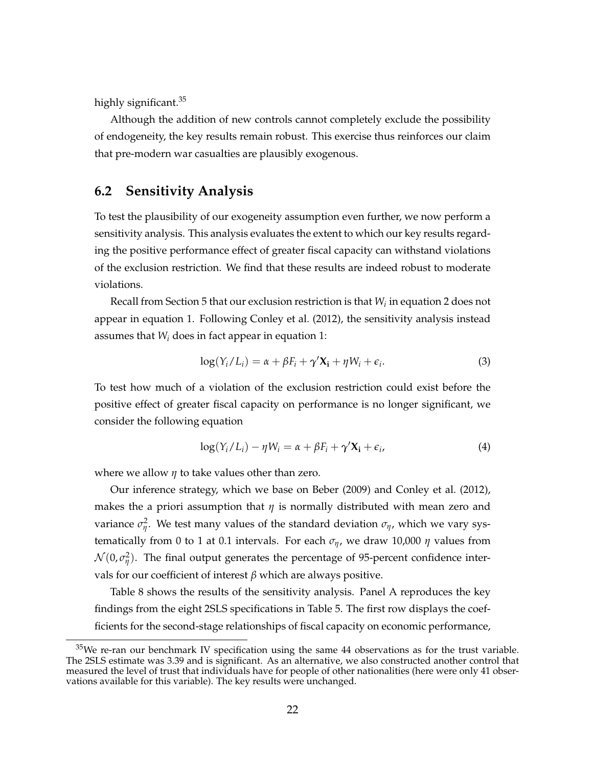highly significant.[35]

Although the addition of new controls cannot completely exclude the possibility of endogeneity, the key results remain robust. This exercise thus reinforces our claim that pre-modern war casualties are plausibly exogenous.

## 6.2 Sensitivity Analysis

To test the plausibility of our exogeneity assumption even further, we now perform a sensitivity analysis. This analysis evaluates the extent to which our key results regarding the positive performance effect of greater fiscal capacity can withstand violations of the exclusion restriction. We find that these results are indeed robust to moderate violations.

Recall from Section 5 that our exclusion restriction is that $W_i$ in equation 2 does not appear in equation 1. Following Conley et al. (2012), the sensitivity analysis instead assumes that $W_i$ does in fact appear in equation 1:

$$\log(Y_i/L_i) = \alpha + \beta F_i + \gamma' \mathbf{X_i} + \eta W_i + \epsilon_i. \tag{3}$$

To test how much of a violation of the exclusion restriction could exist before the positive effect of greater fiscal capacity on performance is no longer significant, we consider the following equation

$$\log(Y_i/L_i) - \eta W_i = \alpha + \beta F_i + \gamma' \mathbf{X_i} + \epsilon_i, \tag{4}$$

where we allow $\eta$ to take values other than zero.

Our inference strategy, which we base on Beber (2009) and Conley et al. (2012), makes the a priori assumption that $\eta$ is normally distributed with mean zero and variance $\sigma_\eta^2$. We test many values of the standard deviation $\sigma_\eta$, which we vary systematically from 0 to 1 at 0.1 intervals. For each $\sigma_\eta$, we draw 10,000 $\eta$ values from $\mathcal{N}(0, \sigma_\eta^2)$. The final output generates the percentage of 95-percent confidence intervals for our coefficient of interest $\beta$ which are always positive.

Table 8 shows the results of the sensitivity analysis. Panel A reproduces the key findings from the eight 2SLS specifications in Table 5. The first row displays the coefficients for the second-stage relationships of fiscal capacity on economic performance,

[35] We re-ran our benchmark IV specification using the same 44 observations as for the trust variable. The 2SLS estimate was 3.39 and is significant. As an alternative, we also constructed another control that measured the level of trust that individuals have for people of other nationalities (here were only 41 observations available for this variable). The key results were unchanged.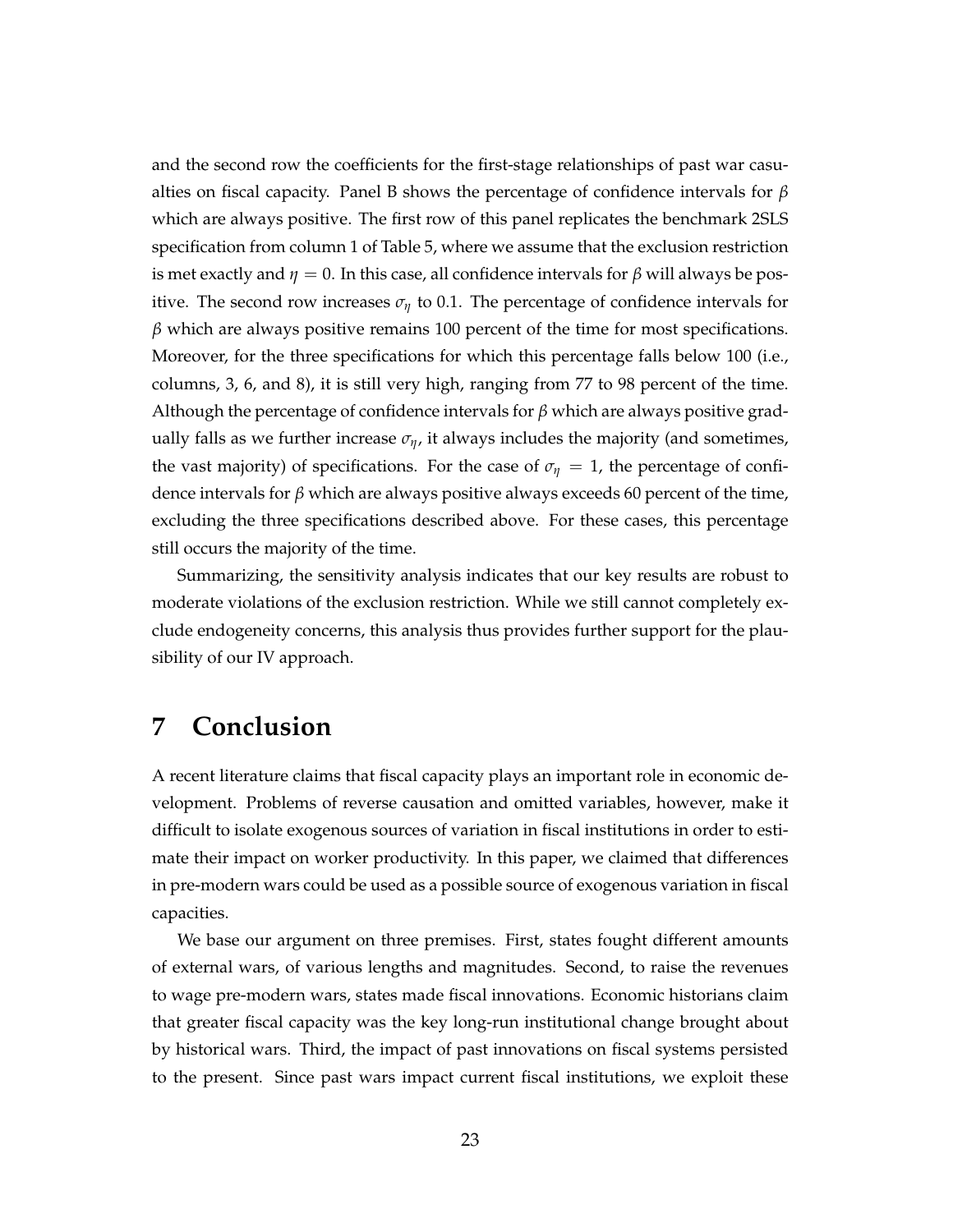and the second row the coefficients for the first-stage relationships of past war casualties on fiscal capacity. Panel B shows the percentage of confidence intervals for $\beta$ which are always positive. The first row of this panel replicates the benchmark 2SLS specification from column 1 of Table 5, where we assume that the exclusion restriction is met exactly and $\eta = 0$. In this case, all confidence intervals for $\beta$ will always be positive. The second row increases $\sigma_\eta$ to 0.1. The percentage of confidence intervals for $\beta$ which are always positive remains 100 percent of the time for most specifications. Moreover, for the three specifications for which this percentage falls below 100 (i.e., columns, 3, 6, and 8), it is still very high, ranging from 77 to 98 percent of the time. Although the percentage of confidence intervals for $\beta$ which are always positive gradually falls as we further increase $\sigma_\eta$, it always includes the majority (and sometimes, the vast majority) of specifications. For the case of $\sigma_\eta = 1$, the percentage of confidence intervals for $\beta$ which are always positive always exceeds 60 percent of the time, excluding the three specifications described above. For these cases, this percentage still occurs the majority of the time.

Summarizing, the sensitivity analysis indicates that our key results are robust to moderate violations of the exclusion restriction. While we still cannot completely exclude endogeneity concerns, this analysis thus provides further support for the plausibility of our IV approach.

# 7 Conclusion

A recent literature claims that fiscal capacity plays an important role in economic development. Problems of reverse causation and omitted variables, however, make it difficult to isolate exogenous sources of variation in fiscal institutions in order to estimate their impact on worker productivity. In this paper, we claimed that differences in pre-modern wars could be used as a possible source of exogenous variation in fiscal capacities.

We base our argument on three premises. First, states fought different amounts of external wars, of various lengths and magnitudes. Second, to raise the revenues to wage pre-modern wars, states made fiscal innovations. Economic historians claim that greater fiscal capacity was the key long-run institutional change brought about by historical wars. Third, the impact of past innovations on fiscal systems persisted to the present. Since past wars impact current fiscal institutions, we exploit these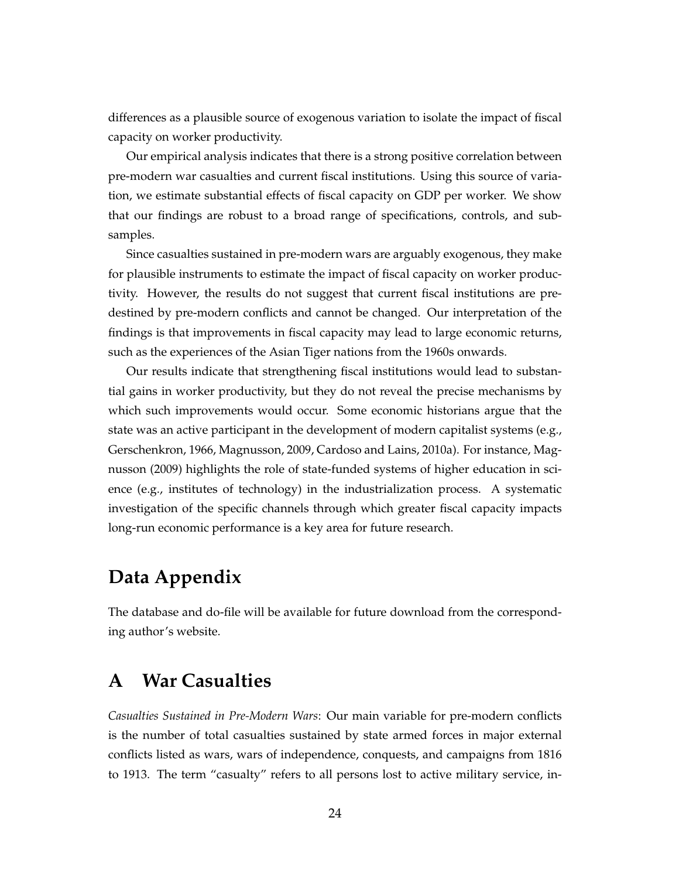differences as a plausible source of exogenous variation to isolate the impact of fiscal capacity on worker productivity.

Our empirical analysis indicates that there is a strong positive correlation between pre-modern war casualties and current fiscal institutions. Using this source of variation, we estimate substantial effects of fiscal capacity on GDP per worker. We show that our findings are robust to a broad range of specifications, controls, and subsamples.

Since casualties sustained in pre-modern wars are arguably exogenous, they make for plausible instruments to estimate the impact of fiscal capacity on worker productivity. However, the results do not suggest that current fiscal institutions are predestined by pre-modern conflicts and cannot be changed. Our interpretation of the findings is that improvements in fiscal capacity may lead to large economic returns, such as the experiences of the Asian Tiger nations from the 1960s onwards.

Our results indicate that strengthening fiscal institutions would lead to substantial gains in worker productivity, but they do not reveal the precise mechanisms by which such improvements would occur. Some economic historians argue that the state was an active participant in the development of modern capitalist systems (e.g., Gerschenkron, 1966, Magnusson, 2009, Cardoso and Lains, 2010a). For instance, Magnusson (2009) highlights the role of state-funded systems of higher education in science (e.g., institutes of technology) in the industrialization process. A systematic investigation of the specific channels through which greater fiscal capacity impacts long-run economic performance is a key area for future research.

# Data Appendix

The database and do-file will be available for future download from the corresponding author's website.

# A War Casualties

*Casualties Sustained in Pre-Modern Wars*: Our main variable for pre-modern conflicts is the number of total casualties sustained by state armed forces in major external conflicts listed as wars, wars of independence, conquests, and campaigns from 1816 to 1913. The term "casualty" refers to all persons lost to active military service, in-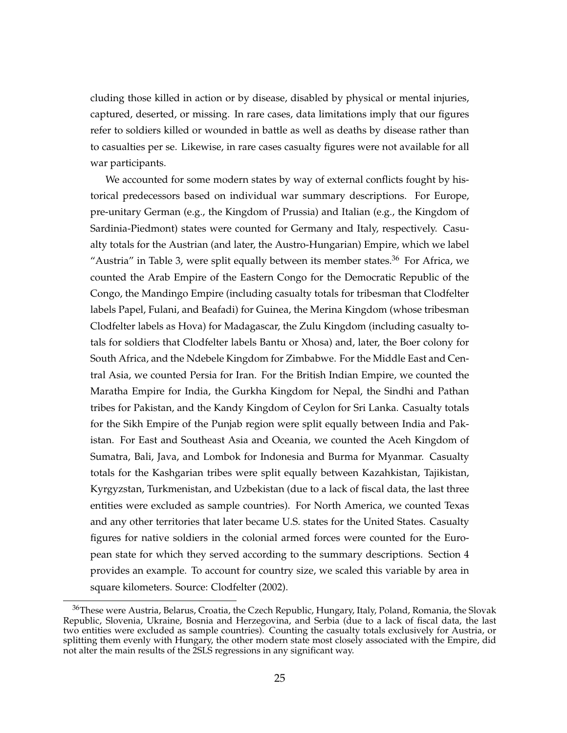cluding those killed in action or by disease, disabled by physical or mental injuries, captured, deserted, or missing. In rare cases, data limitations imply that our figures refer to soldiers killed or wounded in battle as well as deaths by disease rather than to casualties per se. Likewise, in rare cases casualty figures were not available for all war participants.

We accounted for some modern states by way of external conflicts fought by historical predecessors based on individual war summary descriptions. For Europe, pre-unitary German (e.g., the Kingdom of Prussia) and Italian (e.g., the Kingdom of Sardinia-Piedmont) states were counted for Germany and Italy, respectively. Casualty totals for the Austrian (and later, the Austro-Hungarian) Empire, which we label "Austria" in Table 3, were split equally between its member states.[36] For Africa, we counted the Arab Empire of the Eastern Congo for the Democratic Republic of the Congo, the Mandingo Empire (including casualty totals for tribesman that Clodfelter labels Papel, Fulani, and Beafadi) for Guinea, the Merina Kingdom (whose tribesman Clodfelter labels as Hova) for Madagascar, the Zulu Kingdom (including casualty totals for soldiers that Clodfelter labels Bantu or Xhosa) and, later, the Boer colony for South Africa, and the Ndebele Kingdom for Zimbabwe. For the Middle East and Central Asia, we counted Persia for Iran. For the British Indian Empire, we counted the Maratha Empire for India, the Gurkha Kingdom for Nepal, the Sindhi and Pathan tribes for Pakistan, and the Kandy Kingdom of Ceylon for Sri Lanka. Casualty totals for the Sikh Empire of the Punjab region were split equally between India and Pakistan. For East and Southeast Asia and Oceania, we counted the Aceh Kingdom of Sumatra, Bali, Java, and Lombok for Indonesia and Burma for Myanmar. Casualty totals for the Kashgarian tribes were split equally between Kazahkistan, Tajikistan, Kyrgyzstan, Turkmenistan, and Uzbekistan (due to a lack of fiscal data, the last three entities were excluded as sample countries). For North America, we counted Texas and any other territories that later became U.S. states for the United States. Casualty figures for native soldiers in the colonial armed forces were counted for the European state for which they served according to the summary descriptions. Section 4 provides an example. To account for country size, we scaled this variable by area in square kilometers. Source: Clodfelter (2002).

[36] These were Austria, Belarus, Croatia, the Czech Republic, Hungary, Italy, Poland, Romania, the Slovak Republic, Slovenia, Ukraine, Bosnia and Herzegovina, and Serbia (due to a lack of fiscal data, the last two entities were excluded as sample countries). Counting the casualty totals exclusively for Austria, or splitting them evenly with Hungary, the other modern state most closely associated with the Empire, did not alter the main results of the 2SLS regressions in any significant way.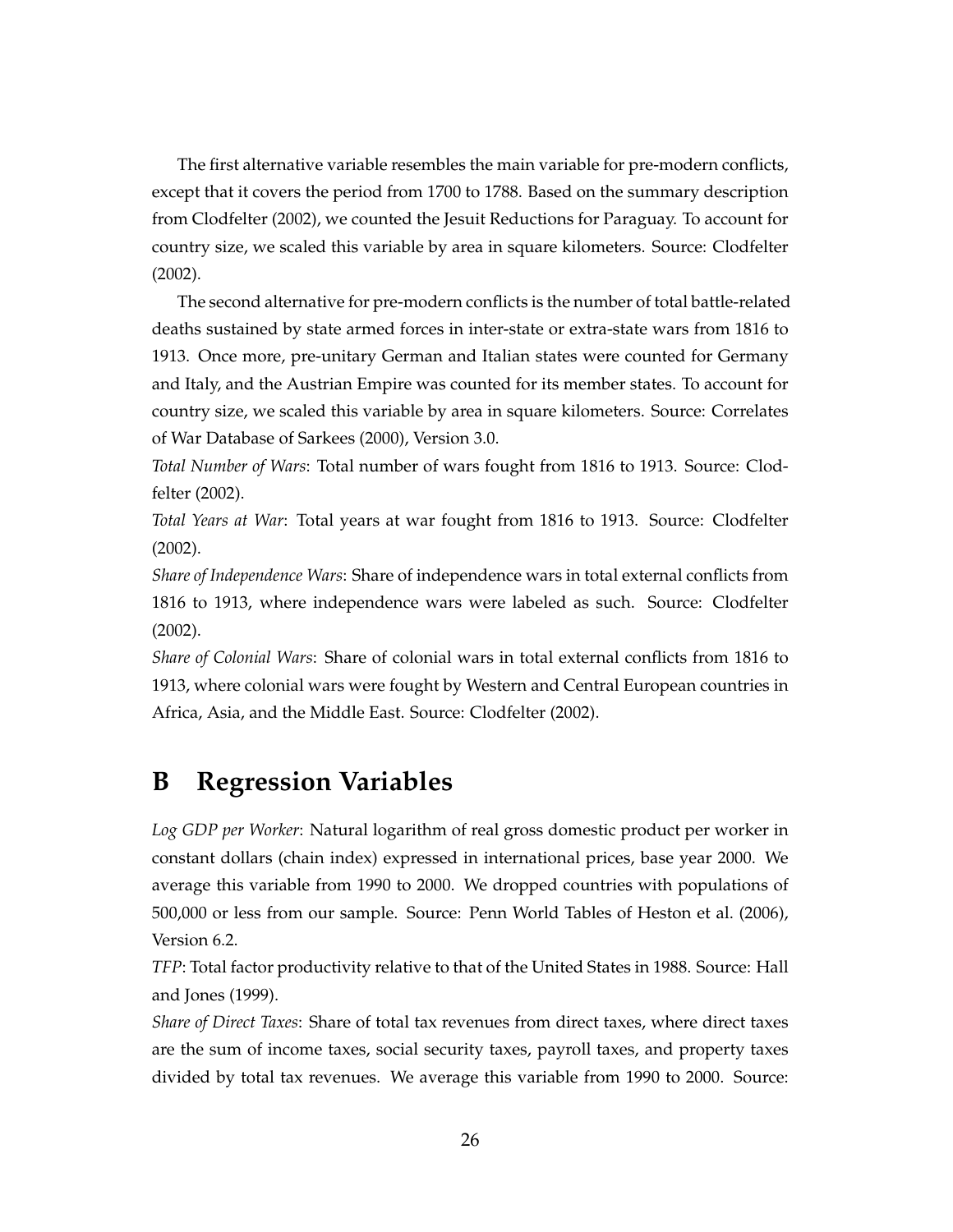The first alternative variable resembles the main variable for pre-modern conflicts, except that it covers the period from 1700 to 1788. Based on the summary description from Clodfelter (2002), we counted the Jesuit Reductions for Paraguay. To account for country size, we scaled this variable by area in square kilometers. Source: Clodfelter (2002).

The second alternative for pre-modern conflicts is the number of total battle-related deaths sustained by state armed forces in inter-state or extra-state wars from 1816 to 1913. Once more, pre-unitary German and Italian states were counted for Germany and Italy, and the Austrian Empire was counted for its member states. To account for country size, we scaled this variable by area in square kilometers. Source: Correlates of War Database of Sarkees (2000), Version 3.0.

*Total Number of Wars*: Total number of wars fought from 1816 to 1913. Source: Clodfelter (2002).

*Total Years at War*: Total years at war fought from 1816 to 1913. Source: Clodfelter (2002).

*Share of Independence Wars*: Share of independence wars in total external conflicts from 1816 to 1913, where independence wars were labeled as such. Source: Clodfelter (2002).

*Share of Colonial Wars*: Share of colonial wars in total external conflicts from 1816 to 1913, where colonial wars were fought by Western and Central European countries in Africa, Asia, and the Middle East. Source: Clodfelter (2002).

# B Regression Variables

*Log GDP per Worker*: Natural logarithm of real gross domestic product per worker in constant dollars (chain index) expressed in international prices, base year 2000. We average this variable from 1990 to 2000. We dropped countries with populations of 500,000 or less from our sample. Source: Penn World Tables of Heston et al. (2006), Version 6.2.

*TFP*: Total factor productivity relative to that of the United States in 1988. Source: Hall and Jones (1999).

*Share of Direct Taxes*: Share of total tax revenues from direct taxes, where direct taxes are the sum of income taxes, social security taxes, payroll taxes, and property taxes divided by total tax revenues. We average this variable from 1990 to 2000. Source: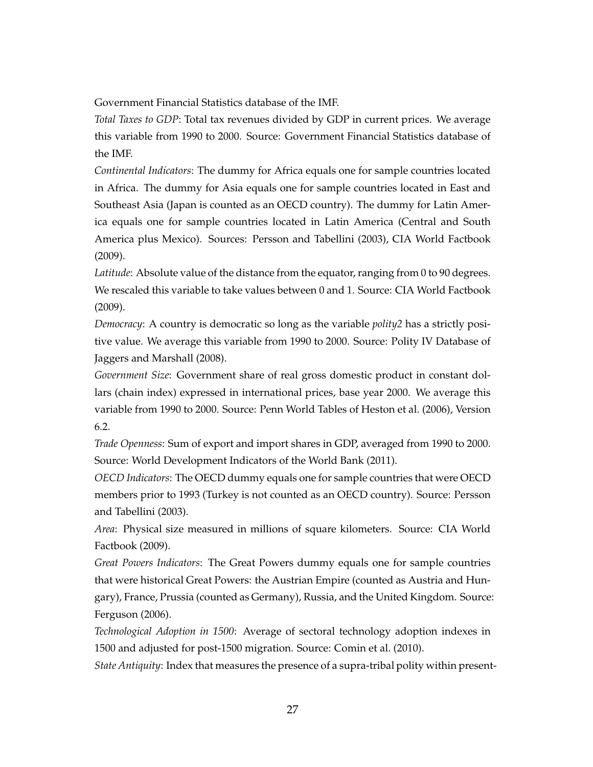Government Financial Statistics database of the IMF.

*Total Taxes to GDP*: Total tax revenues divided by GDP in current prices. We average this variable from 1990 to 2000. Source: Government Financial Statistics database of the IMF.

*Continental Indicators*: The dummy for Africa equals one for sample countries located in Africa. The dummy for Asia equals one for sample countries located in East and Southeast Asia (Japan is counted as an OECD country). The dummy for Latin America equals one for sample countries located in Latin America (Central and South America plus Mexico). Sources: Persson and Tabellini (2003), CIA World Factbook (2009).

*Latitude*: Absolute value of the distance from the equator, ranging from 0 to 90 degrees. We rescaled this variable to take values between 0 and 1. Source: CIA World Factbook (2009).

*Democracy*: A country is democratic so long as the variable *polity2* has a strictly positive value. We average this variable from 1990 to 2000. Source: Polity IV Database of Jaggers and Marshall (2008).

*Government Size*: Government share of real gross domestic product in constant dollars (chain index) expressed in international prices, base year 2000. We average this variable from 1990 to 2000. Source: Penn World Tables of Heston et al. (2006), Version 6.2.

*Trade Openness*: Sum of export and import shares in GDP, averaged from 1990 to 2000. Source: World Development Indicators of the World Bank (2011).

*OECD Indicators*: The OECD dummy equals one for sample countries that were OECD members prior to 1993 (Turkey is not counted as an OECD country). Source: Persson and Tabellini (2003).

*Area*: Physical size measured in millions of square kilometers. Source: CIA World Factbook (2009).

*Great Powers Indicators*: The Great Powers dummy equals one for sample countries that were historical Great Powers: the Austrian Empire (counted as Austria and Hungary), France, Prussia (counted as Germany), Russia, and the United Kingdom. Source: Ferguson (2006).

*Technological Adoption in 1500*: Average of sectoral technology adoption indexes in 1500 and adjusted for post-1500 migration. Source: Comin et al. (2010).

*State Antiquity*: Index that measures the presence of a supra-tribal polity within present-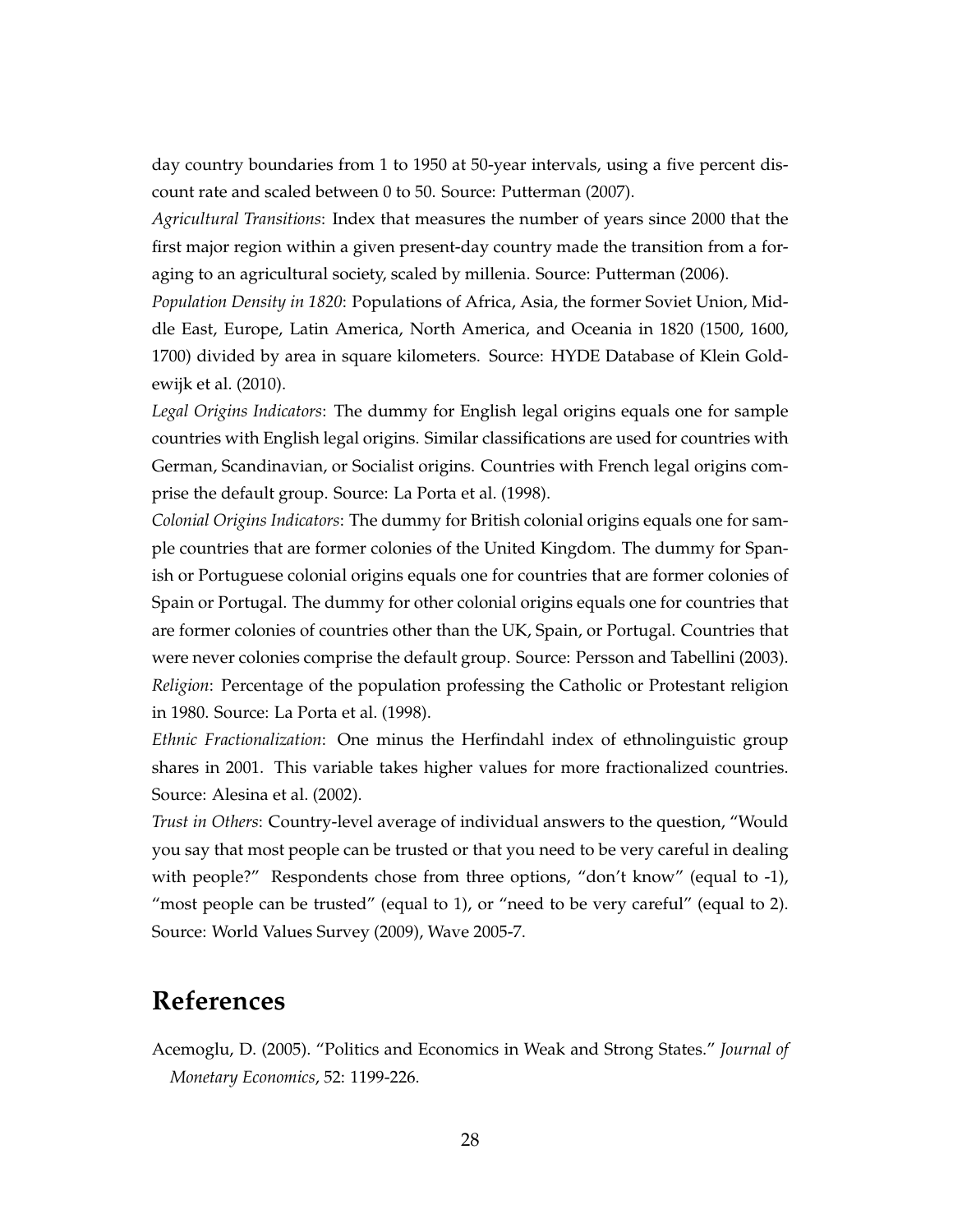day country boundaries from 1 to 1950 at 50-year intervals, using a five percent discount rate and scaled between 0 to 50. Source: Putterman (2007).

*Agricultural Transitions*: Index that measures the number of years since 2000 that the first major region within a given present-day country made the transition from a foraging to an agricultural society, scaled by millenia. Source: Putterman (2006).

*Population Density in 1820*: Populations of Africa, Asia, the former Soviet Union, Middle East, Europe, Latin America, North America, and Oceania in 1820 (1500, 1600, 1700) divided by area in square kilometers. Source: HYDE Database of Klein Goldewijk et al. (2010).

*Legal Origins Indicators*: The dummy for English legal origins equals one for sample countries with English legal origins. Similar classifications are used for countries with German, Scandinavian, or Socialist origins. Countries with French legal origins comprise the default group. Source: La Porta et al. (1998).

*Colonial Origins Indicators*: The dummy for British colonial origins equals one for sample countries that are former colonies of the United Kingdom. The dummy for Spanish or Portuguese colonial origins equals one for countries that are former colonies of Spain or Portugal. The dummy for other colonial origins equals one for countries that are former colonies of countries other than the UK, Spain, or Portugal. Countries that were never colonies comprise the default group. Source: Persson and Tabellini (2003).

*Religion*: Percentage of the population professing the Catholic or Protestant religion in 1980. Source: La Porta et al. (1998).

*Ethnic Fractionalization*: One minus the Herfindahl index of ethnolinguistic group shares in 2001. This variable takes higher values for more fractionalized countries. Source: Alesina et al. (2002).

*Trust in Others*: Country-level average of individual answers to the question, "Would you say that most people can be trusted or that you need to be very careful in dealing with people?" Respondents chose from three options, "don't know" (equal to -1), "most people can be trusted" (equal to 1), or "need to be very careful" (equal to 2). Source: World Values Survey (2009), Wave 2005-7.

# References

Acemoglu, D. (2005). "Politics and Economics in Weak and Strong States." *Journal of Monetary Economics*, 52: 1199-226.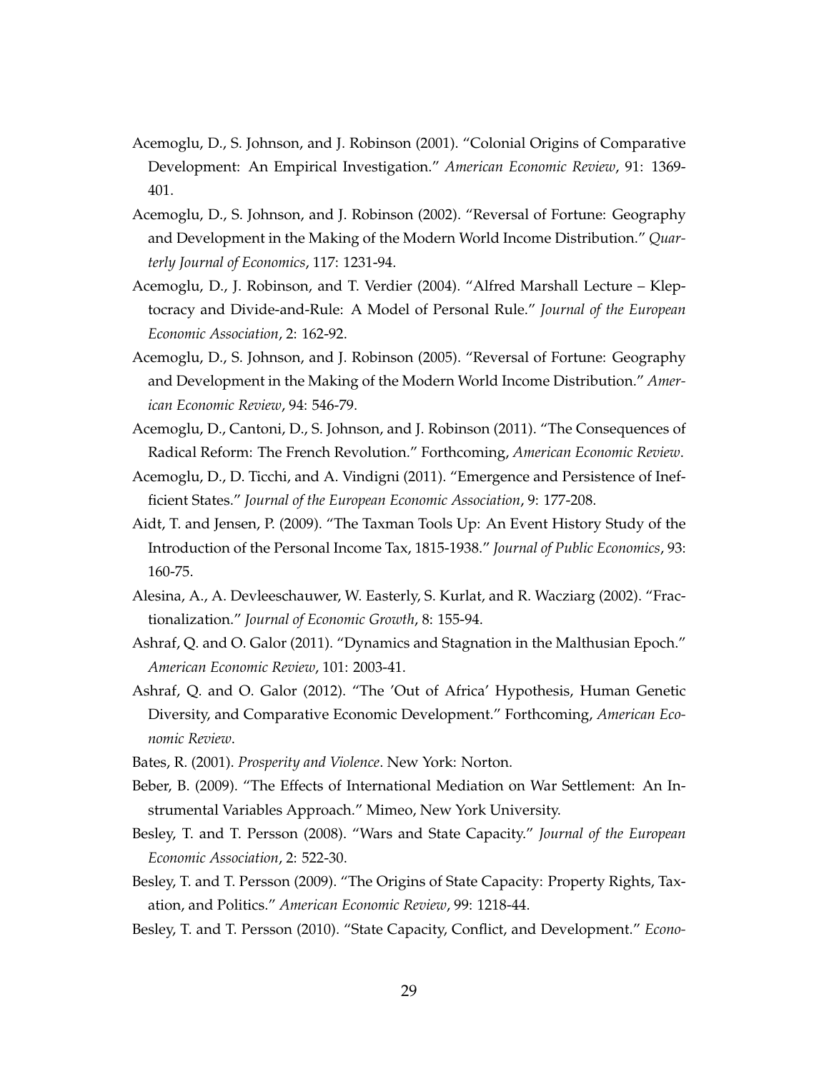Acemoglu, D., S. Johnson, and J. Robinson (2001). "Colonial Origins of Comparative Development: An Empirical Investigation." *American Economic Review*, 91: 1369-401.

Acemoglu, D., S. Johnson, and J. Robinson (2002). "Reversal of Fortune: Geography and Development in the Making of the Modern World Income Distribution." *Quarterly Journal of Economics*, 117: 1231-94.

Acemoglu, D., J. Robinson, and T. Verdier (2004). "Alfred Marshall Lecture – Kleptocracy and Divide-and-Rule: A Model of Personal Rule." *Journal of the European Economic Association*, 2: 162-92.

Acemoglu, D., S. Johnson, and J. Robinson (2005). "Reversal of Fortune: Geography and Development in the Making of the Modern World Income Distribution." *American Economic Review*, 94: 546-79.

Acemoglu, D., Cantoni, D., S. Johnson, and J. Robinson (2011). "The Consequences of Radical Reform: The French Revolution." Forthcoming, *American Economic Review*.

Acemoglu, D., D. Ticchi, and A. Vindigni (2011). "Emergence and Persistence of Inefficient States." *Journal of the European Economic Association*, 9: 177-208.

Aidt, T. and Jensen, P. (2009). "The Taxman Tools Up: An Event History Study of the Introduction of the Personal Income Tax, 1815-1938." *Journal of Public Economics*, 93: 160-75.

Alesina, A., A. Devleeschauwer, W. Easterly, S. Kurlat, and R. Wacziarg (2002). "Fractionalization." *Journal of Economic Growth*, 8: 155-94.

Ashraf, Q. and O. Galor (2011). "Dynamics and Stagnation in the Malthusian Epoch." *American Economic Review*, 101: 2003-41.

Ashraf, Q. and O. Galor (2012). "The 'Out of Africa' Hypothesis, Human Genetic Diversity, and Comparative Economic Development." Forthcoming, *American Economic Review*.

Bates, R. (2001). *Prosperity and Violence*. New York: Norton.

Beber, B. (2009). "The Effects of International Mediation on War Settlement: An Instrumental Variables Approach." Mimeo, New York University.

Besley, T. and T. Persson (2008). "Wars and State Capacity." *Journal of the European Economic Association*, 2: 522-30.

Besley, T. and T. Persson (2009). "The Origins of State Capacity: Property Rights, Taxation, and Politics." *American Economic Review*, 99: 1218-44.

Besley, T. and T. Persson (2010). "State Capacity, Conflict, and Development." *Econo-*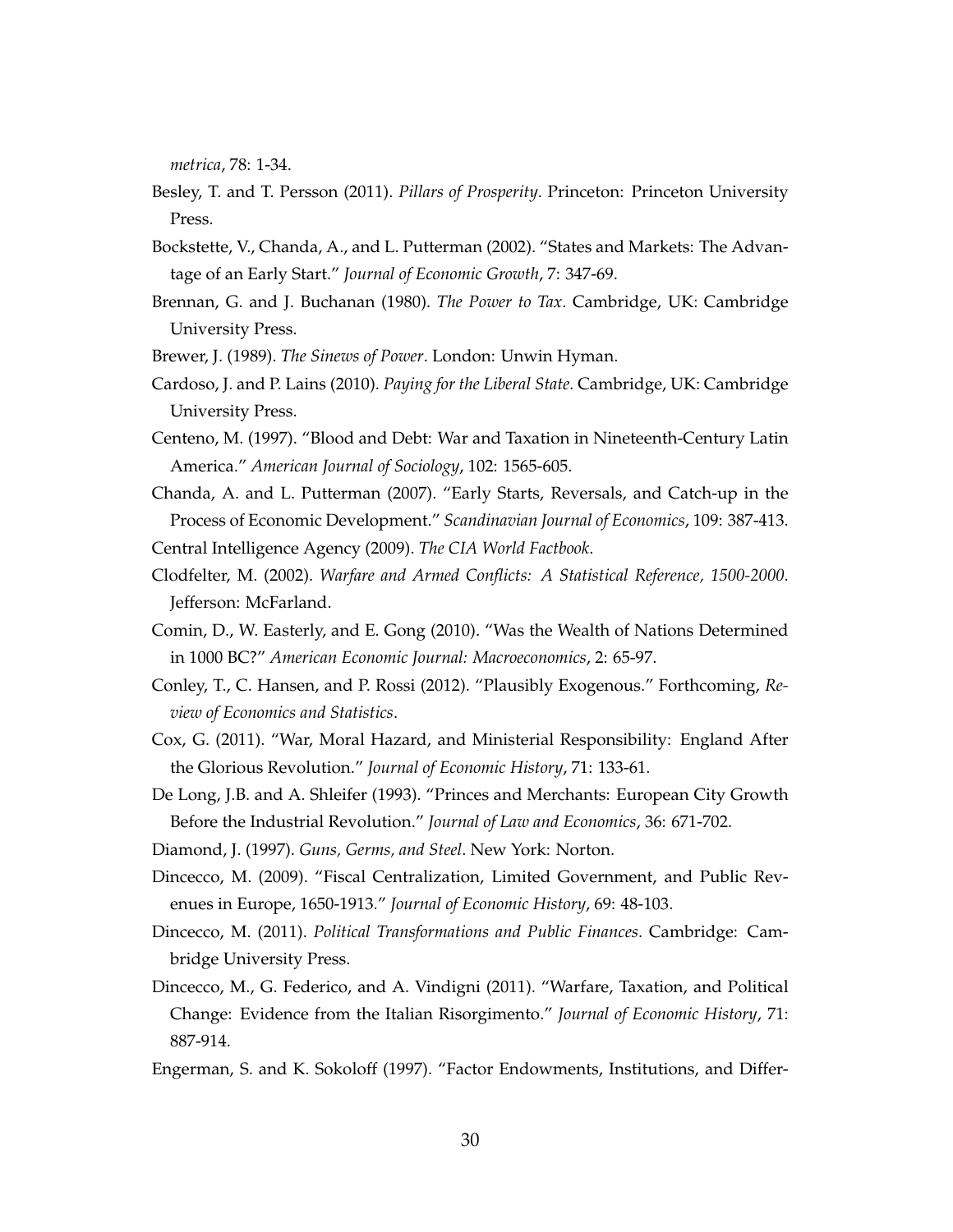*metrica*, 78: 1-34.

Besley, T. and T. Persson (2011). *Pillars of Prosperity*. Princeton: Princeton University Press.

Bockstette, V., Chanda, A., and L. Putterman (2002). "States and Markets: The Advantage of an Early Start." *Journal of Economic Growth*, 7: 347-69.

Brennan, G. and J. Buchanan (1980). *The Power to Tax*. Cambridge, UK: Cambridge University Press.

Brewer, J. (1989). *The Sinews of Power*. London: Unwin Hyman.

Cardoso, J. and P. Lains (2010). *Paying for the Liberal State.* Cambridge, UK: Cambridge University Press.

Centeno, M. (1997). "Blood and Debt: War and Taxation in Nineteenth-Century Latin America." *American Journal of Sociology*, 102: 1565-605.

Chanda, A. and L. Putterman (2007). "Early Starts, Reversals, and Catch-up in the Process of Economic Development." *Scandinavian Journal of Economics*, 109: 387-413.

Central Intelligence Agency (2009). *The CIA World Factbook*.

Clodfelter, M. (2002). *Warfare and Armed Conflicts: A Statistical Reference, 1500-2000*. Jefferson: McFarland.

Comin, D., W. Easterly, and E. Gong (2010). "Was the Wealth of Nations Determined in 1000 BC?" *American Economic Journal: Macroeconomics*, 2: 65-97.

Conley, T., C. Hansen, and P. Rossi (2012). "Plausibly Exogenous." Forthcoming, *Review of Economics and Statistics*.

Cox, G. (2011). "War, Moral Hazard, and Ministerial Responsibility: England After the Glorious Revolution." *Journal of Economic History*, 71: 133-61.

De Long, J.B. and A. Shleifer (1993). "Princes and Merchants: European City Growth Before the Industrial Revolution." *Journal of Law and Economics*, 36: 671-702.

Diamond, J. (1997). *Guns, Germs, and Steel*. New York: Norton.

Dincecco, M. (2009). "Fiscal Centralization, Limited Government, and Public Revenues in Europe, 1650-1913." *Journal of Economic History*, 69: 48-103.

Dincecco, M. (2011). *Political Transformations and Public Finances*. Cambridge: Cambridge University Press.

Dincecco, M., G. Federico, and A. Vindigni (2011). "Warfare, Taxation, and Political Change: Evidence from the Italian Risorgimento." *Journal of Economic History*, 71: 887-914.

Engerman, S. and K. Sokoloff (1997). "Factor Endowments, Institutions, and Differ-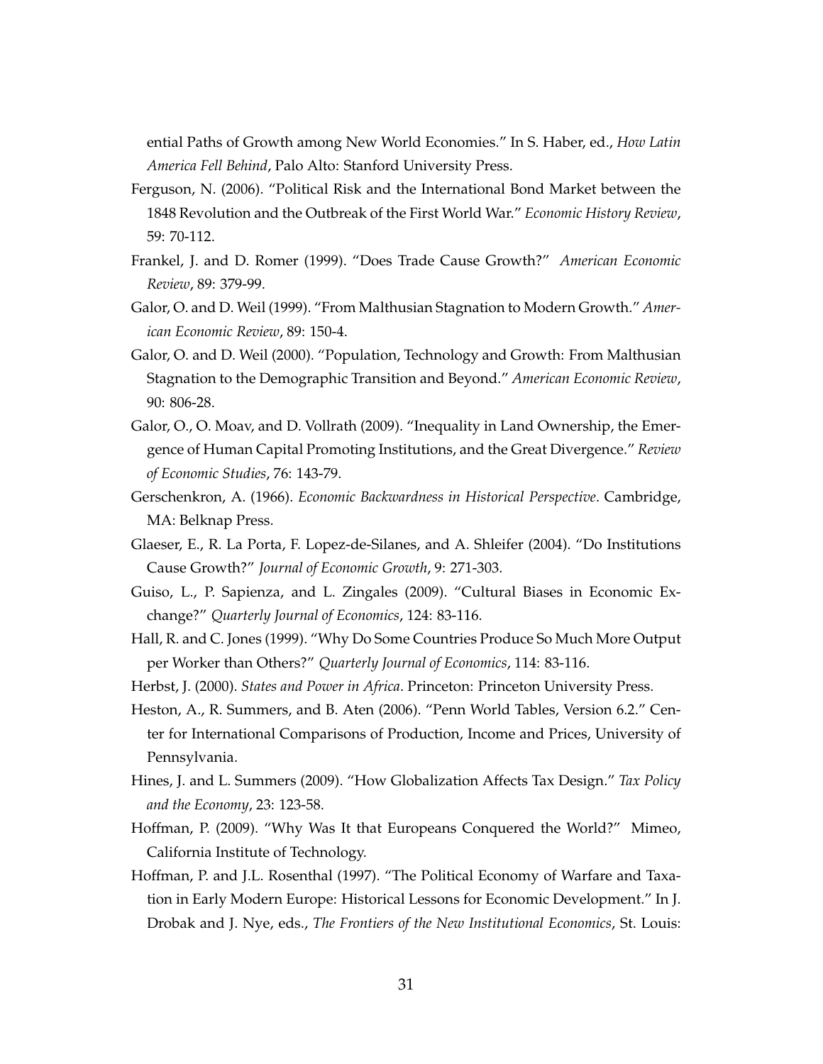ential Paths of Growth among New World Economies." In S. Haber, ed., *How Latin America Fell Behind*, Palo Alto: Stanford University Press.

Ferguson, N. (2006). "Political Risk and the International Bond Market between the 1848 Revolution and the Outbreak of the First World War." *Economic History Review*, 59: 70-112.

Frankel, J. and D. Romer (1999). "Does Trade Cause Growth?" *American Economic Review*, 89: 379-99.

Galor, O. and D. Weil (1999). "From Malthusian Stagnation to Modern Growth." *American Economic Review*, 89: 150-4.

Galor, O. and D. Weil (2000). "Population, Technology and Growth: From Malthusian Stagnation to the Demographic Transition and Beyond." *American Economic Review*, 90: 806-28.

Galor, O., O. Moav, and D. Vollrath (2009). "Inequality in Land Ownership, the Emergence of Human Capital Promoting Institutions, and the Great Divergence." *Review of Economic Studies*, 76: 143-79.

Gerschenkron, A. (1966). *Economic Backwardness in Historical Perspective*. Cambridge, MA: Belknap Press.

Glaeser, E., R. La Porta, F. Lopez-de-Silanes, and A. Shleifer (2004). "Do Institutions Cause Growth?" *Journal of Economic Growth*, 9: 271-303.

Guiso, L., P. Sapienza, and L. Zingales (2009). "Cultural Biases in Economic Exchange?" *Quarterly Journal of Economics*, 124: 83-116.

Hall, R. and C. Jones (1999). "Why Do Some Countries Produce So Much More Output per Worker than Others?" *Quarterly Journal of Economics*, 114: 83-116.

Herbst, J. (2000). *States and Power in Africa*. Princeton: Princeton University Press.

Heston, A., R. Summers, and B. Aten (2006). "Penn World Tables, Version 6.2." Center for International Comparisons of Production, Income and Prices, University of Pennsylvania.

Hines, J. and L. Summers (2009). "How Globalization Affects Tax Design." *Tax Policy and the Economy*, 23: 123-58.

Hoffman, P. (2009). "Why Was It that Europeans Conquered the World?" Mimeo, California Institute of Technology.

Hoffman, P. and J.L. Rosenthal (1997). "The Political Economy of Warfare and Taxation in Early Modern Europe: Historical Lessons for Economic Development." In J. Drobak and J. Nye, eds., *The Frontiers of the New Institutional Economics*, St. Louis: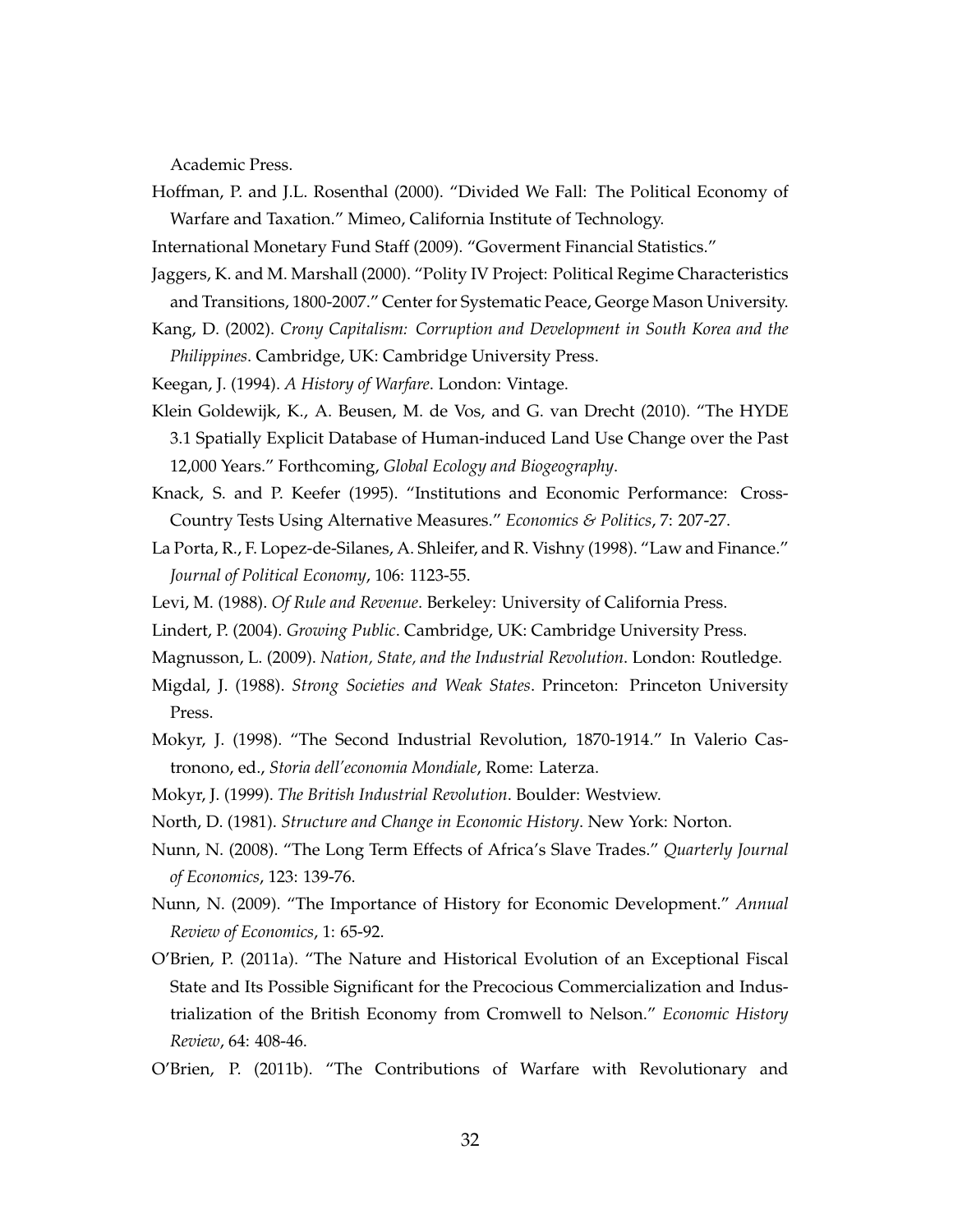Academic Press.

Hoffman, P. and J.L. Rosenthal (2000). "Divided We Fall: The Political Economy of Warfare and Taxation." Mimeo, California Institute of Technology.

International Monetary Fund Staff (2009). "Goverment Financial Statistics."

Jaggers, K. and M. Marshall (2000). "Polity IV Project: Political Regime Characteristics and Transitions, 1800-2007." Center for Systematic Peace, George Mason University.

Kang, D. (2002). *Crony Capitalism: Corruption and Development in South Korea and the Philippines*. Cambridge, UK: Cambridge University Press.

Keegan, J. (1994). *A History of Warfare*. London: Vintage.

Klein Goldewijk, K., A. Beusen, M. de Vos, and G. van Drecht (2010). "The HYDE 3.1 Spatially Explicit Database of Human-induced Land Use Change over the Past 12,000 Years." Forthcoming, *Global Ecology and Biogeography*.

Knack, S. and P. Keefer (1995). "Institutions and Economic Performance: Cross-Country Tests Using Alternative Measures." *Economics & Politics*, 7: 207-27.

La Porta, R., F. Lopez-de-Silanes, A. Shleifer, and R. Vishny (1998). "Law and Finance." *Journal of Political Economy*, 106: 1123-55.

Levi, M. (1988). *Of Rule and Revenue*. Berkeley: University of California Press.

Lindert, P. (2004). *Growing Public*. Cambridge, UK: Cambridge University Press.

Magnusson, L. (2009). *Nation, State, and the Industrial Revolution*. London: Routledge.

Migdal, J. (1988). *Strong Societies and Weak States*. Princeton: Princeton University Press.

Mokyr, J. (1998). "The Second Industrial Revolution, 1870-1914." In Valerio Castronono, ed., *Storia dell'economia Mondiale*, Rome: Laterza.

Mokyr, J. (1999). *The British Industrial Revolution*. Boulder: Westview.

North, D. (1981). *Structure and Change in Economic History*. New York: Norton.

Nunn, N. (2008). "The Long Term Effects of Africa's Slave Trades." *Quarterly Journal of Economics*, 123: 139-76.

Nunn, N. (2009). "The Importance of History for Economic Development." *Annual Review of Economics*, 1: 65-92.

O'Brien, P. (2011a). "The Nature and Historical Evolution of an Exceptional Fiscal State and Its Possible Significant for the Precocious Commercialization and Industrialization of the British Economy from Cromwell to Nelson." *Economic History Review*, 64: 408-46.

O'Brien, P. (2011b). "The Contributions of Warfare with Revolutionary and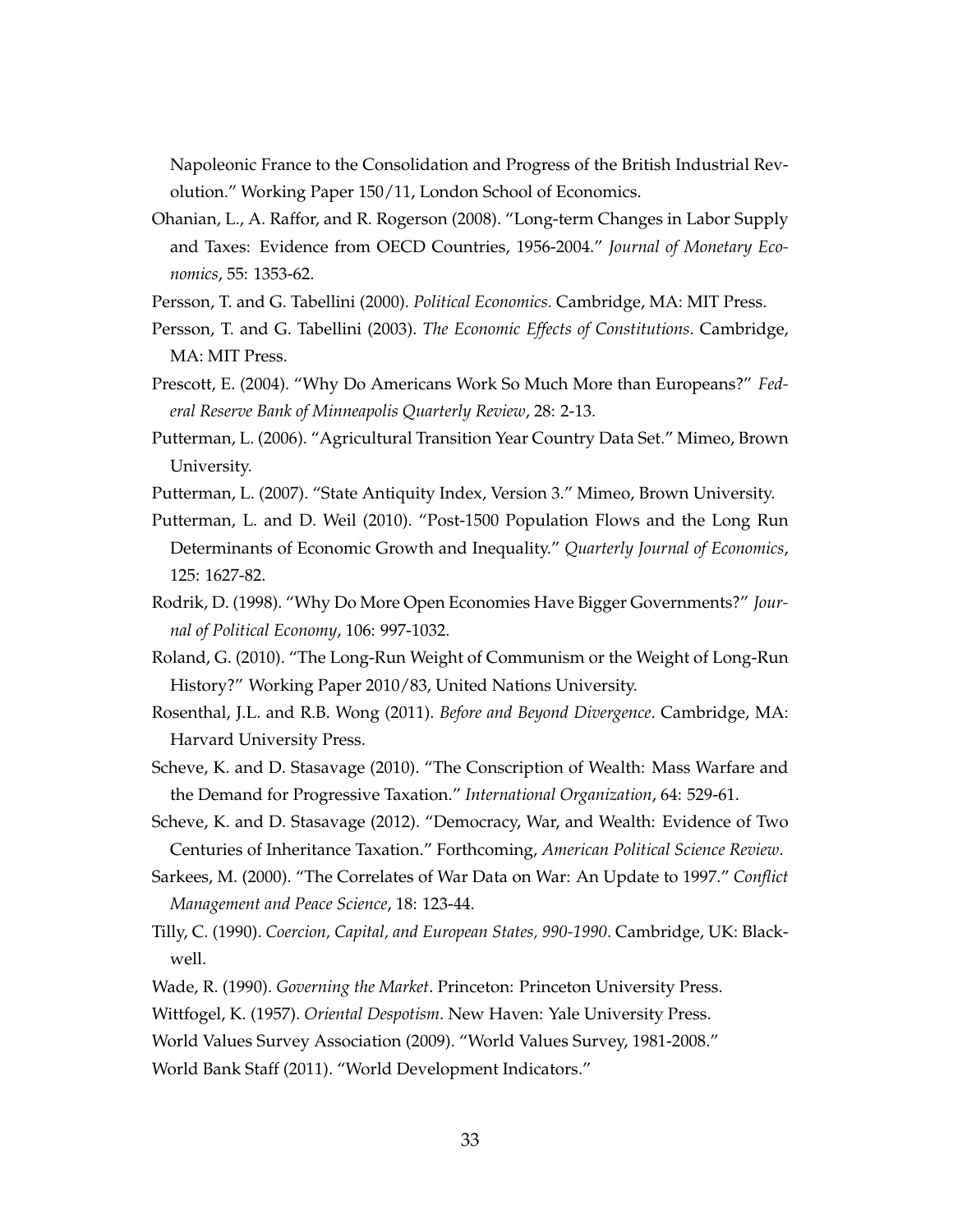Napoleonic France to the Consolidation and Progress of the British Industrial Revolution." Working Paper 150/11, London School of Economics.

Ohanian, L., A. Raffor, and R. Rogerson (2008). "Long-term Changes in Labor Supply and Taxes: Evidence from OECD Countries, 1956-2004." *Journal of Monetary Economics*, 55: 1353-62.

Persson, T. and G. Tabellini (2000). *Political Economics*. Cambridge, MA: MIT Press.

Persson, T. and G. Tabellini (2003). *The Economic Effects of Constitutions*. Cambridge, MA: MIT Press.

Prescott, E. (2004). "Why Do Americans Work So Much More than Europeans?" *Federal Reserve Bank of Minneapolis Quarterly Review*, 28: 2-13.

Putterman, L. (2006). "Agricultural Transition Year Country Data Set." Mimeo, Brown University.

Putterman, L. (2007). "State Antiquity Index, Version 3." Mimeo, Brown University.

Putterman, L. and D. Weil (2010). "Post-1500 Population Flows and the Long Run Determinants of Economic Growth and Inequality." *Quarterly Journal of Economics*, 125: 1627-82.

Rodrik, D. (1998). "Why Do More Open Economies Have Bigger Governments?" *Journal of Political Economy*, 106: 997-1032.

Roland, G. (2010). "The Long-Run Weight of Communism or the Weight of Long-Run History?" Working Paper 2010/83, United Nations University.

Rosenthal, J.L. and R.B. Wong (2011). *Before and Beyond Divergence*. Cambridge, MA: Harvard University Press.

Scheve, K. and D. Stasavage (2010). "The Conscription of Wealth: Mass Warfare and the Demand for Progressive Taxation." *International Organization*, 64: 529-61.

Scheve, K. and D. Stasavage (2012). "Democracy, War, and Wealth: Evidence of Two Centuries of Inheritance Taxation." Forthcoming, *American Political Science Review*.

Sarkees, M. (2000). "The Correlates of War Data on War: An Update to 1997." *Conflict Management and Peace Science*, 18: 123-44.

Tilly, C. (1990). *Coercion, Capital, and European States, 990-1990*. Cambridge, UK: Blackwell.

Wade, R. (1990). *Governing the Market*. Princeton: Princeton University Press.

Wittfogel, K. (1957). *Oriental Despotism*. New Haven: Yale University Press.

World Values Survey Association (2009). "World Values Survey, 1981-2008."

World Bank Staff (2011). "World Development Indicators."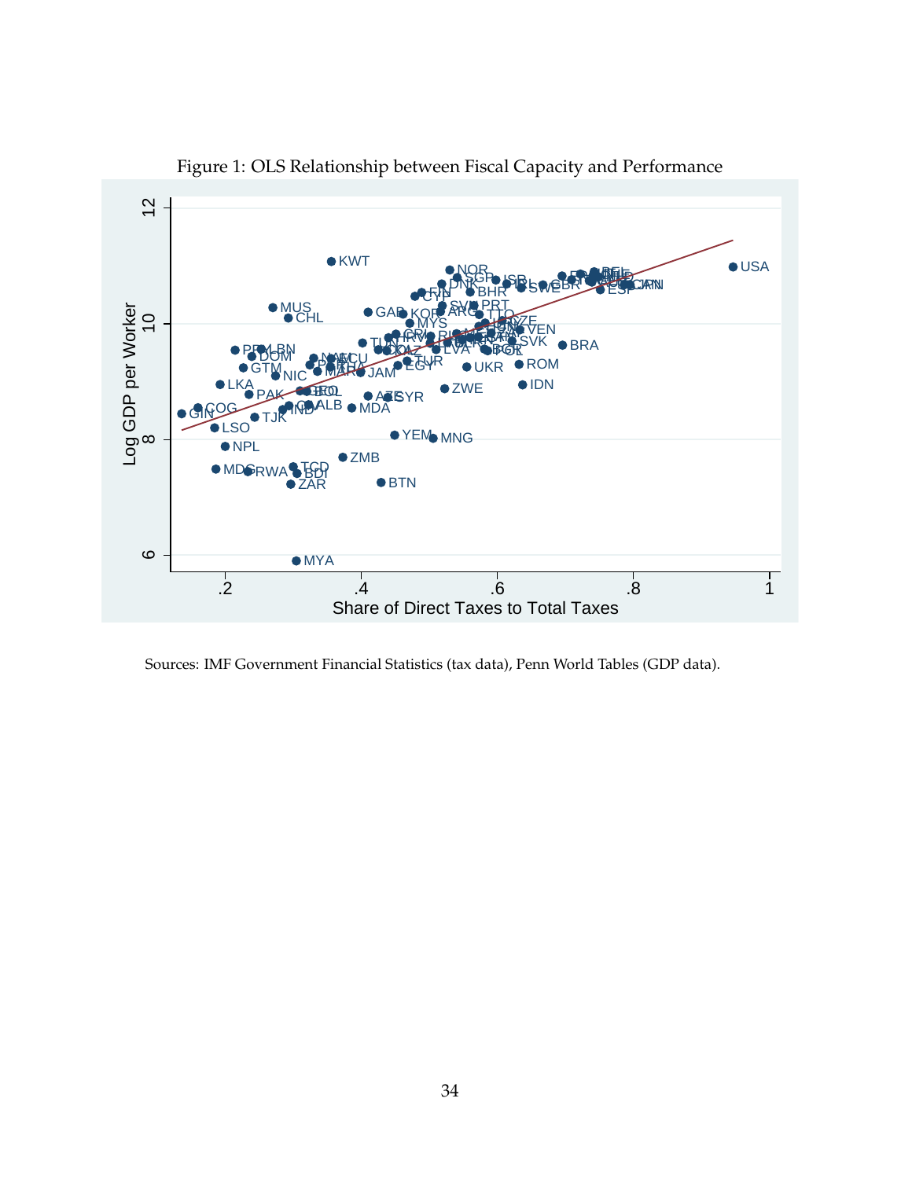Figure 1: OLS Relationship between Fiscal Capacity and Performance

Sources: IMF Government Financial Statistics (tax data), Penn World Tables (GDP data).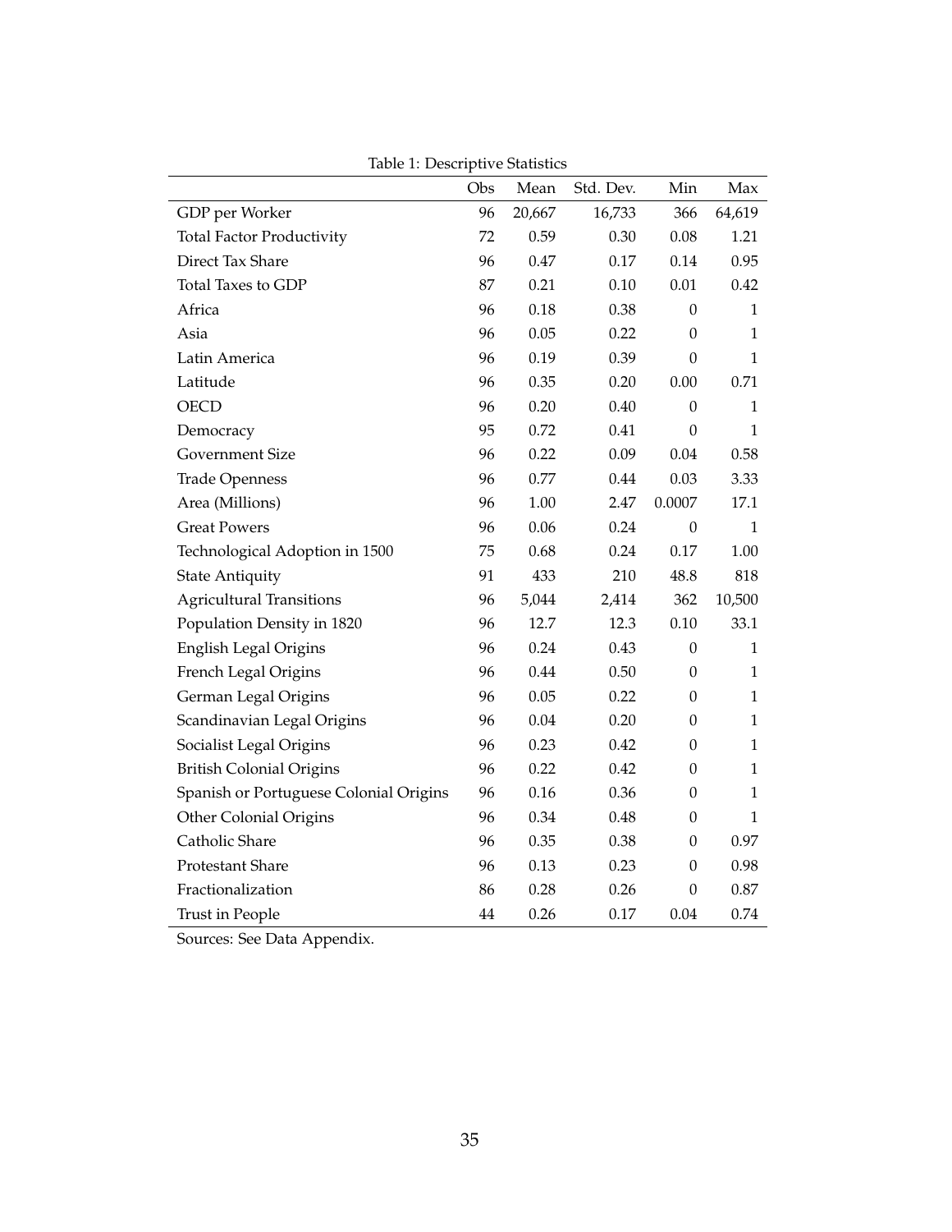Table 1: Descriptive Statistics

| | Obs | Mean | Std. Dev. | Min | Max |
|---|---|---|---|---|---|
| GDP per Worker | 96 | 20,667 | 16,733 | 366 | 64,619 |
| Total Factor Productivity | 72 | 0.59 | 0.30 | 0.08 | 1.21 |
| Direct Tax Share | 96 | 0.47 | 0.17 | 0.14 | 0.95 |
| Total Taxes to GDP | 87 | 0.21 | 0.10 | 0.01 | 0.42 |
| Africa | 96 | 0.18 | 0.38 | 0 | 1 |
| Asia | 96 | 0.05 | 0.22 | 0 | 1 |
| Latin America | 96 | 0.19 | 0.39 | 0 | 1 |
| Latitude | 96 | 0.35 | 0.20 | 0.00 | 0.71 |
| OECD | 96 | 0.20 | 0.40 | 0 | 1 |
| Democracy | 95 | 0.72 | 0.41 | 0 | 1 |
| Government Size | 96 | 0.22 | 0.09 | 0.04 | 0.58 |
| Trade Openness | 96 | 0.77 | 0.44 | 0.03 | 3.33 |
| Area (Millions) | 96 | 1.00 | 2.47 | 0.0007 | 17.1 |
| Great Powers | 96 | 0.06 | 0.24 | 0 | 1 |
| Technological Adoption in 1500 | 75 | 0.68 | 0.24 | 0.17 | 1.00 |
| State Antiquity | 91 | 433 | 210 | 48.8 | 818 |
| Agricultural Transitions | 96 | 5,044 | 2,414 | 362 | 10,500 |
| Population Density in 1820 | 96 | 12.7 | 12.3 | 0.10 | 33.1 |
| English Legal Origins | 96 | 0.24 | 0.43 | 0 | 1 |
| French Legal Origins | 96 | 0.44 | 0.50 | 0 | 1 |
| German Legal Origins | 96 | 0.05 | 0.22 | 0 | 1 |
| Scandinavian Legal Origins | 96 | 0.04 | 0.20 | 0 | 1 |
| Socialist Legal Origins | 96 | 0.23 | 0.42 | 0 | 1 |
| British Colonial Origins | 96 | 0.22 | 0.42 | 0 | 1 |
| Spanish or Portuguese Colonial Origins | 96 | 0.16 | 0.36 | 0 | 1 |
| Other Colonial Origins | 96 | 0.34 | 0.48 | 0 | 1 |
| Catholic Share | 96 | 0.35 | 0.38 | 0 | 0.97 |
| Protestant Share | 96 | 0.13 | 0.23 | 0 | 0.98 |
| Fractionalization | 86 | 0.28 | 0.26 | 0 | 0.87 |
| Trust in People | 44 | 0.26 | 0.17 | 0.04 | 0.74 |

Sources: See Data Appendix.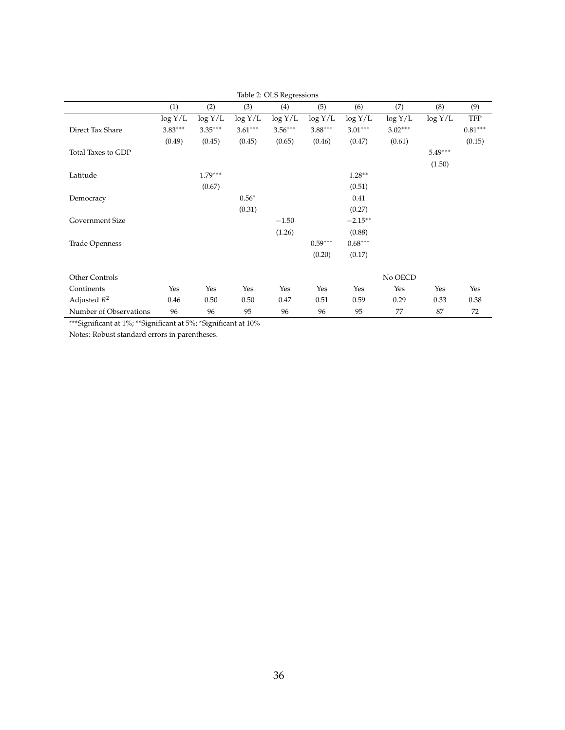Table 2: OLS Regressions

| | (1) | (2) | (3) | (4) | (5) | (6) | (7) | (8) | (9) |
|---|---|---|---|---|---|---|---|---|---|
| | log Y/L | log Y/L | log Y/L | log Y/L | log Y/L | log Y/L | log Y/L | log Y/L | TFP |
| Direct Tax Share | 3.83*** | 3.35*** | 3.61*** | 3.56*** | 3.88*** | 3.01*** | 3.02*** | | 0.81*** |
| | (0.49) | (0.45) | (0.45) | (0.65) | (0.46) | (0.47) | (0.61) | | (0.15) |
| Total Taxes to GDP | | | | | | | | 5.49*** | |
| | | | | | | | | (1.50) | |
| Latitude | | 1.79*** | | | | 1.28** | | | |
| | | (0.67) | | | | (0.51) | | | |
| Democracy | | | 0.56* | | | 0.41 | | | |
| | | | (0.31) | | | (0.27) | | | |
| Government Size | | | | −1.50 | | −2.15** | | | |
| | | | | (1.26) | | (0.88) | | | |
| Trade Openness | | | | | 0.59*** | 0.68*** | | | |
| | | | | | (0.20) | (0.17) | | | |
| Other Controls | | | | | | | No OECD | | |
| Continents | Yes | Yes | Yes | Yes | Yes | Yes | Yes | Yes | Yes |
| Adjusted $R^2$ | 0.46 | 0.50 | 0.50 | 0.47 | 0.51 | 0.59 | 0.29 | 0.33 | 0.38 |
| Number of Observations | 96 | 96 | 95 | 96 | 96 | 95 | 77 | 87 | 72 |

***Significant at 1%; **Significant at 5%; *Significant at 10%

Notes: Robust standard errors in parentheses.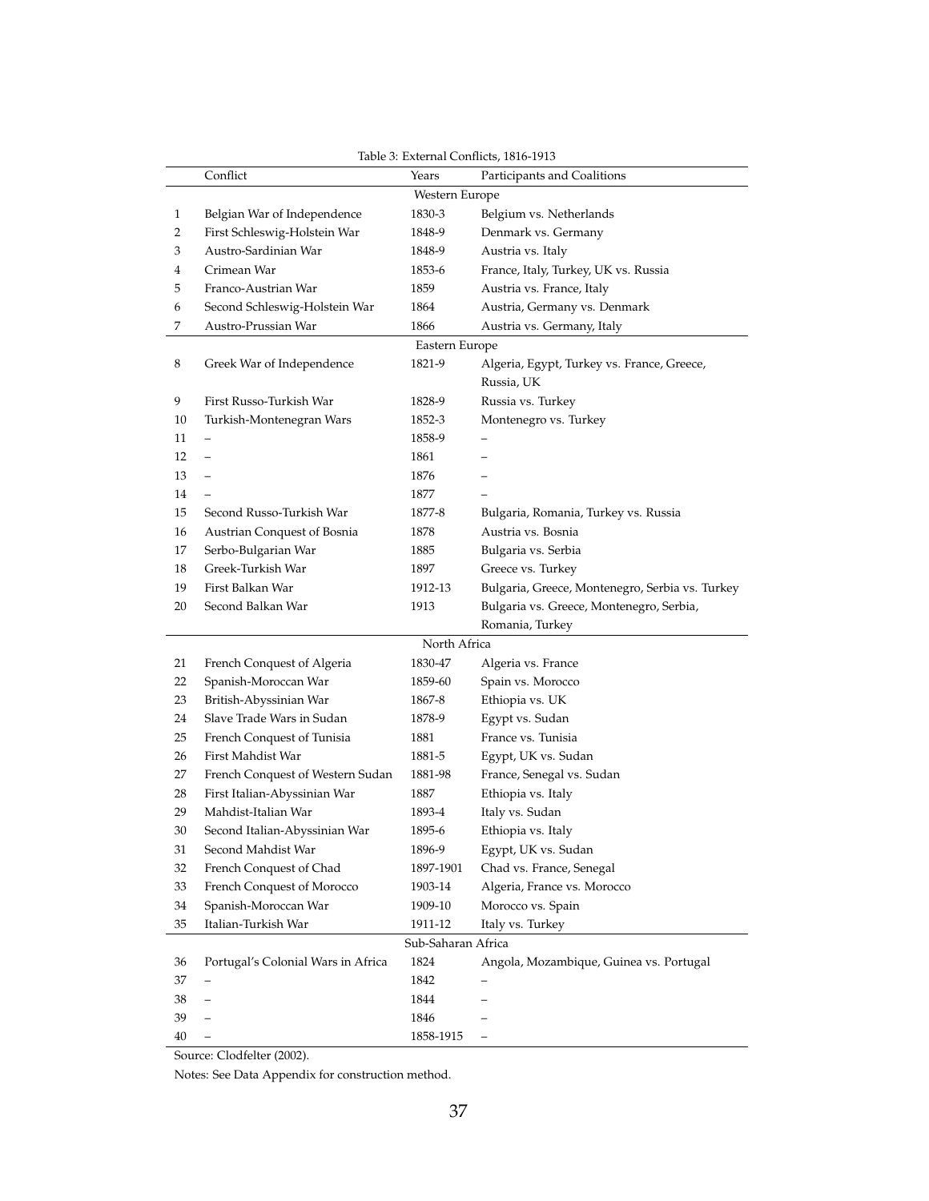Table 3: External Conflicts, 1816-1913

| | Conflict | Years | Participants and Coalitions |
|---|---|---|---|
| | | Western Europe | |
| 1 | Belgian War of Independence | 1830-3 | Belgium vs. Netherlands |
| 2 | First Schleswig-Holstein War | 1848-9 | Denmark vs. Germany |
| 3 | Austro-Sardinian War | 1848-9 | Austria vs. Italy |
| 4 | Crimean War | 1853-6 | France, Italy, Turkey, UK vs. Russia |
| 5 | Franco-Austrian War | 1859 | Austria vs. France, Italy |
| 6 | Second Schleswig-Holstein War | 1864 | Austria, Germany vs. Denmark |
| 7 | Austro-Prussian War | 1866 | Austria vs. Germany, Italy |
| | | Eastern Europe | |
| 8 | Greek War of Independence | 1821-9 | Algeria, Egypt, Turkey vs. France, Greece, Russia, UK |
| 9 | First Russo-Turkish War | 1828-9 | Russia vs. Turkey |
| 10 | Turkish-Montenegran Wars | 1852-3 | Montenegro vs. Turkey |
| 11 | – | 1858-9 | – |
| 12 | – | 1861 | – |
| 13 | – | 1876 | – |
| 14 | – | 1877 | – |
| 15 | Second Russo-Turkish War | 1877-8 | Bulgaria, Romania, Turkey vs. Russia |
| 16 | Austrian Conquest of Bosnia | 1878 | Austria vs. Bosnia |
| 17 | Serbo-Bulgarian War | 1885 | Bulgaria vs. Serbia |
| 18 | Greek-Turkish War | 1897 | Greece vs. Turkey |
| 19 | First Balkan War | 1912-13 | Bulgaria, Greece, Montenegro, Serbia vs. Turkey |
| 20 | Second Balkan War | 1913 | Bulgaria vs. Greece, Montenegro, Serbia, Romania, Turkey |
| | | North Africa | |
| 21 | French Conquest of Algeria | 1830-47 | Algeria vs. France |
| 22 | Spanish-Moroccan War | 1859-60 | Spain vs. Morocco |
| 23 | British-Abyssinian War | 1867-8 | Ethiopia vs. UK |
| 24 | Slave Trade Wars in Sudan | 1878-9 | Egypt vs. Sudan |
| 25 | French Conquest of Tunisia | 1881 | France vs. Tunisia |
| 26 | First Mahdist War | 1881-5 | Egypt, UK vs. Sudan |
| 27 | French Conquest of Western Sudan | 1881-98 | France, Senegal vs. Sudan |
| 28 | First Italian-Abyssinian War | 1887 | Ethiopia vs. Italy |
| 29 | Mahdist-Italian War | 1893-4 | Italy vs. Sudan |
| 30 | Second Italian-Abyssinian War | 1895-6 | Ethiopia vs. Italy |
| 31 | Second Mahdist War | 1896-9 | Egypt, UK vs. Sudan |
| 32 | French Conquest of Chad | 1897-1901 | Chad vs. France, Senegal |
| 33 | French Conquest of Morocco | 1903-14 | Algeria, France vs. Morocco |
| 34 | Spanish-Moroccan War | 1909-10 | Morocco vs. Spain |
| 35 | Italian-Turkish War | 1911-12 | Italy vs. Turkey |
| | | Sub-Saharan Africa | |
| 36 | Portugal's Colonial Wars in Africa | 1824 | Angola, Mozambique, Guinea vs. Portugal |
| 37 | – | 1842 | – |
| 38 | – | 1844 | – |
| 39 | – | 1846 | – |
| 40 | – | 1858-1915 | – |

Source: Clodfelter (2002).

Notes: See Data Appendix for construction method.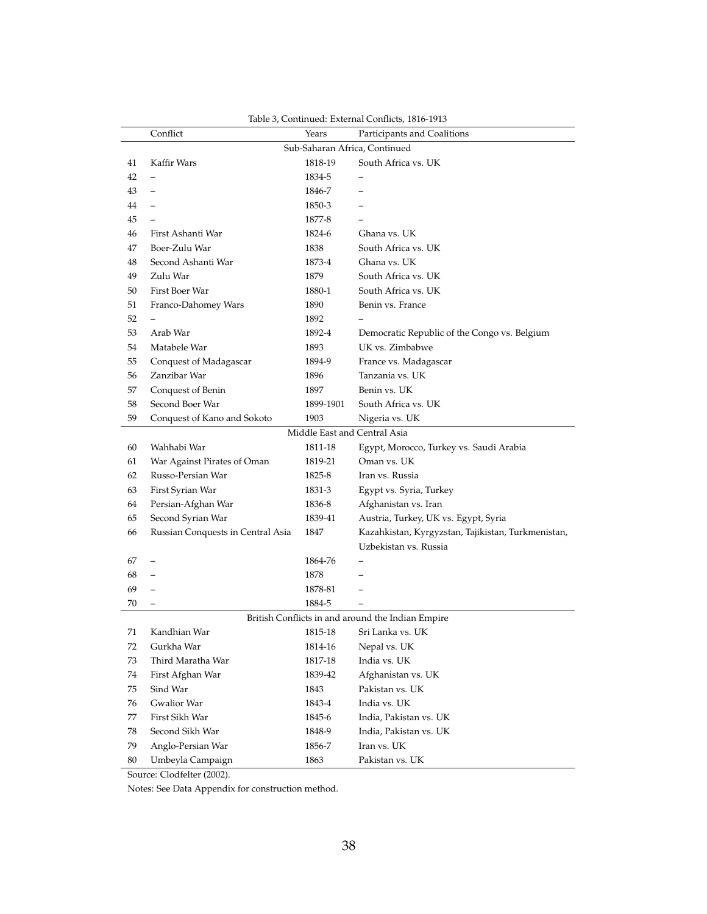Table 3, Continued: External Conflicts, 1816-1913

| | Conflict | Years | Participants and Coalitions |
|---|---|---|---|
| | | Sub-Saharan Africa, Continued | |
| 41 | Kaffir Wars | 1818-19 | South Africa vs. UK |
| 42 | – | 1834-5 | – |
| 43 | – | 1846-7 | – |
| 44 | – | 1850-3 | – |
| 45 | – | 1877-8 | – |
| 46 | First Ashanti War | 1824-6 | Ghana vs. UK |
| 47 | Boer-Zulu War | 1838 | South Africa vs. UK |
| 48 | Second Ashanti War | 1873-4 | Ghana vs. UK |
| 49 | Zulu War | 1879 | South Africa vs. UK |
| 50 | First Boer War | 1880-1 | South Africa vs. UK |
| 51 | Franco-Dahomey Wars | 1890 | Benin vs. France |
| 52 | – | 1892 | – |
| 53 | Arab War | 1892-4 | Democratic Republic of the Congo vs. Belgium |
| 54 | Matabele War | 1893 | UK vs. Zimbabwe |
| 55 | Conquest of Madagascar | 1894-9 | France vs. Madagascar |
| 56 | Zanzibar War | 1896 | Tanzania vs. UK |
| 57 | Conquest of Benin | 1897 | Benin vs. UK |
| 58 | Second Boer War | 1899-1901 | South Africa vs. UK |
| 59 | Conquest of Kano and Sokoto | 1903 | Nigeria vs. UK |
| | | Middle East and Central Asia | |
| 60 | Wahhabi War | 1811-18 | Egypt, Morocco, Turkey vs. Saudi Arabia |
| 61 | War Against Pirates of Oman | 1819-21 | Oman vs. UK |
| 62 | Russo-Persian War | 1825-8 | Iran vs. Russia |
| 63 | First Syrian War | 1831-3 | Egypt vs. Syria, Turkey |
| 64 | Persian-Afghan War | 1836-8 | Afghanistan vs. Iran |
| 65 | Second Syrian War | 1839-41 | Austria, Turkey, UK vs. Egypt, Syria |
| 66 | Russian Conquests in Central Asia | 1847 | Kazahkistan, Kyrgyzstan, Tajikistan, Turkmenistan, Uzbekistan vs. Russia |
| 67 | – | 1864-76 | – |
| 68 | – | 1878 | – |
| 69 | – | 1878-81 | – |
| 70 | – | 1884-5 | – |
| | | British Conflicts in and around the Indian Empire | |
| 71 | Kandhian War | 1815-18 | Sri Lanka vs. UK |
| 72 | Gurkha War | 1814-16 | Nepal vs. UK |
| 73 | Third Maratha War | 1817-18 | India vs. UK |
| 74 | First Afghan War | 1839-42 | Afghanistan vs. UK |
| 75 | Sind War | 1843 | Pakistan vs. UK |
| 76 | Gwalior War | 1843-4 | India vs. UK |
| 77 | First Sikh War | 1845-6 | India, Pakistan vs. UK |
| 78 | Second Sikh War | 1848-9 | India, Pakistan vs. UK |
| 79 | Anglo-Persian War | 1856-7 | Iran vs. UK |
| 80 | Umbeyla Campaign | 1863 | Pakistan vs. UK |

Source: Clodfelter (2002).

Notes: See Data Appendix for construction method.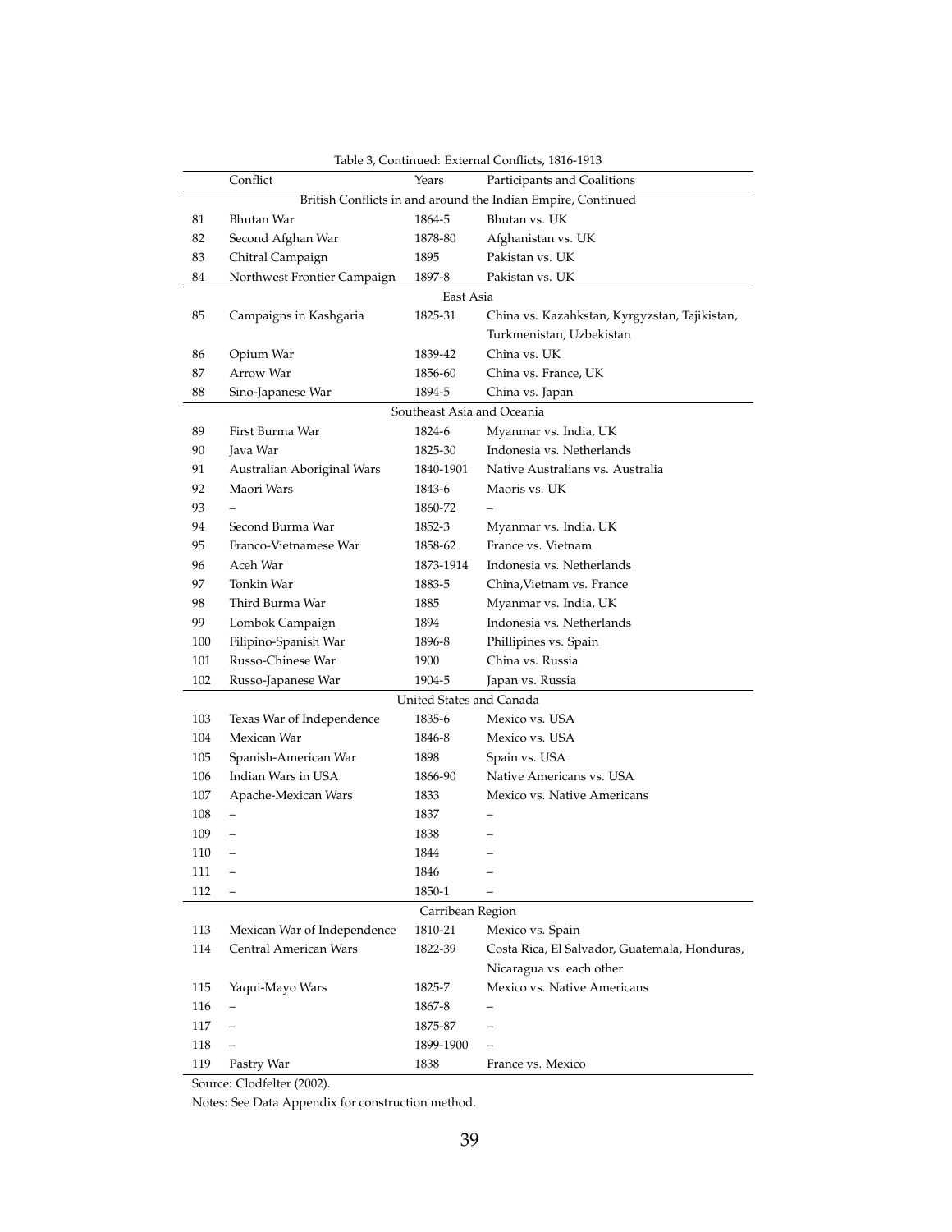Table 3, Continued: External Conflicts, 1816-1913

| | Conflict | Years | Participants and Coalitions |
|---|---|---|---|
| | **British Conflicts in and around the Indian Empire, Continued** | | |
| 81 | Bhutan War | 1864-5 | Bhutan vs. UK |
| 82 | Second Afghan War | 1878-80 | Afghanistan vs. UK |
| 83 | Chitral Campaign | 1895 | Pakistan vs. UK |
| 84 | Northwest Frontier Campaign | 1897-8 | Pakistan vs. UK |
| | **East Asia** | | |
| 85 | Campaigns in Kashgaria | 1825-31 | China vs. Kazahkstan, Kyrgyzstan, Tajikistan, Turkmenistan, Uzbekistan |
| 86 | Opium War | 1839-42 | China vs. UK |
| 87 | Arrow War | 1856-60 | China vs. France, UK |
| 88 | Sino-Japanese War | 1894-5 | China vs. Japan |
| | **Southeast Asia and Oceania** | | |
| 89 | First Burma War | 1824-6 | Myanmar vs. India, UK |
| 90 | Java War | 1825-30 | Indonesia vs. Netherlands |
| 91 | Australian Aboriginal Wars | 1840-1901 | Native Australians vs. Australia |
| 92 | Maori Wars | 1843-6 | Maoris vs. UK |
| 93 | – | 1860-72 | – |
| 94 | Second Burma War | 1852-3 | Myanmar vs. India, UK |
| 95 | Franco-Vietnamese War | 1858-62 | France vs. Vietnam |
| 96 | Aceh War | 1873-1914 | Indonesia vs. Netherlands |
| 97 | Tonkin War | 1883-5 | China,Vietnam vs. France |
| 98 | Third Burma War | 1885 | Myanmar vs. India, UK |
| 99 | Lombok Campaign | 1894 | Indonesia vs. Netherlands |
| 100 | Filipino-Spanish War | 1896-8 | Phillipines vs. Spain |
| 101 | Russo-Chinese War | 1900 | China vs. Russia |
| 102 | Russo-Japanese War | 1904-5 | Japan vs. Russia |
| | **United States and Canada** | | |
| 103 | Texas War of Independence | 1835-6 | Mexico vs. USA |
| 104 | Mexican War | 1846-8 | Mexico vs. USA |
| 105 | Spanish-American War | 1898 | Spain vs. USA |
| 106 | Indian Wars in USA | 1866-90 | Native Americans vs. USA |
| 107 | Apache-Mexican Wars | 1833 | Mexico vs. Native Americans |
| 108 | – | 1837 | – |
| 109 | – | 1838 | – |
| 110 | – | 1844 | – |
| 111 | – | 1846 | – |
| 112 | – | 1850-1 | – |
| | **Carribean Region** | | |
| 113 | Mexican War of Independence | 1810-21 | Mexico vs. Spain |
| 114 | Central American Wars | 1822-39 | Costa Rica, El Salvador, Guatemala, Honduras, Nicaragua vs. each other |
| 115 | Yaqui-Mayo Wars | 1825-7 | Mexico vs. Native Americans |
| 116 | – | 1867-8 | – |
| 117 | – | 1875-87 | – |
| 118 | – | 1899-1900 | – |
| 119 | Pastry War | 1838 | France vs. Mexico |

Source: Clodfelter (2002).

Notes: See Data Appendix for construction method.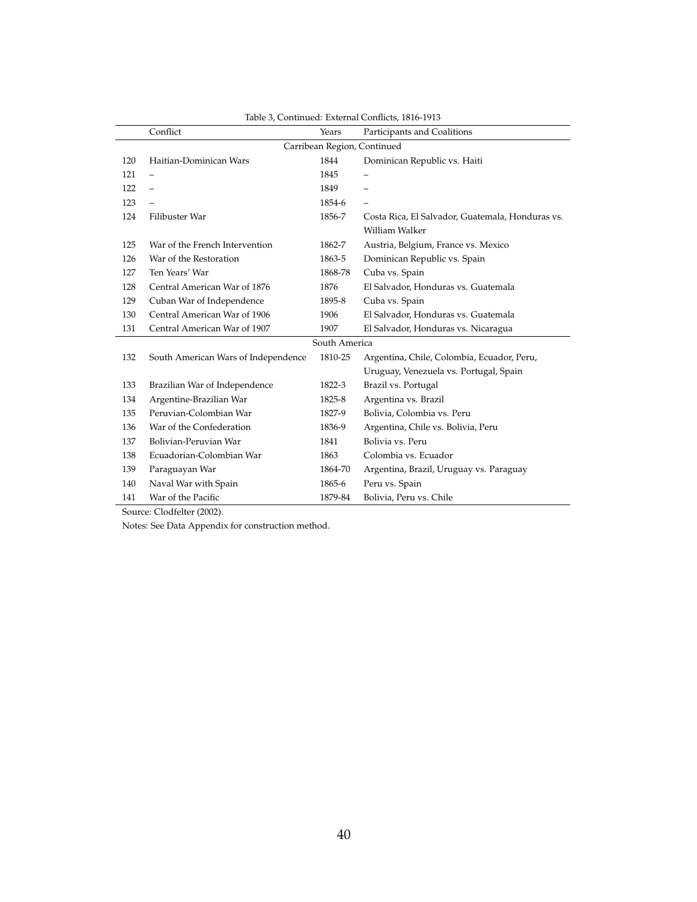Table 3, Continued: External Conflicts, 1816-1913

| | Conflict | Years | Participants and Coalitions |
|---|---|---|---|
| | | Carribean Region, Continued | |
| 120 | Haitian-Dominican Wars | 1844 | Dominican Republic vs. Haiti |
| 121 | – | 1845 | – |
| 122 | – | 1849 | – |
| 123 | – | 1854-6 | – |
| 124 | Filibuster War | 1856-7 | Costa Rica, El Salvador, Guatemala, Honduras vs. William Walker |
| 125 | War of the French Intervention | 1862-7 | Austria, Belgium, France vs. Mexico |
| 126 | War of the Restoration | 1863-5 | Dominican Republic vs. Spain |
| 127 | Ten Years' War | 1868-78 | Cuba vs. Spain |
| 128 | Central American War of 1876 | 1876 | El Salvador, Honduras vs. Guatemala |
| 129 | Cuban War of Independence | 1895-8 | Cuba vs. Spain |
| 130 | Central American War of 1906 | 1906 | El Salvador, Honduras vs. Guatemala |
| 131 | Central American War of 1907 | 1907 | El Salvador, Honduras vs. Nicaragua |
| | | South America | |
| 132 | South American Wars of Independence | 1810-25 | Argentina, Chile, Colombia, Ecuador, Peru, Uruguay, Venezuela vs. Portugal, Spain |
| 133 | Brazilian War of Independence | 1822-3 | Brazil vs. Portugal |
| 134 | Argentine-Brazilian War | 1825-8 | Argentina vs. Brazil |
| 135 | Peruvian-Colombian War | 1827-9 | Bolivia, Colombia vs. Peru |
| 136 | War of the Confederation | 1836-9 | Argentina, Chile vs. Bolivia, Peru |
| 137 | Bolivian-Peruvian War | 1841 | Bolivia vs. Peru |
| 138 | Ecuadorian-Colombian War | 1863 | Colombia vs. Ecuador |
| 139 | Paraguayan War | 1864-70 | Argentina, Brazil, Uruguay vs. Paraguay |
| 140 | Naval War with Spain | 1865-6 | Peru vs. Spain |
| 141 | War of the Pacific | 1879-84 | Bolivia, Peru vs. Chile |

Source: Clodfelter (2002).

Notes: See Data Appendix for construction method.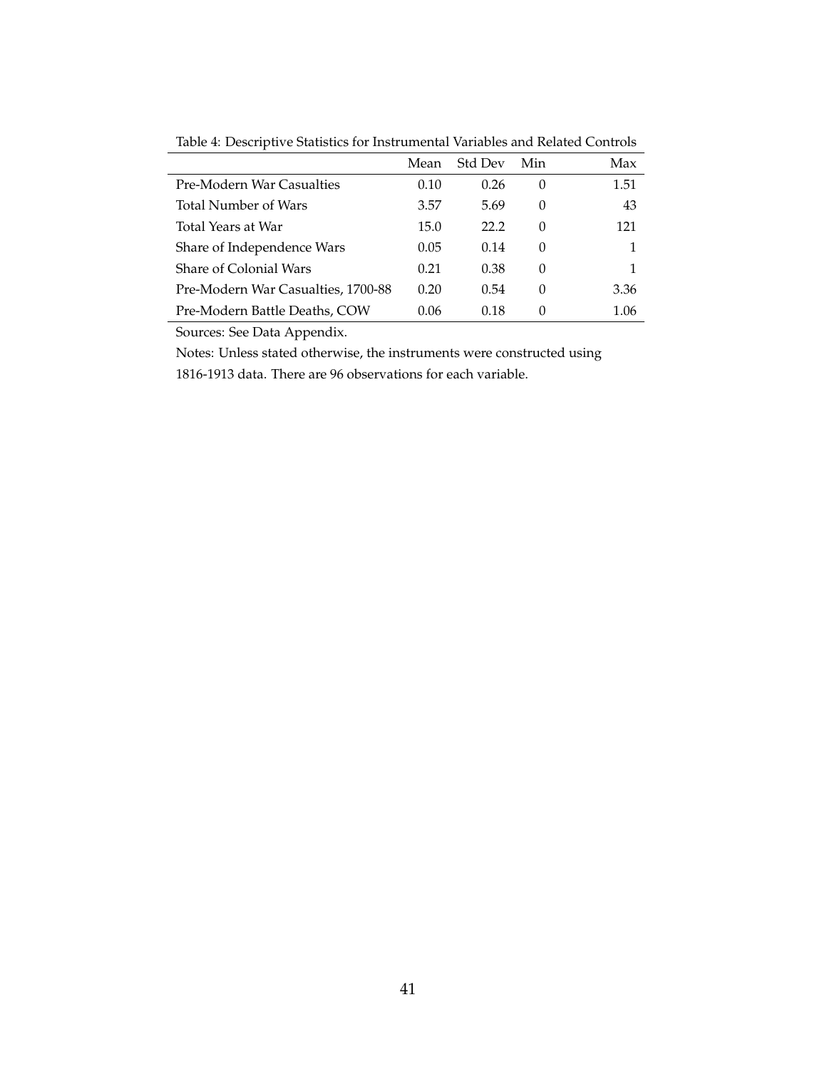Table 4: Descriptive Statistics for Instrumental Variables and Related Controls

| | Mean | Std Dev | Min | Max |
|---|---|---|---|---|
| Pre-Modern War Casualties | 0.10 | 0.26 | 0 | 1.51 |
| Total Number of Wars | 3.57 | 5.69 | 0 | 43 |
| Total Years at War | 15.0 | 22.2 | 0 | 121 |
| Share of Independence Wars | 0.05 | 0.14 | 0 | 1 |
| Share of Colonial Wars | 0.21 | 0.38 | 0 | 1 |
| Pre-Modern War Casualties, 1700-88 | 0.20 | 0.54 | 0 | 3.36 |
| Pre-Modern Battle Deaths, COW | 0.06 | 0.18 | 0 | 1.06 |

Sources: See Data Appendix.

Notes: Unless stated otherwise, the instruments were constructed using 1816-1913 data. There are 96 observations for each variable.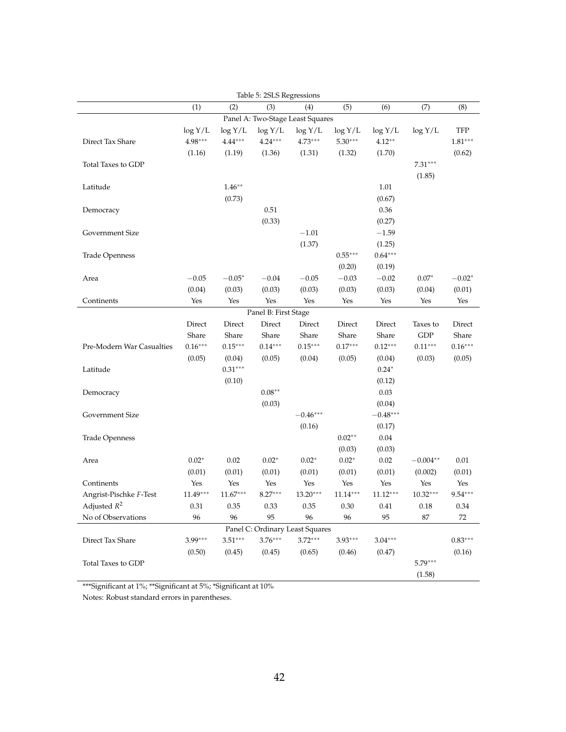Table 5: 2SLS Regressions

| | (1) | (2) | (3) | (4) | (5) | (6) | (7) | (8) |
|---|---|---|---|---|---|---|---|---|
| **Panel A: Two-Stage Least Squares** | | | | | | | | |
| | log Y/L | log Y/L | log Y/L | log Y/L | log Y/L | log Y/L | log Y/L | TFP |
| Direct Tax Share | 4.98*** | 4.44*** | 4.24*** | 4.73*** | 5.30*** | 4.12** | | 1.81*** |
| | (1.16) | (1.19) | (1.36) | (1.31) | (1.32) | (1.70) | | (0.62) |
| Total Taxes to GDP | | | | | | | 7.31*** | |
| | | | | | | | (1.85) | |
| Latitude | | 1.46** | | | | 1.01 | | |
| | | (0.73) | | | | (0.67) | | |
| Democracy | | | 0.51 | | | 0.36 | | |
| | | | (0.33) | | | (0.27) | | |
| Government Size | | | | −1.01 | | −1.59 | | |
| | | | | (1.37) | | (1.25) | | |
| Trade Openness | | | | | 0.55*** | 0.64*** | | |
| | | | | | (0.20) | (0.19) | | |
| Area | −0.05 | −0.05* | −0.04 | −0.05 | −0.03 | −0.02 | 0.07* | −0.02* |
| | (0.04) | (0.03) | (0.03) | (0.03) | (0.03) | (0.03) | (0.04) | (0.01) |
| Continents | Yes | Yes | Yes | Yes | Yes | Yes | Yes | Yes |
| **Panel B: First Stage** | | | | | | | | |
| | Direct Share | Direct Share | Direct Share | Direct Share | Direct Share | Direct Share | Taxes to GDP | Direct Share |
| Pre-Modern War Casualties | 0.16*** | 0.15*** | 0.14*** | 0.15*** | 0.17*** | 0.12*** | 0.11*** | 0.16*** |
| | (0.05) | (0.04) | (0.05) | (0.04) | (0.05) | (0.04) | (0.03) | (0.05) |
| Latitude | | 0.31*** | | | | 0.24* | | |
| | | (0.10) | | | | (0.12) | | |
| Democracy | | | 0.08** | | | 0.03 | | |
| | | | (0.03) | | | (0.04) | | |
| Government Size | | | | −0.46*** | | −0.48*** | | |
| | | | | (0.16) | | (0.17) | | |
| Trade Openness | | | | | 0.02** | 0.04 | | |
| | | | | | (0.03) | (0.03) | | |
| Area | 0.02* | 0.02 | 0.02* | 0.02* | 0.02* | 0.02 | −0.004** | 0.01 |
| | (0.01) | (0.01) | (0.01) | (0.01) | (0.01) | (0.01) | (0.002) | (0.01) |
| Continents | Yes | Yes | Yes | Yes | Yes | Yes | Yes | Yes |
| Angrist-Pischke *F*-Test | 11.49*** | 11.67*** | 8.27*** | 13.20*** | 11.14*** | 11.12*** | 10.32*** | 9.54*** |
| Adjusted $R^2$ | 0.31 | 0.35 | 0.33 | 0.35 | 0.30 | 0.41 | 0.18 | 0.34 |
| No of Observations | 96 | 96 | 95 | 96 | 96 | 95 | 87 | 72 |
| **Panel C: Ordinary Least Squares** | | | | | | | | |
| Direct Tax Share | 3.99*** | 3.51*** | 3.76*** | 3.72*** | 3.93*** | 3.04*** | | 0.83*** |
| | (0.50) | (0.45) | (0.45) | (0.65) | (0.46) | (0.47) | | (0.16) |
| Total Taxes to GDP | | | | | | | 5.79*** | |
| | | | | | | | (1.58) | |

***Significant at 1%; **Significant at 5%; *Significant at 10%

Notes: Robust standard errors in parentheses.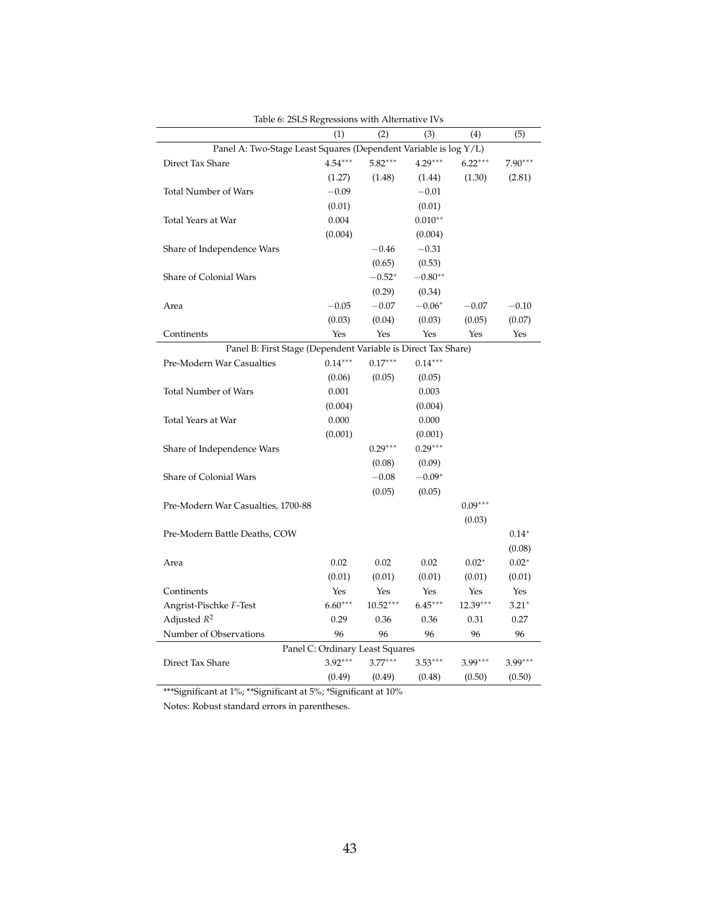Table 6: 2SLS Regressions with Alternative IVs

| | (1) | (2) | (3) | (4) | (5) |
|---|---|---|---|---|---|
| Panel A: Two-Stage Least Squares (Dependent Variable is log Y/L) | | | | | |
| Direct Tax Share | $4.54^{***}$ | $5.82^{***}$ | $4.29^{***}$ | $6.22^{***}$ | $7.90^{***}$ |
| | (1.27) | (1.48) | (1.44) | (1.30) | (2.81) |
| Total Number of Wars | $-0.09$ | | $-0.01$ | | |
| | (0.01) | | (0.01) | | |
| Total Years at War | 0.004 | | $0.010^{**}$ | | |
| | (0.004) | | (0.004) | | |
| Share of Independence Wars | | $-0.46$ | $-0.31$ | | |
| | | (0.65) | (0.53) | | |
| Share of Colonial Wars | | $-0.52^{*}$ | $-0.80^{**}$ | | |
| | | (0.29) | (0.34) | | |
| Area | $-0.05$ | $-0.07$ | $-0.06^{*}$ | $-0.07$ | $-0.10$ |
| | (0.03) | (0.04) | (0.03) | (0.05) | (0.07) |
| Continents | Yes | Yes | Yes | Yes | Yes |
| Panel B: First Stage (Dependent Variable is Direct Tax Share) | | | | | |
| Pre-Modern War Casualties | $0.14^{***}$ | $0.17^{***}$ | $0.14^{***}$ | | |
| | (0.06) | (0.05) | (0.05) | | |
| Total Number of Wars | 0.001 | | 0.003 | | |
| | (0.004) | | (0.004) | | |
| Total Years at War | 0.000 | | 0.000 | | |
| | (0.001) | | (0.001) | | |
| Share of Independence Wars | | $0.29^{***}$ | $0.29^{***}$ | | |
| | | (0.08) | (0.09) | | |
| Share of Colonial Wars | | $-0.08$ | $-0.09^{*}$ | | |
| | | (0.05) | (0.05) | | |
| Pre-Modern War Casualties, 1700-88 | | | | $0.09^{***}$ | |
| | | | | (0.03) | |
| Pre-Modern Battle Deaths, COW | | | | | $0.14^{*}$ |
| | | | | | (0.08) |
| Area | 0.02 | 0.02 | 0.02 | $0.02^{*}$ | $0.02^{*}$ |
| | (0.01) | (0.01) | (0.01) | (0.01) | (0.01) |
| Continents | Yes | Yes | Yes | Yes | Yes |
| Angrist-Pischke $F$-Test | $6.60^{***}$ | $10.52^{***}$ | $6.45^{***}$ | $12.39^{***}$ | $3.21^{*}$ |
| Adjusted $R^2$ | 0.29 | 0.36 | 0.36 | 0.31 | 0.27 |
| Number of Observations | 96 | 96 | 96 | 96 | 96 |
| Panel C: Ordinary Least Squares | | | | | |
| Direct Tax Share | $3.92^{***}$ | $3.77^{***}$ | $3.53^{***}$ | $3.99^{***}$ | $3.99^{***}$ |
| | (0.49) | (0.49) | (0.48) | (0.50) | (0.50) |

***Significant at 1%; **Significant at 5%; *Significant at 10%

Notes: Robust standard errors in parentheses.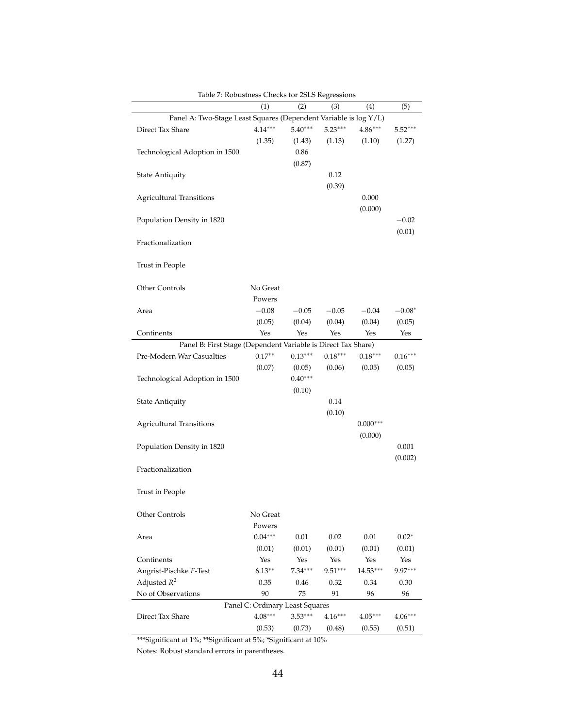Table 7: Robustness Checks for 2SLS Regressions

| | (1) | (2) | (3) | (4) | (5) |
|---|---|---|---|---|---|
| **Panel A: Two-Stage Least Squares (Dependent Variable is log Y/L)** | | | | | |
| Direct Tax Share | 4.14*** | 5.40*** | 5.23*** | 4.86*** | 5.52*** |
| | (1.35) | (1.43) | (1.13) | (1.10) | (1.27) |
| Technological Adoption in 1500 | | 0.86 | | | |
| | | (0.87) | | | |
| State Antiquity | | | 0.12 | | |
| | | | (0.39) | | |
| Agricultural Transitions | | | | 0.000 | |
| | | | | (0.000) | |
| Population Density in 1820 | | | | | −0.02 |
| | | | | | (0.01) |
| Fractionalization | | | | | |
| Trust in People | | | | | |
| Other Controls | No Great Powers | | | | |
| Area | −0.08 | −0.05 | −0.05 | −0.04 | −0.08* |
| | (0.05) | (0.04) | (0.04) | (0.04) | (0.05) |
| Continents | Yes | Yes | Yes | Yes | Yes |
| **Panel B: First Stage (Dependent Variable is Direct Tax Share)** | | | | | |
| Pre-Modern War Casualties | 0.17** | 0.13*** | 0.18*** | 0.18*** | 0.16*** |
| | (0.07) | (0.05) | (0.06) | (0.05) | (0.05) |
| Technological Adoption in 1500 | | 0.40*** | | | |
| | | (0.10) | | | |
| State Antiquity | | | 0.14 | | |
| | | | (0.10) | | |
| Agricultural Transitions | | | | 0.000*** | |
| | | | | (0.000) | |
| Population Density in 1820 | | | | | 0.001 |
| | | | | | (0.002) |
| Fractionalization | | | | | |
| Trust in People | | | | | |
| Other Controls | No Great Powers | | | | |
| Area | 0.04*** | 0.01 | 0.02 | 0.01 | 0.02* |
| | (0.01) | (0.01) | (0.01) | (0.01) | (0.01) |
| Continents | Yes | Yes | Yes | Yes | Yes |
| Angrist-Pischke $F$-Test | 6.13** | 7.34*** | 9.51*** | 14.53*** | 9.97*** |
| Adjusted $R^2$ | 0.35 | 0.46 | 0.32 | 0.34 | 0.30 |
| No of Observations | 90 | 75 | 91 | 96 | 96 |
| **Panel C: Ordinary Least Squares** | | | | | |
| Direct Tax Share | 4.08*** | 3.53*** | 4.16*** | 4.05*** | 4.06*** |
| | (0.53) | (0.73) | (0.48) | (0.55) | (0.51) |

***Significant at 1%; **Significant at 5%; *Significant at 10%

Notes: Robust standard errors in parentheses.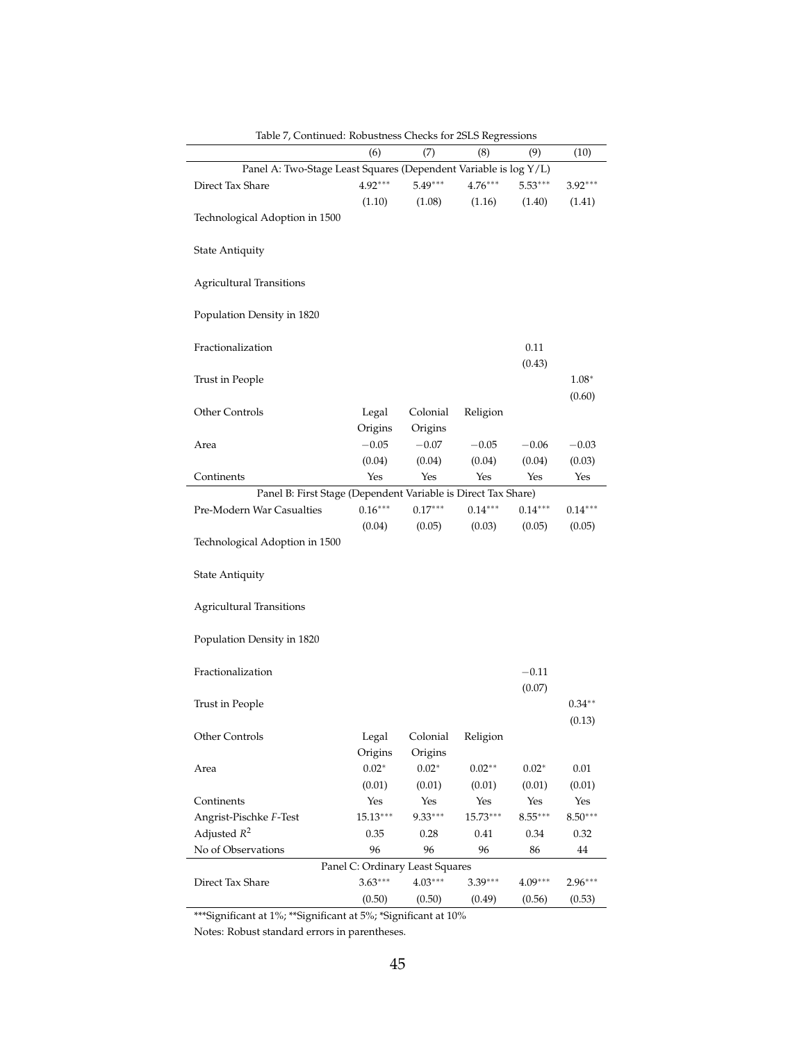Table 7, Continued: Robustness Checks for 2SLS Regressions

| | (6) | (7) | (8) | (9) | (10) |
|---|---|---|---|---|---|
| Panel A: Two-Stage Least Squares (Dependent Variable is log Y/L) | | | | | |
| Direct Tax Share | 4.92*** | 5.49*** | 4.76*** | 5.53*** | 3.92*** |
| | (1.10) | (1.08) | (1.16) | (1.40) | (1.41) |
| Technological Adoption in 1500 | | | | | |
| State Antiquity | | | | | |
| Agricultural Transitions | | | | | |
| Population Density in 1820 | | | | | |
| Fractionalization | | | | 0.11 | |
| | | | | (0.43) | |
| Trust in People | | | | | 1.08* |
| | | | | | (0.60) |
| Other Controls | Legal Origins | Colonial Origins | Religion | | |
| Area | −0.05 | −0.07 | −0.05 | −0.06 | −0.03 |
| | (0.04) | (0.04) | (0.04) | (0.04) | (0.03) |
| Continents | Yes | Yes | Yes | Yes | Yes |
| Panel B: First Stage (Dependent Variable is Direct Tax Share) | | | | | |
| Pre-Modern War Casualties | 0.16*** | 0.17*** | 0.14*** | 0.14*** | 0.14*** |
| | (0.04) | (0.05) | (0.03) | (0.05) | (0.05) |
| Technological Adoption in 1500 | | | | | |
| State Antiquity | | | | | |
| Agricultural Transitions | | | | | |
| Population Density in 1820 | | | | | |
| Fractionalization | | | | −0.11 | |
| | | | | (0.07) | |
| Trust in People | | | | | 0.34** |
| | | | | | (0.13) |
| Other Controls | Legal Origins | Colonial Origins | Religion | | |
| Area | 0.02* | 0.02* | 0.02** | 0.02* | 0.01 |
| | (0.01) | (0.01) | (0.01) | (0.01) | (0.01) |
| Continents | Yes | Yes | Yes | Yes | Yes |
| Angrist-Pischke $F$-Test | 15.13*** | 9.33*** | 15.73*** | 8.55*** | 8.50*** |
| Adjusted $R^2$ | 0.35 | 0.28 | 0.41 | 0.34 | 0.32 |
| No of Observations | 96 | 96 | 96 | 86 | 44 |
| Panel C: Ordinary Least Squares | | | | | |
| Direct Tax Share | 3.63*** | 4.03*** | 3.39*** | 4.09*** | 2.96*** |
| | (0.50) | (0.50) | (0.49) | (0.56) | (0.53) |

***Significant at 1%; **Significant at 5%; *Significant at 10%

Notes: Robust standard errors in parentheses.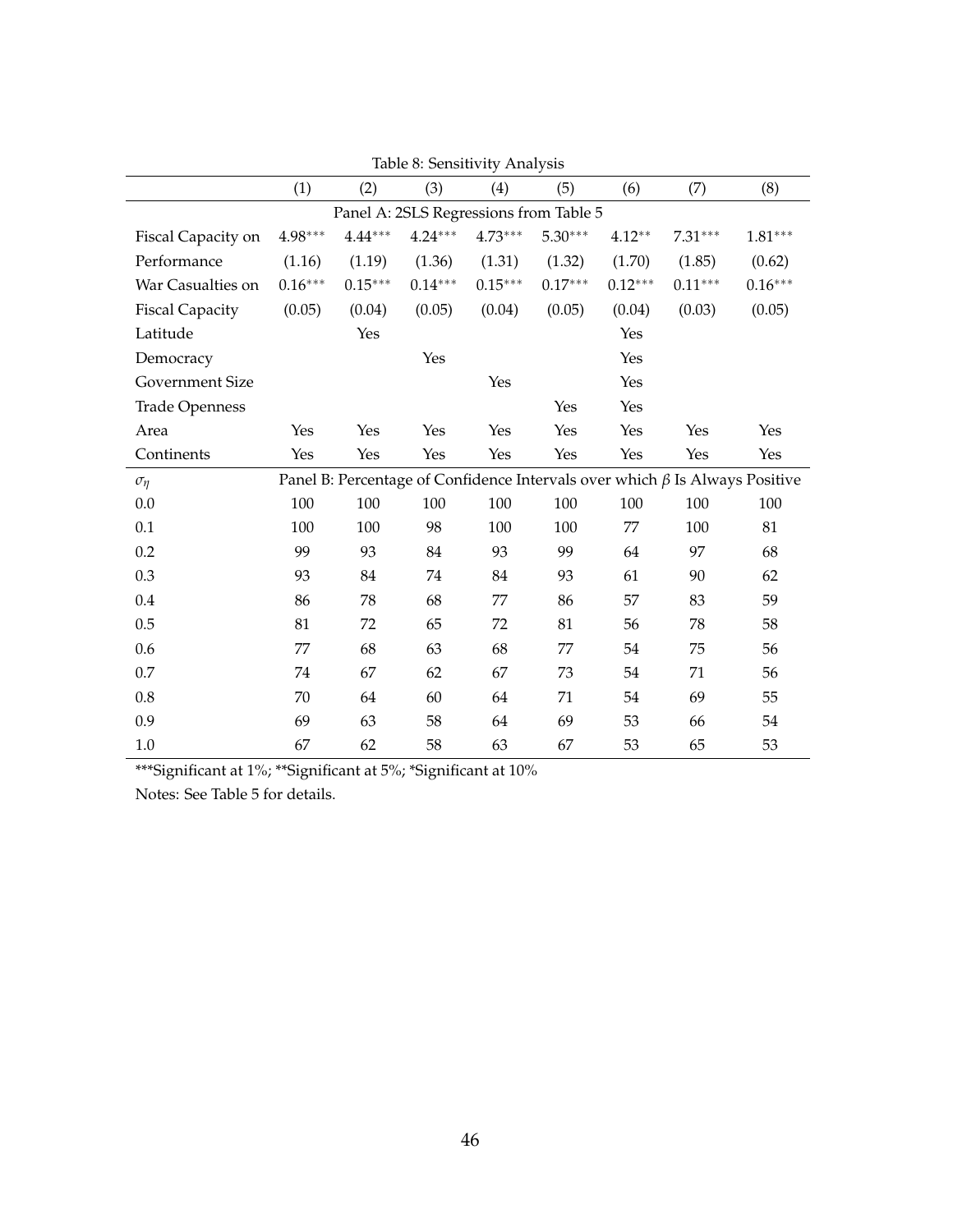Table 8: Sensitivity Analysis

| | (1) | (2) | (3) | (4) | (5) | (6) | (7) | (8) |
|---|---|---|---|---|---|---|---|---|
| | Panel A: 2SLS Regressions from Table 5 | | | | | | | |
| Fiscal Capacity on | 4.98*** | 4.44*** | 4.24*** | 4.73*** | 5.30*** | 4.12** | 7.31*** | 1.81*** |
| Performance | (1.16) | (1.19) | (1.36) | (1.31) | (1.32) | (1.70) | (1.85) | (0.62) |
| War Casualties on | 0.16*** | 0.15*** | 0.14*** | 0.15*** | 0.17*** | 0.12*** | 0.11*** | 0.16*** |
| Fiscal Capacity | (0.05) | (0.04) | (0.05) | (0.04) | (0.05) | (0.04) | (0.03) | (0.05) |
| Latitude | | Yes | | | | Yes | | |
| Democracy | | | Yes | | | Yes | | |
| Government Size | | | | Yes | | Yes | | |
| Trade Openness | | | | | Yes | Yes | | |
| Area | Yes | Yes | Yes | Yes | Yes | Yes | Yes | Yes |
| Continents | Yes | Yes | Yes | Yes | Yes | Yes | Yes | Yes |
| $\sigma_\eta$ | Panel B: Percentage of Confidence Intervals over which $\beta$ Is Always Positive | | | | | | | |
| 0.0 | 100 | 100 | 100 | 100 | 100 | 100 | 100 | 100 |
| 0.1 | 100 | 100 | 98 | 100 | 100 | 77 | 100 | 81 |
| 0.2 | 99 | 93 | 84 | 93 | 99 | 64 | 97 | 68 |
| 0.3 | 93 | 84 | 74 | 84 | 93 | 61 | 90 | 62 |
| 0.4 | 86 | 78 | 68 | 77 | 86 | 57 | 83 | 59 |
| 0.5 | 81 | 72 | 65 | 72 | 81 | 56 | 78 | 58 |
| 0.6 | 77 | 68 | 63 | 68 | 77 | 54 | 75 | 56 |
| 0.7 | 74 | 67 | 62 | 67 | 73 | 54 | 71 | 56 |
| 0.8 | 70 | 64 | 60 | 64 | 71 | 54 | 69 | 55 |
| 0.9 | 69 | 63 | 58 | 64 | 69 | 53 | 66 | 54 |
| 1.0 | 67 | 62 | 58 | 63 | 67 | 53 | 65 | 53 |

***Significant at 1%; **Significant at 5%; *Significant at 10%

Notes: See Table 5 for details.